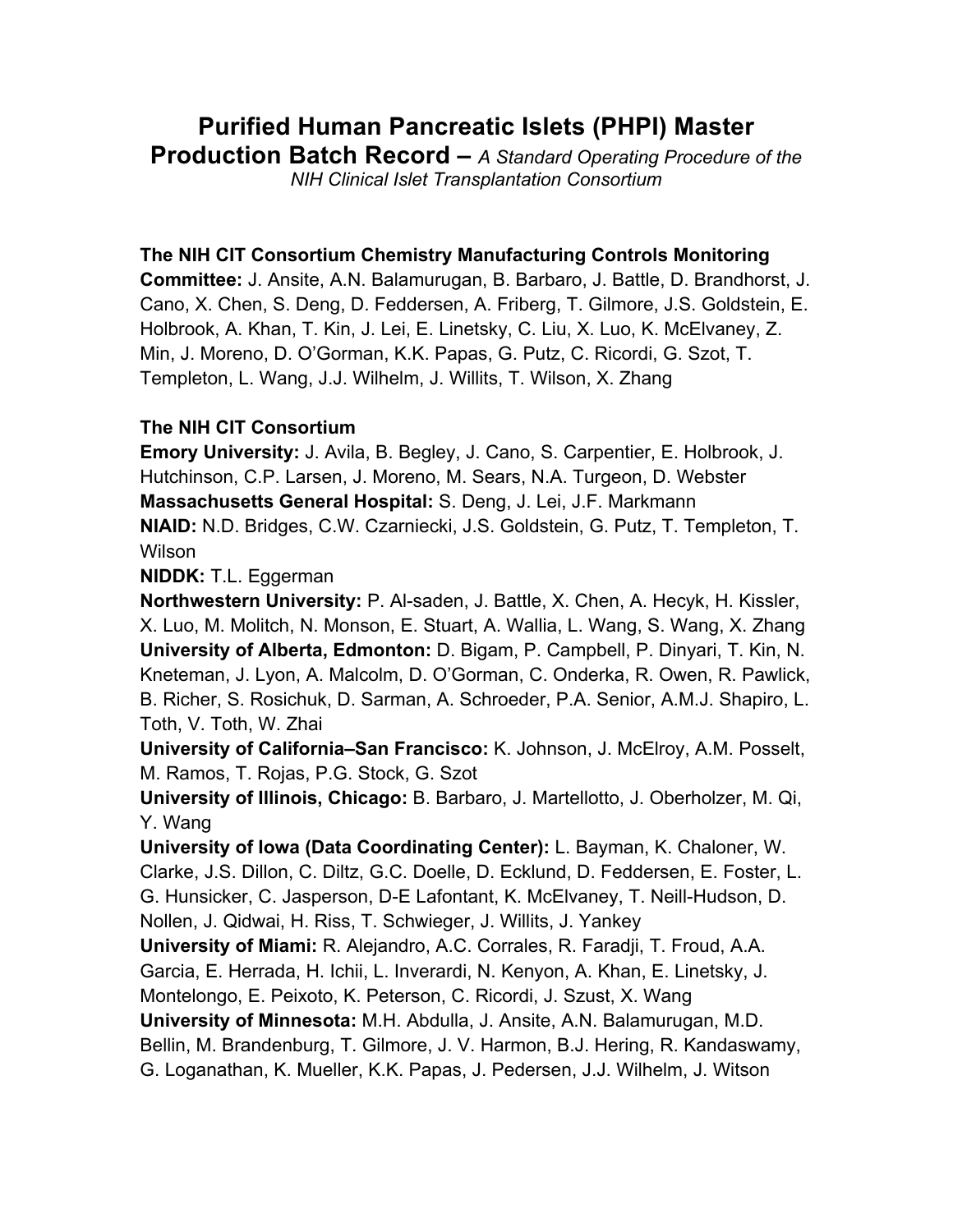# Purified Human Pancreatic Islets (PHPI) Master Production Batch Record – *A Standard Operating Procedure of the NIH Clinical Islet Transplantation Consortium*

**The NIH CIT Consortium Chemistry Manufacturing Controls Monitoring Committee:** J. Ansite, A.N. Balamurugan, B. Barbaro, J. Battle, D. Brandhorst, J. Cano, X. Chen, S. Deng, D. Feddersen, A. Friberg, T. Gilmore, J.S. Goldstein, E. Holbrook, A. Khan, T. Kin, J. Lei, E. Linetsky, C. Liu, X. Luo, K. McElvaney, Z. Min, J. Moreno, D. O'Gorman, K.K. Papas, G. Putz, C. Ricordi, G. Szot, T. Templeton, L. Wang, J.J. Wilhelm, J. Willits, T. Wilson, X. Zhang

**The NIH CIT Consortium**

**Emory University:** J. Avila, B. Begley, J. Cano, S. Carpentier, E. Holbrook, J. Hutchinson, C.P. Larsen, J. Moreno, M. Sears, N.A. Turgeon, D. Webster

**Massachusetts General Hospital:** S. Deng, J. Lei, J.F. Markmann

**NIAID:** N.D. Bridges, C.W. Czarniecki, J.S. Goldstein, G. Putz, T. Templeton, T. Wilson

**NIDDK:** T.L. Eggerman

**Northwestern University:** P. Al-saden, J. Battle, X. Chen, A. Hecyk, H. Kissler, X. Luo, M. Molitch, N. Monson, E. Stuart, A. Wallia, L. Wang, S. Wang, X. Zhang

**University of Alberta, Edmonton:** D. Bigam, P. Campbell, P. Dinyari, T. Kin, N. Kneteman, J. Lyon, A. Malcolm, D. O'Gorman, C. Onderka, R. Owen, R. Pawlick, B. Richer, S. Rosichuk, D. Sarman, A. Schroeder, P.A. Senior, A.M.J. Shapiro, L. Toth, V. Toth, W. Zhai

**University of California–San Francisco:** K. Johnson, J. McElroy, A.M. Posselt, M. Ramos, T. Rojas, P.G. Stock, G. Szot

**University of Illinois, Chicago:** B. Barbaro, J. Martellotto, J. Oberholzer, M. Qi, Y. Wang

**University of Iowa (Data Coordinating Center):** L. Bayman, K. Chaloner, W. Clarke, J.S. Dillon, C. Diltz, G.C. Doelle, D. Ecklund, D. Feddersen, E. Foster, L. G. Hunsicker, C. Jasperson, D-E Lafontant, K. McElvaney, T. Neill-Hudson, D. Nollen, J. Qidwai, H. Riss, T. Schwieger, J. Willits, J. Yankey

**University of Miami:** R. Alejandro, A.C. Corrales, R. Faradji, T. Froud, A.A. Garcia, E. Herrada, H. Ichii, L. Inverardi, N. Kenyon, A. Khan, E. Linetsky, J. Montelongo, E. Peixoto, K. Peterson, C. Ricordi, J. Szust, X. Wang

**University of Minnesota:** M.H. Abdulla, J. Ansite, A.N. Balamurugan, M.D. Bellin, M. Brandenburg, T. Gilmore, J. V. Harmon, B.J. Hering, R. Kandaswamy, G. Loganathan, K. Mueller, K.K. Papas, J. Pedersen, J.J. Wilhelm, J. Witson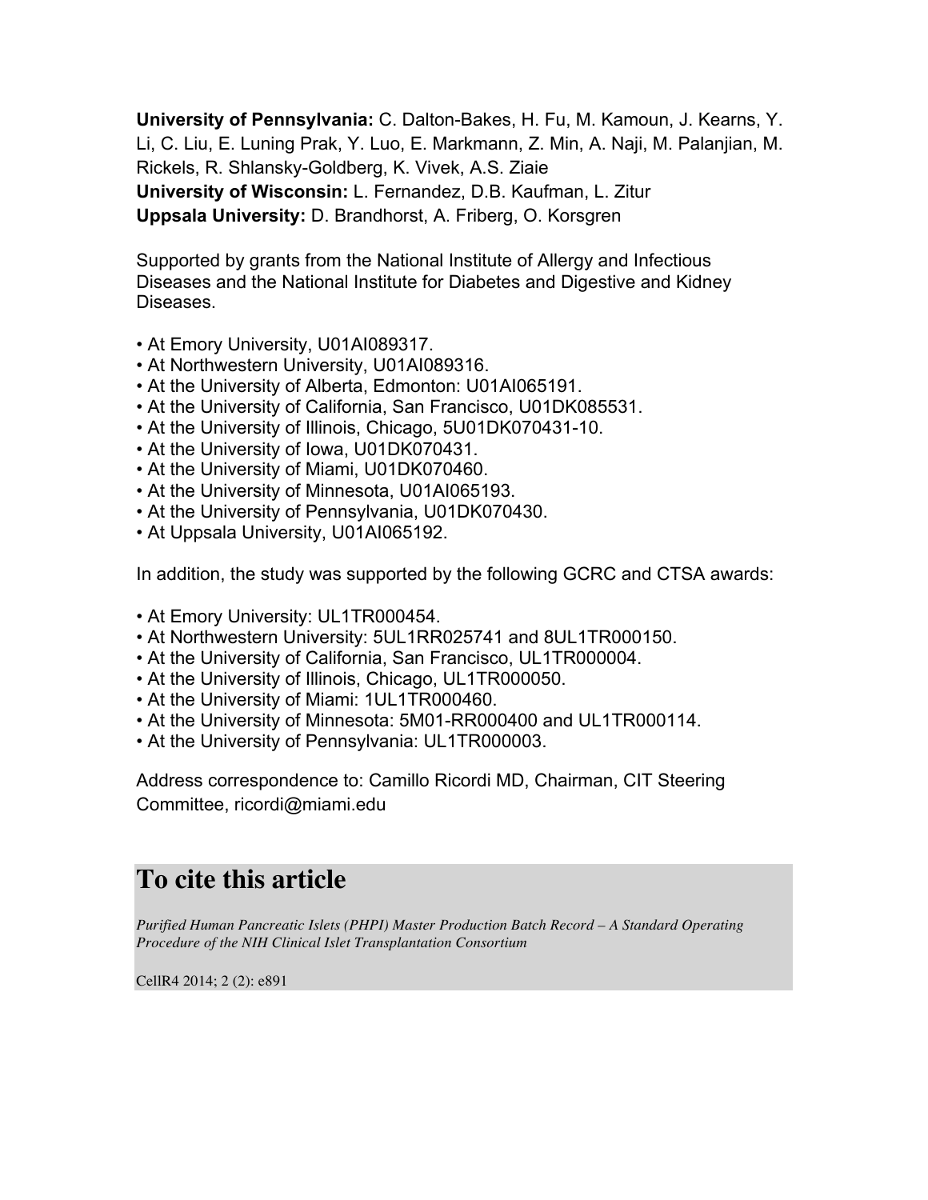**University of Pennsylvania:** C. Dalton-Bakes, H. Fu, M. Kamoun, J. Kearns, Y. Li, C. Liu, E. Luning Prak, Y. Luo, E. Markmann, Z. Min, A. Naji, M. Palanjian, M. Rickels, R. Shlansky-Goldberg, K. Vivek, A.S. Ziaie
**University of Wisconsin:** L. Fernandez, D.B. Kaufman, L. Zitur
**Uppsala University:** D. Brandhorst, A. Friberg, O. Korsgren

Supported by grants from the National Institute of Allergy and Infectious Diseases and the National Institute for Diabetes and Digestive and Kidney Diseases.

- At Emory University, U01AI089317.
- At Northwestern University, U01AI089316.
- At the University of Alberta, Edmonton: U01AI065191.
- At the University of California, San Francisco, U01DK085531.
- At the University of Illinois, Chicago, 5U01DK070431-10.
- At the University of Iowa, U01DK070431.
- At the University of Miami, U01DK070460.
- At the University of Minnesota, U01AI065193.
- At the University of Pennsylvania, U01DK070430.
- At Uppsala University, U01AI065192.

In addition, the study was supported by the following GCRC and CTSA awards:

- At Emory University: UL1TR000454.
- At Northwestern University: 5UL1RR025741 and 8UL1TR000150.
- At the University of California, San Francisco, UL1TR000004.
- At the University of Illinois, Chicago, UL1TR000050.
- At the University of Miami: 1UL1TR000460.
- At the University of Minnesota: 5M01-RR000400 and UL1TR000114.
- At the University of Pennsylvania: UL1TR000003.

Address correspondence to: Camillo Ricordi MD, Chairman, CIT Steering Committee, ricordi@miami.edu

# To cite this article

*Purified Human Pancreatic Islets (PHPI) Master Production Batch Record – A Standard Operating Procedure of the NIH Clinical Islet Transplantation Consortium*

CellR4 2014; 2 (2): e891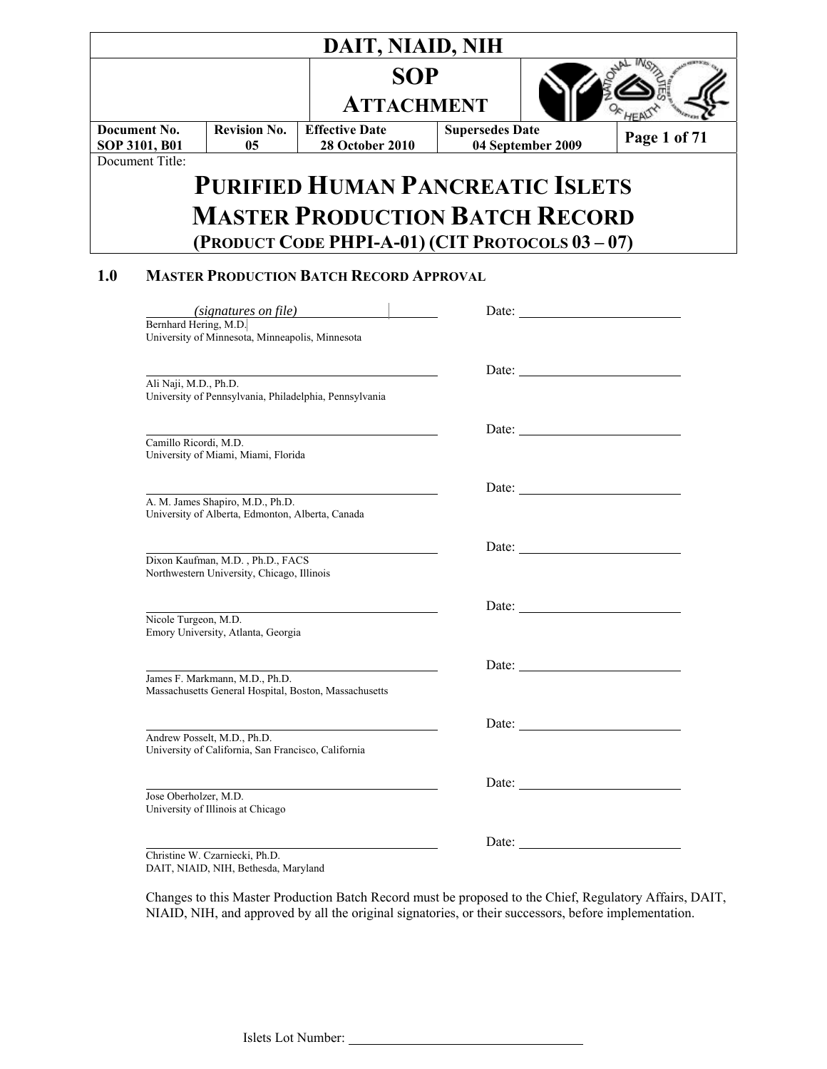# DAIT, NIAID, NIH

## SOP ATTACHMENT

| Document No. | Revision No. | Effective Date | Supersedes Date |
|---|---|---|---|
| SOP 3101, B01 | 05 | 28 October 2010 | 04 September 2009 |

Document Title:

# PURIFIED HUMAN PANCREATIC ISLETS MASTER PRODUCTION BATCH RECORD (PRODUCT CODE PHPI-A-01) (CIT PROTOCOLS 03 – 07)

## 1.0 MASTER PRODUCTION BATCH RECORD APPROVAL

*(signatures on file)* Date: \_\_\_\_\_\_\_\_\_\_\_\_\_\_\_\_
Bernhard Hering, M.D.
University of Minnesota, Minneapolis, Minnesota

\_\_\_\_\_\_\_\_\_\_\_\_\_\_\_\_\_\_\_\_\_\_\_\_ Date: \_\_\_\_\_\_\_\_\_\_\_\_\_\_\_\_
Ali Naji, M.D., Ph.D.
University of Pennsylvania, Philadelphia, Pennsylvania

\_\_\_\_\_\_\_\_\_\_\_\_\_\_\_\_\_\_\_\_\_\_\_\_ Date: \_\_\_\_\_\_\_\_\_\_\_\_\_\_\_\_
Camillo Ricordi, M.D.
University of Miami, Miami, Florida

\_\_\_\_\_\_\_\_\_\_\_\_\_\_\_\_\_\_\_\_\_\_\_\_ Date: \_\_\_\_\_\_\_\_\_\_\_\_\_\_\_\_
A. M. James Shapiro, M.D., Ph.D.
University of Alberta, Edmonton, Alberta, Canada

\_\_\_\_\_\_\_\_\_\_\_\_\_\_\_\_\_\_\_\_\_\_\_\_ Date: \_\_\_\_\_\_\_\_\_\_\_\_\_\_\_\_
Dixon Kaufman, M.D. , Ph.D., FACS
Northwestern University, Chicago, Illinois

\_\_\_\_\_\_\_\_\_\_\_\_\_\_\_\_\_\_\_\_\_\_\_\_ Date: \_\_\_\_\_\_\_\_\_\_\_\_\_\_\_\_
Nicole Turgeon, M.D.
Emory University, Atlanta, Georgia

\_\_\_\_\_\_\_\_\_\_\_\_\_\_\_\_\_\_\_\_\_\_\_\_ Date: \_\_\_\_\_\_\_\_\_\_\_\_\_\_\_\_
James F. Markmann, M.D., Ph.D.
Massachusetts General Hospital, Boston, Massachusetts

\_\_\_\_\_\_\_\_\_\_\_\_\_\_\_\_\_\_\_\_\_\_\_\_ Date: \_\_\_\_\_\_\_\_\_\_\_\_\_\_\_\_
Andrew Posselt, M.D., Ph.D.
University of California, San Francisco, California

\_\_\_\_\_\_\_\_\_\_\_\_\_\_\_\_\_\_\_\_\_\_\_\_ Date: \_\_\_\_\_\_\_\_\_\_\_\_\_\_\_\_
Jose Oberholzer, M.D.
University of Illinois at Chicago

\_\_\_\_\_\_\_\_\_\_\_\_\_\_\_\_\_\_\_\_\_\_\_\_ Date: \_\_\_\_\_\_\_\_\_\_\_\_\_\_\_\_
Christine W. Czarniecki, Ph.D.
DAIT, NIAID, NIH, Bethesda, Maryland

Changes to this Master Production Batch Record must be proposed to the Chief, Regulatory Affairs, DAIT, NIAID, NIH, and approved by all the original signatories, or their successors, before implementation.

Islets Lot Number: \_\_\_\_\_\_\_\_\_\_\_\_\_\_\_\_\_\_\_\_\_\_\_\_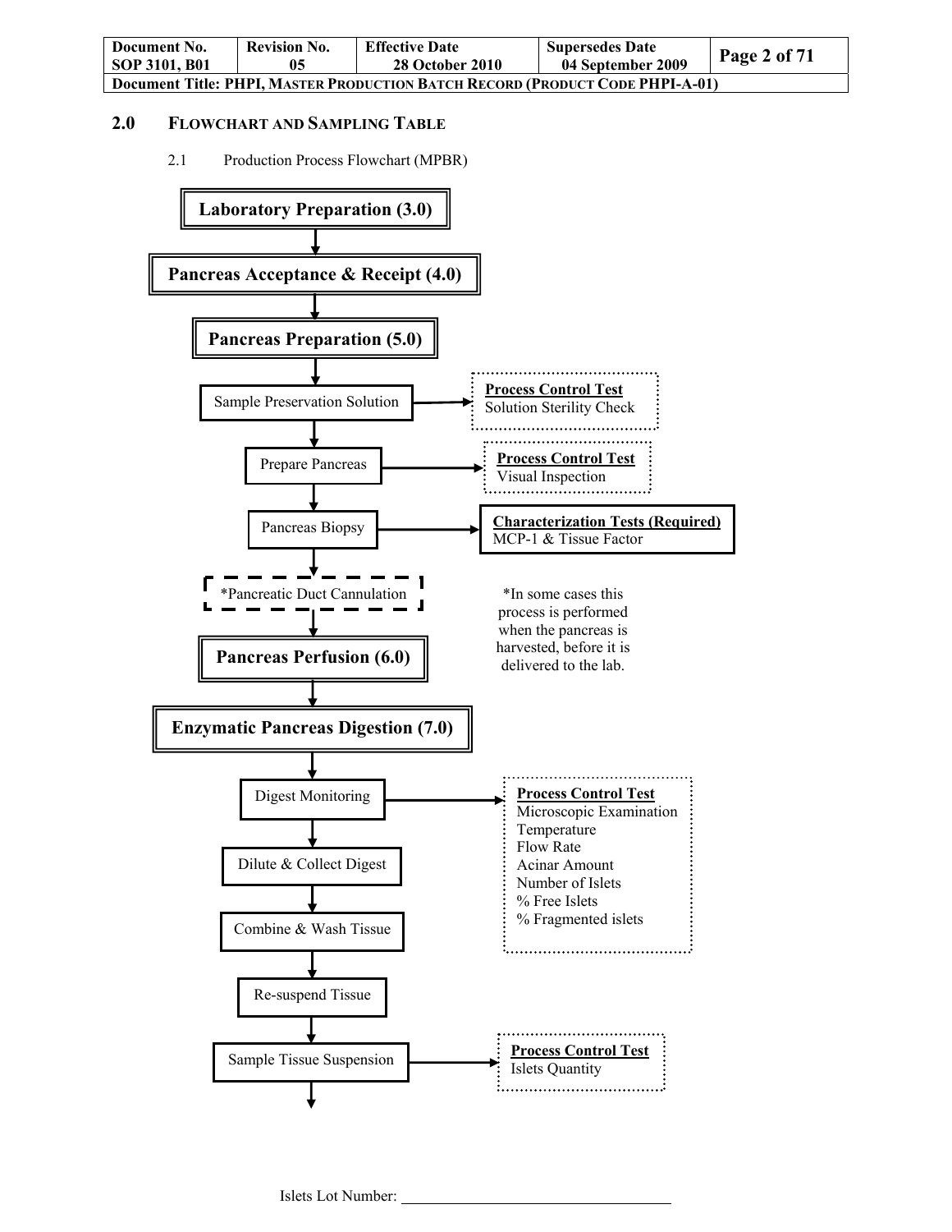## 2.0 FLOWCHART AND SAMPLING TABLE

2.1 Production Process Flowchart (MPBR)

**Laboratory Preparation (3.0)**

↓

**Pancreas Acceptance & Receipt (4.0)**

↓

**Pancreas Preparation (5.0)**

↓

Sample Preservation Solution → **Process Control Test**: Solution Sterility Check

↓

Prepare Pancreas → **Process Control Test**: Visual Inspection

↓

Pancreas Biopsy → **Characterization Tests (Required)**: MCP-1 & Tissue Factor

↓

*Pancreatic Duct Cannulation

*In some cases this process is performed when the pancreas is harvested, before it is delivered to the lab.

↓

**Pancreas Perfusion (6.0)**

↓

**Enzymatic Pancreas Digestion (7.0)**

↓

Digest Monitoring → **Process Control Test**:
- Microscopic Examination
- Temperature
- Flow Rate
- Acinar Amount
- Number of Islets
- % Free Islets
- % Fragmented islets

↓

Dilute & Collect Digest

↓

Combine & Wash Tissue

↓

Re-suspend Tissue

↓

Sample Tissue Suspension → **Process Control Test**: Islets Quantity

↓

Islets Lot Number: ______________________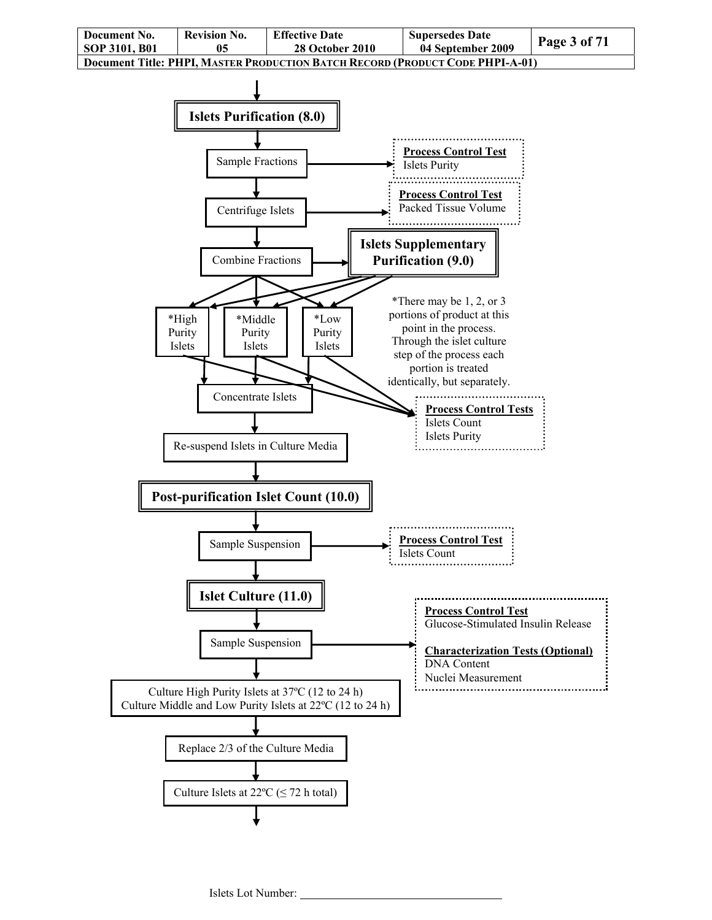**Islets Purification (8.0)**

Sample Fractions → **Process Control Test**: Islets Purity

Centrifuge Islets → **Process Control Test**: Packed Tissue Volume

Combine Fractions → **Islets Supplementary Purification (9.0)**

*High Purity Islets

*Middle Purity Islets

*Low Purity Islets

*There may be 1, 2, or 3 portions of product at this point in the process. Through the islet culture step of the process each portion is treated identically, but separately.

**Process Control Tests**

Islets Count

Islets Purity

Concentrate Islets

Re-suspend Islets in Culture Media

**Post-purification Islet Count (10.0)**

Sample Suspension → **Process Control Test**: Islets Count

**Islet Culture (11.0)**

Sample Suspension →

**Process Control Test**

Glucose-Stimulated Insulin Release

**Characterization Tests (Optional)**

DNA Content

Nuclei Measurement

Culture High Purity Islets at 37ºC (12 to 24 h)
Culture Middle and Low Purity Islets at 22ºC (12 to 24 h)

Replace 2/3 of the Culture Media

Culture Islets at 22ºC (≤ 72 h total)

Islets Lot Number: ______________________________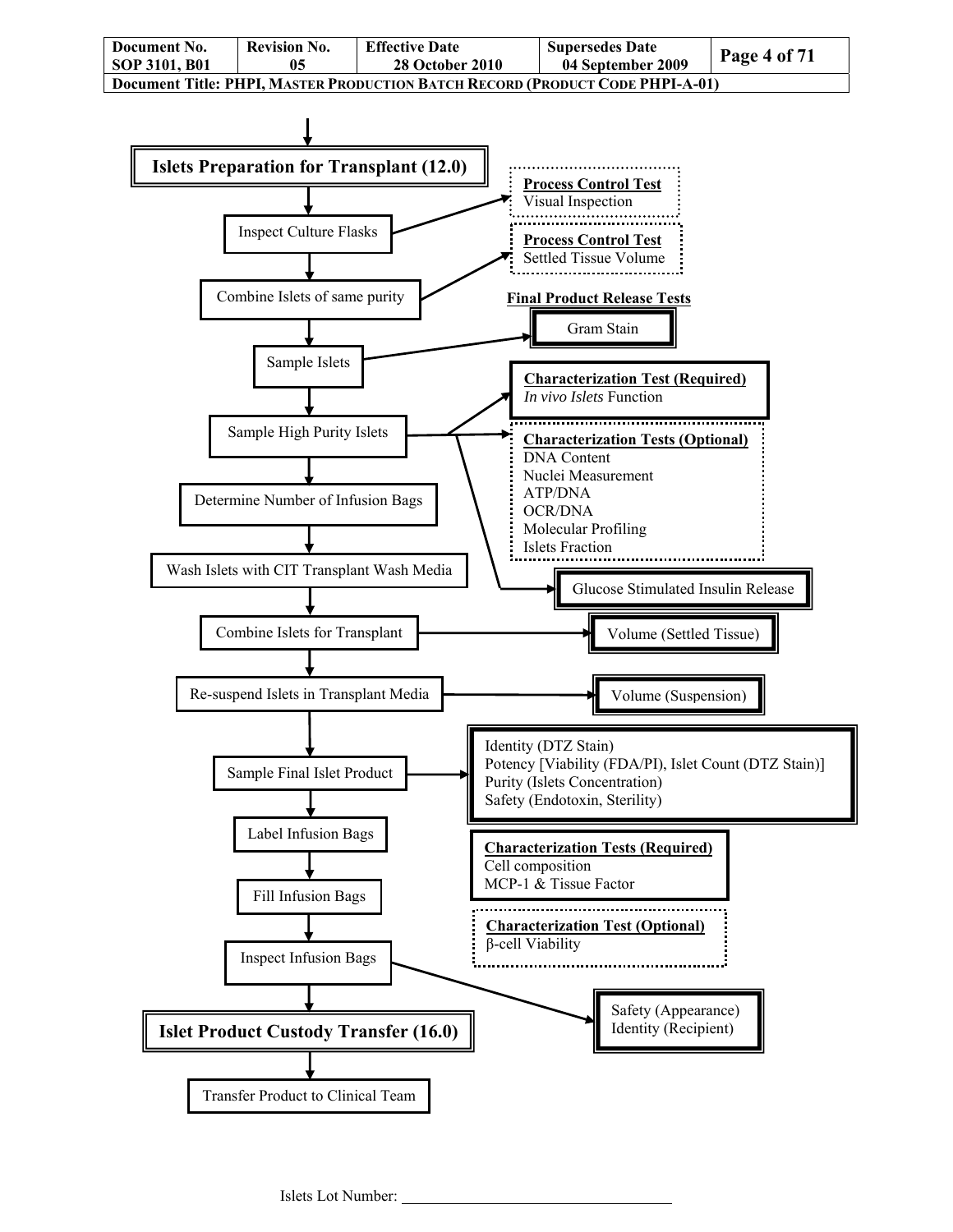**Islets Preparation for Transplant (12.0)**

- Inspect Culture Flasks → **Process Control Test**: Visual Inspection
- Combine Islets of same purity → **Process Control Test**: Settled Tissue Volume
- Sample Islets → **Final Product Release Tests**: Gram Stain
- Sample High Purity Islets →
  - **Characterization Test (Required)**: *In vivo Islets* Function
  - **Characterization Tests (Optional)**: DNA Content, Nuclei Measurement, ATP/DNA, OCR/DNA, Molecular Profiling, Islets Fraction
  - Glucose Stimulated Insulin Release
- Determine Number of Infusion Bags
- Wash Islets with CIT Transplant Wash Media
- Combine Islets for Transplant → Volume (Settled Tissue)
- Re-suspend Islets in Transplant Media → Volume (Suspension)
- Sample Final Islet Product →
  - Identity (DTZ Stain)
  - Potency [Viability (FDA/PI), Islet Count (DTZ Stain)]
  - Purity (Islets Concentration)
  - Safety (Endotoxin, Sterility)
- Label Infusion Bags
- Fill Infusion Bags

**Characterization Tests (Required)**
Cell composition
MCP-1 & Tissue Factor

**Characterization Test (Optional)**
β-cell Viability

- Inspect Infusion Bags →
  - Safety (Appearance)
  - Identity (Recipient)

**Islet Product Custody Transfer (16.0)**

- Transfer Product to Clinical Team

Islets Lot Number: ______________________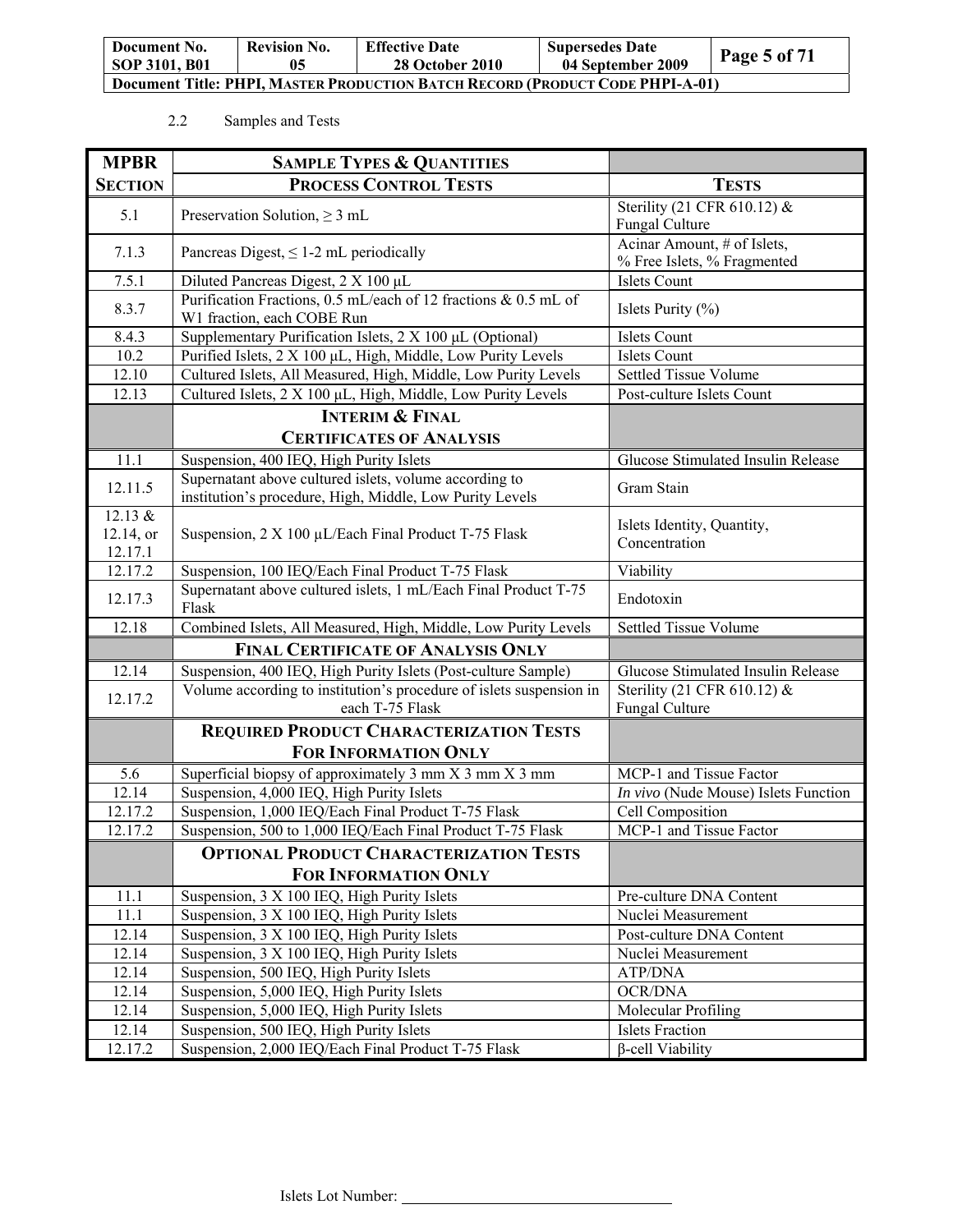2.2 Samples and Tests

| MPBR SECTION | SAMPLE TYPES & QUANTITIES | TESTS |
|---|---|---|
| | **PROCESS CONTROL TESTS** | |
| 5.1 | Preservation Solution, ≥ 3 mL | Sterility (21 CFR 610.12) & Fungal Culture |
| 7.1.3 | Pancreas Digest, ≤ 1-2 mL periodically | Acinar Amount, # of Islets, % Free Islets, % Fragmented |
| 7.5.1 | Diluted Pancreas Digest, 2 X 100 µL | Islets Count |
| 8.3.7 | Purification Fractions, 0.5 mL/each of 12 fractions & 0.5 mL of W1 fraction, each COBE Run | Islets Purity (%) |
| 8.4.3 | Supplementary Purification Islets, 2 X 100 µL (Optional) | Islets Count |
| 10.2 | Purified Islets, 2 X 100 µL, High, Middle, Low Purity Levels | Islets Count |
| 12.10 | Cultured Islets, All Measured, High, Middle, Low Purity Levels | Settled Tissue Volume |
| 12.13 | Cultured Islets, 2 X 100 µL, High, Middle, Low Purity Levels | Post-culture Islets Count |
| | **INTERIM & FINAL CERTIFICATES OF ANALYSIS** | |
| 11.1 | Suspension, 400 IEQ, High Purity Islets | Glucose Stimulated Insulin Release |
| 12.11.5 | Supernatant above cultured islets, volume according to institution's procedure, High, Middle, Low Purity Levels | Gram Stain |
| 12.13 & 12.14, or 12.17.1 | Suspension, 2 X 100 µL/Each Final Product T-75 Flask | Islets Identity, Quantity, Concentration |
| 12.17.2 | Suspension, 100 IEQ/Each Final Product T-75 Flask | Viability |
| 12.17.3 | Supernatant above cultured islets, 1 mL/Each Final Product T-75 Flask | Endotoxin |
| 12.18 | Combined Islets, All Measured, High, Middle, Low Purity Levels | Settled Tissue Volume |
| | **FINAL CERTIFICATE OF ANALYSIS ONLY** | |
| 12.14 | Suspension, 400 IEQ, High Purity Islets (Post-culture Sample) | Glucose Stimulated Insulin Release |
| 12.17.2 | Volume according to institution's procedure of islets suspension in each T-75 Flask | Sterility (21 CFR 610.12) & Fungal Culture |
| | **REQUIRED PRODUCT CHARACTERIZATION TESTS FOR INFORMATION ONLY** | |
| 5.6 | Superficial biopsy of approximately 3 mm X 3 mm X 3 mm | MCP-1 and Tissue Factor |
| 12.14 | Suspension, 4,000 IEQ, High Purity Islets | *In vivo* (Nude Mouse) Islets Function |
| 12.17.2 | Suspension, 1,000 IEQ/Each Final Product T-75 Flask | Cell Composition |
| 12.17.2 | Suspension, 500 to 1,000 IEQ/Each Final Product T-75 Flask | MCP-1 and Tissue Factor |
| | **OPTIONAL PRODUCT CHARACTERIZATION TESTS FOR INFORMATION ONLY** | |
| 11.1 | Suspension, 3 X 100 IEQ, High Purity Islets | Pre-culture DNA Content |
| 11.1 | Suspension, 3 X 100 IEQ, High Purity Islets | Nuclei Measurement |
| 12.14 | Suspension, 3 X 100 IEQ, High Purity Islets | Post-culture DNA Content |
| 12.14 | Suspension, 3 X 100 IEQ, High Purity Islets | Nuclei Measurement |
| 12.14 | Suspension, 500 IEQ, High Purity Islets | ATP/DNA |
| 12.14 | Suspension, 5,000 IEQ, High Purity Islets | OCR/DNA |
| 12.14 | Suspension, 5,000 IEQ, High Purity Islets | Molecular Profiling |
| 12.14 | Suspension, 500 IEQ, High Purity Islets | Islets Fraction |
| 12.17.2 | Suspension, 2,000 IEQ/Each Final Product T-75 Flask | β-cell Viability |

Islets Lot Number: ______________________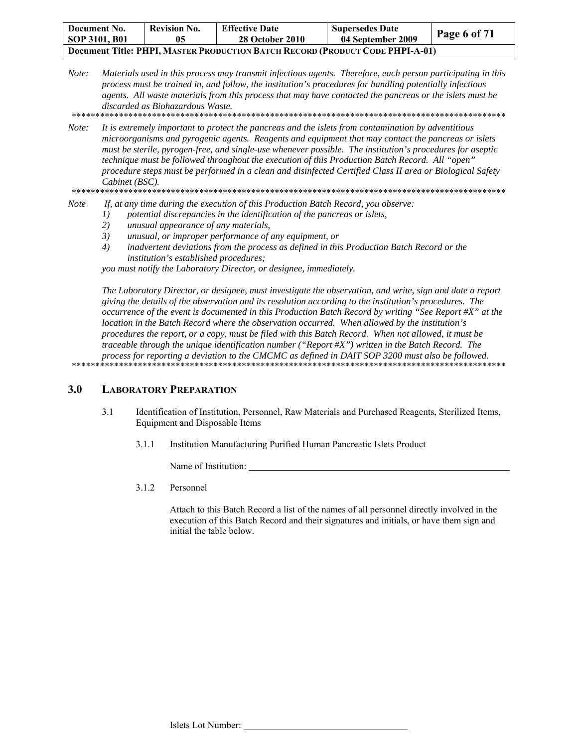*Note: Materials used in this process may transmit infectious agents. Therefore, each person participating in this process must be trained in, and follow, the institution's procedures for handling potentially infectious agents. All waste materials from this process that may have contacted the pancreas or the islets must be discarded as Biohazardous Waste.*

*******************************************************************************************

*Note: It is extremely important to protect the pancreas and the islets from contamination by adventitious microorganisms and pyrogenic agents. Reagents and equipment that may contact the pancreas or islets must be sterile, pyrogen-free, and single-use whenever possible. The institution's procedures for aseptic technique must be followed throughout the execution of this Production Batch Record. All "open" procedure steps must be performed in a clean and disinfected Certified Class II area or Biological Safety Cabinet (BSC).*

*******************************************************************************************

*Note If, at any time during the execution of this Production Batch Record, you observe:*

1) *potential discrepancies in the identification of the pancreas or islets,*
2) *unusual appearance of any materials,*
3) *unusual, or improper performance of any equipment, or*
4) *inadvertent deviations from the process as defined in this Production Batch Record or the institution's established procedures;*

*you must notify the Laboratory Director, or designee, immediately.*

*The Laboratory Director, or designee, must investigate the observation, and write, sign and date a report giving the details of the observation and its resolution according to the institution's procedures. The occurrence of the event is documented in this Production Batch Record by writing "See Report #X" at the location in the Batch Record where the observation occurred. When allowed by the institution's procedures the report, or a copy, must be filed with this Batch Record. When not allowed, it must be traceable through the unique identification number ("Report #X") written in the Batch Record. The process for reporting a deviation to the CMCMC as defined in DAIT SOP 3200 must also be followed.*

*******************************************************************************************

## 3.0 LABORATORY PREPARATION

3.1 Identification of Institution, Personnel, Raw Materials and Purchased Reagents, Sterilized Items, Equipment and Disposable Items

3.1.1 Institution Manufacturing Purified Human Pancreatic Islets Product

Name of Institution: ______________________________

3.1.2 Personnel

Attach to this Batch Record a list of the names of all personnel directly involved in the execution of this Batch Record and their signatures and initials, or have them sign and initial the table below.

Islets Lot Number: ____________________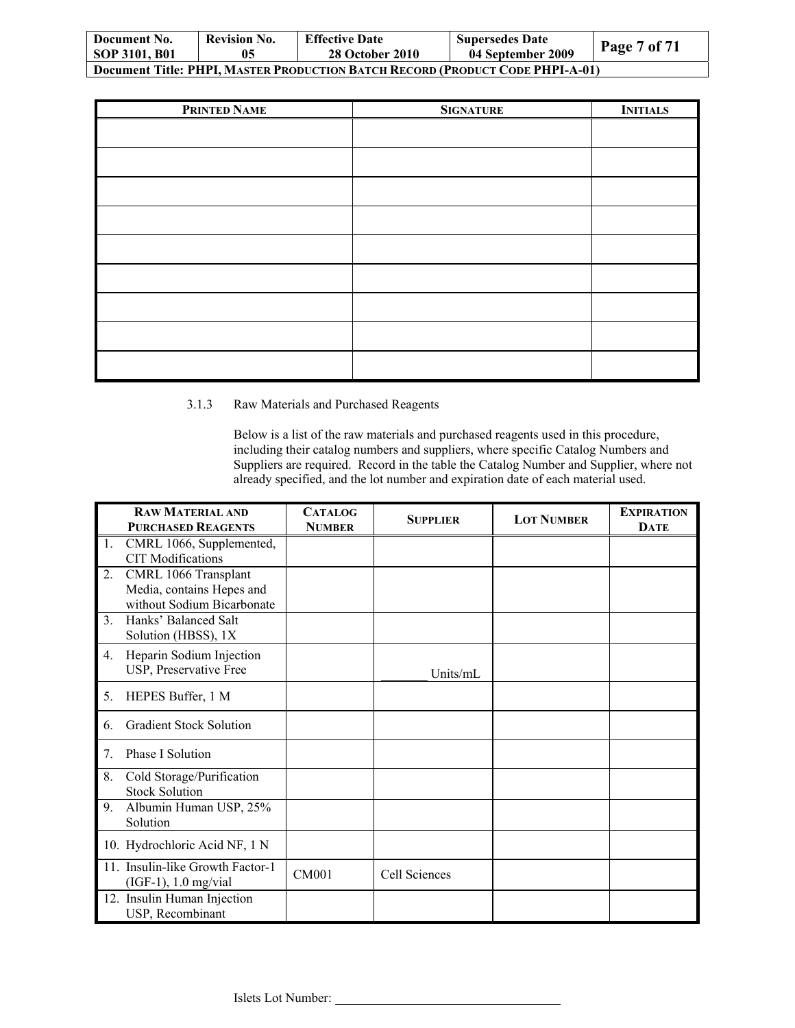| PRINTED NAME | SIGNATURE | INITIALS |
|---|---|---|
| | | |
| | | |
| | | |
| | | |
| | | |
| | | |
| | | |
| | | |
| | | |

3.1.3 Raw Materials and Purchased Reagents

Below is a list of the raw materials and purchased reagents used in this procedure, including their catalog numbers and suppliers, where specific Catalog Numbers and Suppliers are required. Record in the table the Catalog Number and Supplier, where not already specified, and the lot number and expiration date of each material used.

| RAW MATERIAL AND PURCHASED REAGENTS | CATALOG NUMBER | SUPPLIER | LOT NUMBER | EXPIRATION DATE |
|---|---|---|---|---|
| 1. CMRL 1066, Supplemented, CIT Modifications | | | | |
| 2. CMRL 1066 Transplant Media, contains Hepes and without Sodium Bicarbonate | | | | |
| 3. Hanks' Balanced Salt Solution (HBSS), 1X | | | | |
| 4. Heparin Sodium Injection USP, Preservative Free | | _______ Units/mL | | |
| 5. HEPES Buffer, 1 M | | | | |
| 6. Gradient Stock Solution | | | | |
| 7. Phase I Solution | | | | |
| 8. Cold Storage/Purification Stock Solution | | | | |
| 9. Albumin Human USP, 25% Solution | | | | |
| 10. Hydrochloric Acid NF, 1 N | | | | |
| 11. Insulin-like Growth Factor-1 (IGF-1), 1.0 mg/vial | CM001 | Cell Sciences | | |
| 12. Insulin Human Injection USP, Recombinant | | | | |

Islets Lot Number: ___________________________________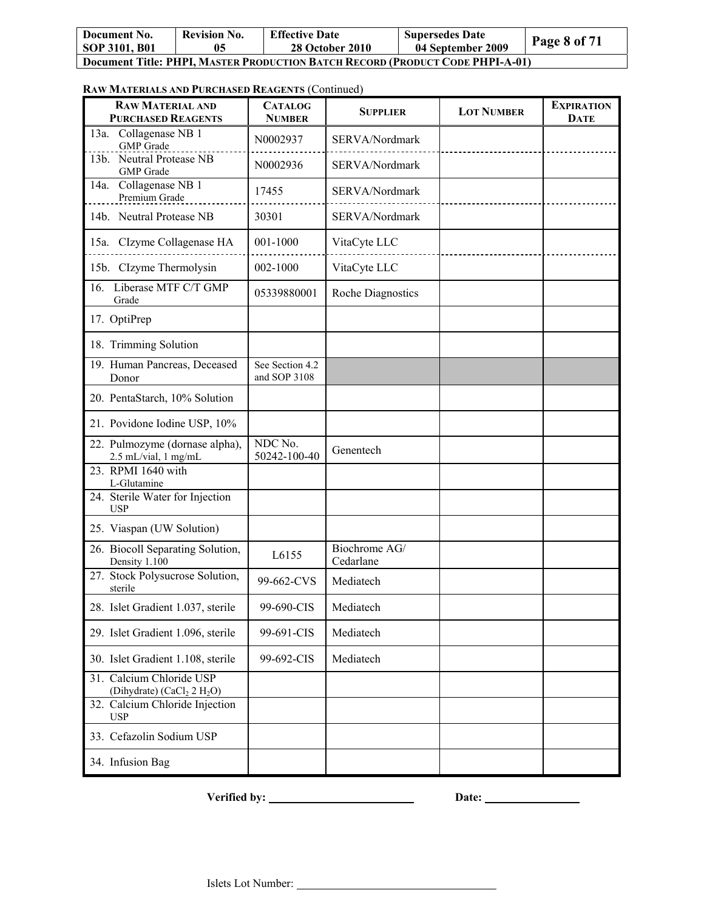**RAW MATERIALS AND PURCHASED REAGENTS** (Continued)

| RAW MATERIAL AND PURCHASED REAGENTS | CATALOG NUMBER | SUPPLIER | LOT NUMBER | EXPIRATION DATE |
|---|---|---|---|---|
| 13a. Collagenase NB 1 GMP Grade | N0002937 | SERVA/Nordmark | | |
| 13b. Neutral Protease NB GMP Grade | N0002936 | SERVA/Nordmark | | |
| 14a. Collagenase NB 1 Premium Grade | 17455 | SERVA/Nordmark | | |
| 14b. Neutral Protease NB | 30301 | SERVA/Nordmark | | |
| 15a. CIzyme Collagenase HA | 001-1000 | VitaCyte LLC | | |
| 15b. CIzyme Thermolysin | 002-1000 | VitaCyte LLC | | |
| 16. Liberase MTF C/T GMP Grade | 05339880001 | Roche Diagnostics | | |
| 17. OptiPrep | | | | |
| 18. Trimming Solution | | | | |
| 19. Human Pancreas, Deceased Donor | See Section 4.2 and SOP 3108 | | | |
| 20. PentaStarch, 10% Solution | | | | |
| 21. Povidone Iodine USP, 10% | | | | |
| 22. Pulmozyme (dornase alpha), 2.5 mL/vial, 1 mg/mL | NDC No. 50242-100-40 | Genentech | | |
| 23. RPMI 1640 with L-Glutamine | | | | |
| 24. Sterile Water for Injection USP | | | | |
| 25. Viaspan (UW Solution) | | | | |
| 26. Biocoll Separating Solution, Density 1.100 | L6155 | Biochrome AG/ Cedarlane | | |
| 27. Stock Polysucrose Solution, sterile | 99-662-CVS | Mediatech | | |
| 28. Islet Gradient 1.037, sterile | 99-690-CIS | Mediatech | | |
| 29. Islet Gradient 1.096, sterile | 99-691-CIS | Mediatech | | |
| 30. Islet Gradient 1.108, sterile | 99-692-CIS | Mediatech | | |
| 31. Calcium Chloride USP (Dihydrate) ($CaCl_2$ 2 $H_2O$) | | | | |
| 32. Calcium Chloride Injection USP | | | | |
| 33. Cefazolin Sodium USP | | | | |
| 34. Infusion Bag | | | | |

**Verified by:** \_\_\_\_\_\_\_\_\_\_\_\_\_\_\_\_\_\_\_\_\_\_\_\_ **Date:** \_\_\_\_\_\_\_\_\_\_\_\_\_\_\_\_

Islets Lot Number: \_\_\_\_\_\_\_\_\_\_\_\_\_\_\_\_\_\_\_\_\_\_\_\_\_\_\_\_\_\_\_\_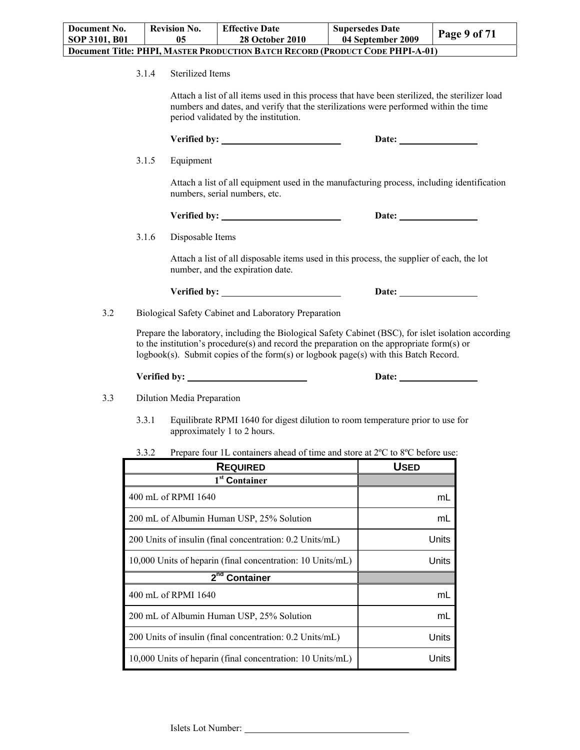3.1.4 Sterilized Items

Attach a list of all items used in this process that have been sterilized, the sterilizer load numbers and dates, and verify that the sterilizations were performed within the time period validated by the institution.

**Verified by:** ________________________ **Date:** ________________

3.1.5 Equipment

Attach a list of all equipment used in the manufacturing process, including identification numbers, serial numbers, etc.

**Verified by:** ________________________ **Date:** ________________

3.1.6 Disposable Items

Attach a list of all disposable items used in this process, the supplier of each, the lot number, and the expiration date.

**Verified by:** ________________________ **Date:** ________________

3.2 Biological Safety Cabinet and Laboratory Preparation

Prepare the laboratory, including the Biological Safety Cabinet (BSC), for islet isolation according to the institution's procedure(s) and record the preparation on the appropriate form(s) or logbook(s). Submit copies of the form(s) or logbook page(s) with this Batch Record.

**Verified by:** ________________________ **Date:** ________________

3.3 Dilution Media Preparation

3.3.1 Equilibrate RPMI 1640 for digest dilution to room temperature prior to use for approximately 1 to 2 hours.

3.3.2 Prepare four 1L containers ahead of time and store at 2ºC to 8ºC before use:

| **REQUIRED** | **USED** |
|---|---|
| **1st Container** | |
| 400 mL of RPMI 1640 | mL |
| 200 mL of Albumin Human USP, 25% Solution | mL |
| 200 Units of insulin (final concentration: 0.2 Units/mL) | Units |
| 10,000 Units of heparin (final concentration: 10 Units/mL) | Units |
| **2nd Container** | |
| 400 mL of RPMI 1640 | mL |
| 200 mL of Albumin Human USP, 25% Solution | mL |
| 200 Units of insulin (final concentration: 0.2 Units/mL) | Units |
| 10,000 Units of heparin (final concentration: 10 Units/mL) | Units |

Islets Lot Number: ________________________________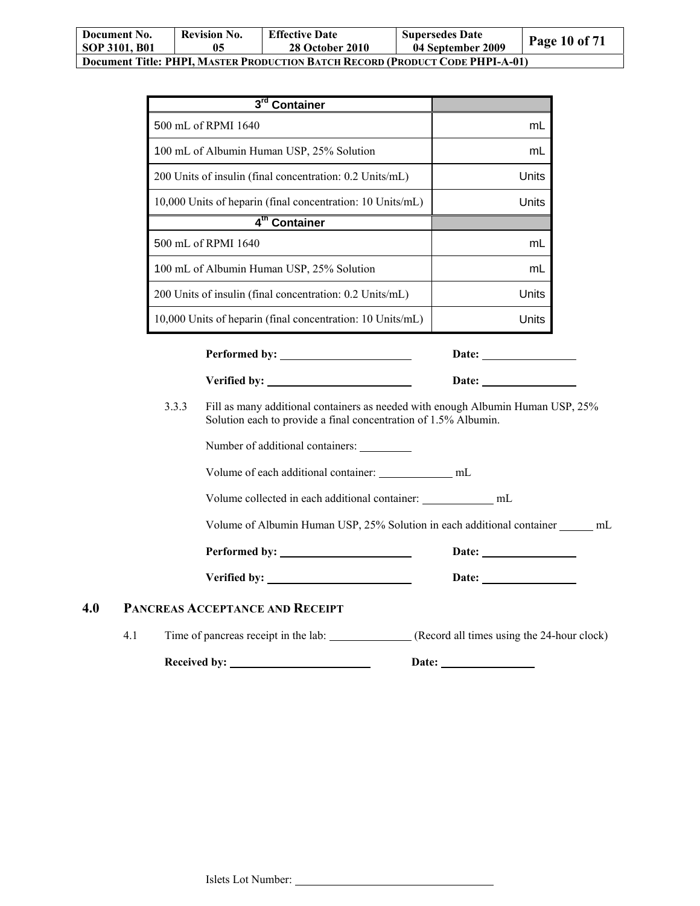| 3rd Container | |
|---|---|
| 500 mL of RPMI 1640 | mL |
| 100 mL of Albumin Human USP, 25% Solution | mL |
| 200 Units of insulin (final concentration: 0.2 Units/mL) | Units |
| 10,000 Units of heparin (final concentration: 10 Units/mL) | Units |
| **4th Container** | |
| 500 mL of RPMI 1640 | mL |
| 100 mL of Albumin Human USP, 25% Solution | mL |
| 200 Units of insulin (final concentration: 0.2 Units/mL) | Units |
| 10,000 Units of heparin (final concentration: 10 Units/mL) | Units |

**Performed by:** ______________________ **Date:** ________________

**Verified by:** ______________________ **Date:** ________________

3.3.3 Fill as many additional containers as needed with enough Albumin Human USP, 25% Solution each to provide a final concentration of 1.5% Albumin.

Number of additional containers: _________

Volume of each additional container: _____________ mL

Volume collected in each additional container: ____________ mL

Volume of Albumin Human USP, 25% Solution in each additional container ______ mL

**Performed by:** ______________________ **Date:** ________________

**Verified by:** ______________________ **Date:** ________________

## 4.0 PANCREAS ACCEPTANCE AND RECEIPT

4.1 Time of pancreas receipt in the lab: ______________ (Record all times using the 24-hour clock)

**Received by:** ______________________ **Date:** ________________

Islets Lot Number: ________________________________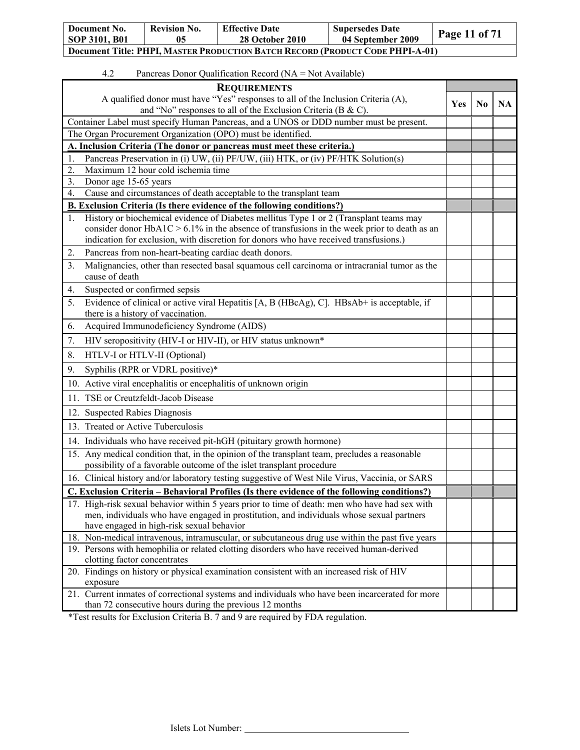4.2 Pancreas Donor Qualification Record (NA = Not Available)

| **REQUIREMENTS**<br>A qualified donor must have "Yes" responses to all of the Inclusion Criteria (A), and "No" responses to all of the Exclusion Criteria (B & C). | Yes | No | NA |
|---|---|---|---|
| Container Label must specify Human Pancreas, and a UNOS or DDD number must be present. | | | |
| The Organ Procurement Organization (OPO) must be identified. | | | |
| **A. Inclusion Criteria (The donor or pancreas must meet these criteria.)** | | | |
| 1. Pancreas Preservation in (i) UW, (ii) PF/UW, (iii) HTK, or (iv) PF/HTK Solution(s) | | | |
| 2. Maximum 12 hour cold ischemia time | | | |
| 3. Donor age 15-65 years | | | |
| 4. Cause and circumstances of death acceptable to the transplant team | | | |
| **B. Exclusion Criteria (Is there evidence of the following conditions?)** | | | |
| 1. History or biochemical evidence of Diabetes mellitus Type 1 or 2 (Transplant teams may consider donor HbA1C > 6.1% in the absence of transfusions in the week prior to death as an indication for exclusion, with discretion for donors who have received transfusions.) | | | |
| 2. Pancreas from non-heart-beating cardiac death donors. | | | |
| 3. Malignancies, other than resected basal squamous cell carcinoma or intracranial tumor as the cause of death | | | |
| 4. Suspected or confirmed sepsis | | | |
| 5. Evidence of clinical or active viral Hepatitis [A, B (HBcAg), C]. HBsAb+ is acceptable, if there is a history of vaccination. | | | |
| 6. Acquired Immunodeficiency Syndrome (AIDS) | | | |
| 7. HIV seropositivity (HIV-I or HIV-II), or HIV status unknown* | | | |
| 8. HTLV-I or HTLV-II (Optional) | | | |
| 9. Syphilis (RPR or VDRL positive)* | | | |
| 10. Active viral encephalitis or encephalitis of unknown origin | | | |
| 11. TSE or Creutzfeldt-Jacob Disease | | | |
| 12. Suspected Rabies Diagnosis | | | |
| 13. Treated or Active Tuberculosis | | | |
| 14. Individuals who have received pit-hGH (pituitary growth hormone) | | | |
| 15. Any medical condition that, in the opinion of the transplant team, precludes a reasonable possibility of a favorable outcome of the islet transplant procedure | | | |
| 16. Clinical history and/or laboratory testing suggestive of West Nile Virus, Vaccinia, or SARS | | | |
| **C. Exclusion Criteria – Behavioral Profiles (Is there evidence of the following conditions?)** | | | |
| 17. High-risk sexual behavior within 5 years prior to time of death: men who have had sex with men, individuals who have engaged in prostitution, and individuals whose sexual partners have engaged in high-risk sexual behavior | | | |
| 18. Non-medical intravenous, intramuscular, or subcutaneous drug use within the past five years | | | |
| 19. Persons with hemophilia or related clotting disorders who have received human-derived clotting factor concentrates | | | |
| 20. Findings on history or physical examination consistent with an increased risk of HIV exposure | | | |
| 21. Current inmates of correctional systems and individuals who have been incarcerated for more than 72 consecutive hours during the previous 12 months | | | |

*Test results for Exclusion Criteria B. 7 and 9 are required by FDA regulation.

Islets Lot Number: ___________________________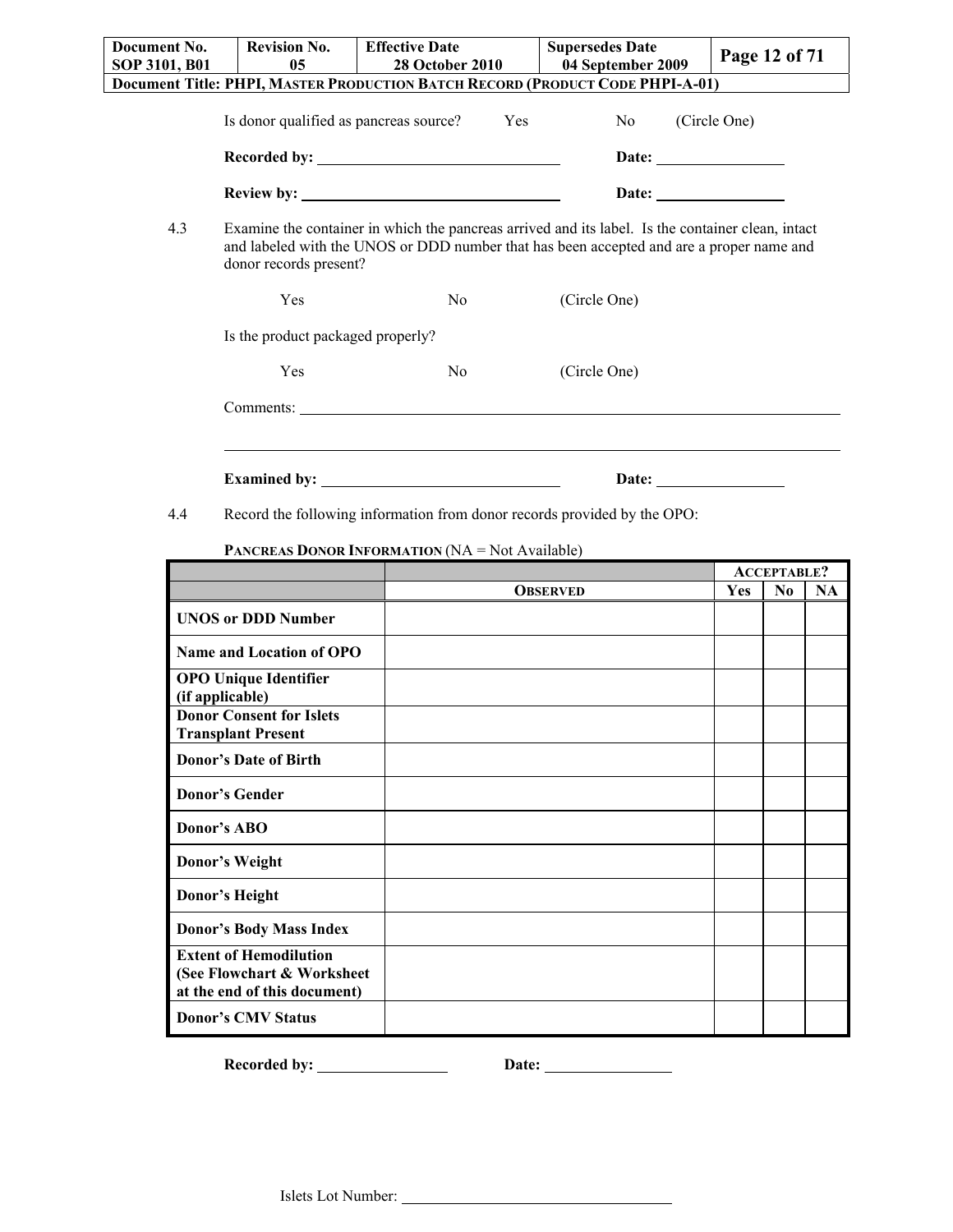Is donor qualified as pancreas source? Yes No (Circle One)

**Recorded by:** ______________________________ **Date:** ________________

**Review by:** ______________________________ **Date:** ________________

4.3 Examine the container in which the pancreas arrived and its label. Is the container clean, intact and labeled with the UNOS or DDD number that has been accepted and are a proper name and donor records present?

Yes No (Circle One)

Is the product packaged properly?

Yes No (Circle One)

Comments: ______________________________________________________________________

__________________________________________________________________________________

**Examined by:** ______________________________ **Date:** ________________

4.4 Record the following information from donor records provided by the OPO:

**PANCREAS DONOR INFORMATION** (NA = Not Available)

| | | **ACCEPTABLE?** | | |
|---|---|---|---|---|
| | **OBSERVED** | **Yes** | **No** | **NA** |
| **UNOS or DDD Number** | | | | |
| **Name and Location of OPO** | | | | |
| **OPO Unique Identifier (if applicable)** | | | | |
| **Donor Consent for Islets Transplant Present** | | | | |
| **Donor's Date of Birth** | | | | |
| **Donor's Gender** | | | | |
| **Donor's ABO** | | | | |
| **Donor's Weight** | | | | |
| **Donor's Height** | | | | |
| **Donor's Body Mass Index** | | | | |
| **Extent of Hemodilution (See Flowchart & Worksheet at the end of this document)** | | | | |
| **Donor's CMV Status** | | | | |

**Recorded by:** ________________ **Date:** ________________

Islets Lot Number: ______________________________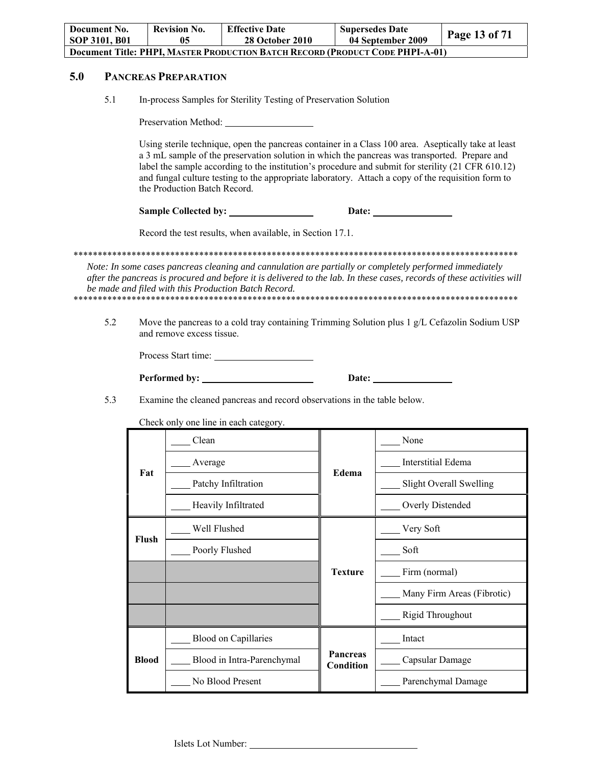## 5.0 PANCREAS PREPARATION

5.1 In-process Samples for Sterility Testing of Preservation Solution

Preservation Method: ___________________

Using sterile technique, open the pancreas container in a Class 100 area. Aseptically take at least a 3 mL sample of the preservation solution in which the pancreas was transported. Prepare and label the sample according to the institution's procedure and submit for sterility (21 CFR 610.12) and fungal culture testing to the appropriate laboratory. Attach a copy of the requisition form to the Production Batch Record.

**Sample Collected by:** __________________ **Date:** _________________

Record the test results, when available, in Section 17.1.

*************************************************************************************************

*Note: In some cases pancreas cleaning and cannulation are partially or completely performed immediately after the pancreas is procured and before it is delivered to the lab. In these cases, records of these activities will be made and filed with this Production Batch Record.*

*************************************************************************************************

5.2 Move the pancreas to a cold tray containing Trimming Solution plus 1 g/L Cefazolin Sodium USP and remove excess tissue.

Process Start time: ____________________

**Performed by:** ________________________ **Date:** _________________

5.3 Examine the cleaned pancreas and record observations in the table below.

Check only one line in each category.

| | | | |
|---|---|---|---|
| **Fat** | ____ Clean | **Edema** | ____ None |
| | ____ Average | | ____ Interstitial Edema |
| | ____ Patchy Infiltration | | ____ Slight Overall Swelling |
| | ____ Heavily Infiltrated | | ____ Overly Distended |
| **Flush** | ____ Well Flushed | **Texture** | ____ Very Soft |
| | ____ Poorly Flushed | | ____ Soft |
| | | | ____ Firm (normal) |
| | | | ____ Many Firm Areas (Fibrotic) |
| | | | ____ Rigid Throughout |
| **Blood** | ____ Blood on Capillaries | **Pancreas Condition** | ____ Intact |
| | ____ Blood in Intra-Parenchymal | | ____ Capsular Damage |
| | ____ No Blood Present | | ____ Parenchymal Damage |

Islets Lot Number: ___________________________________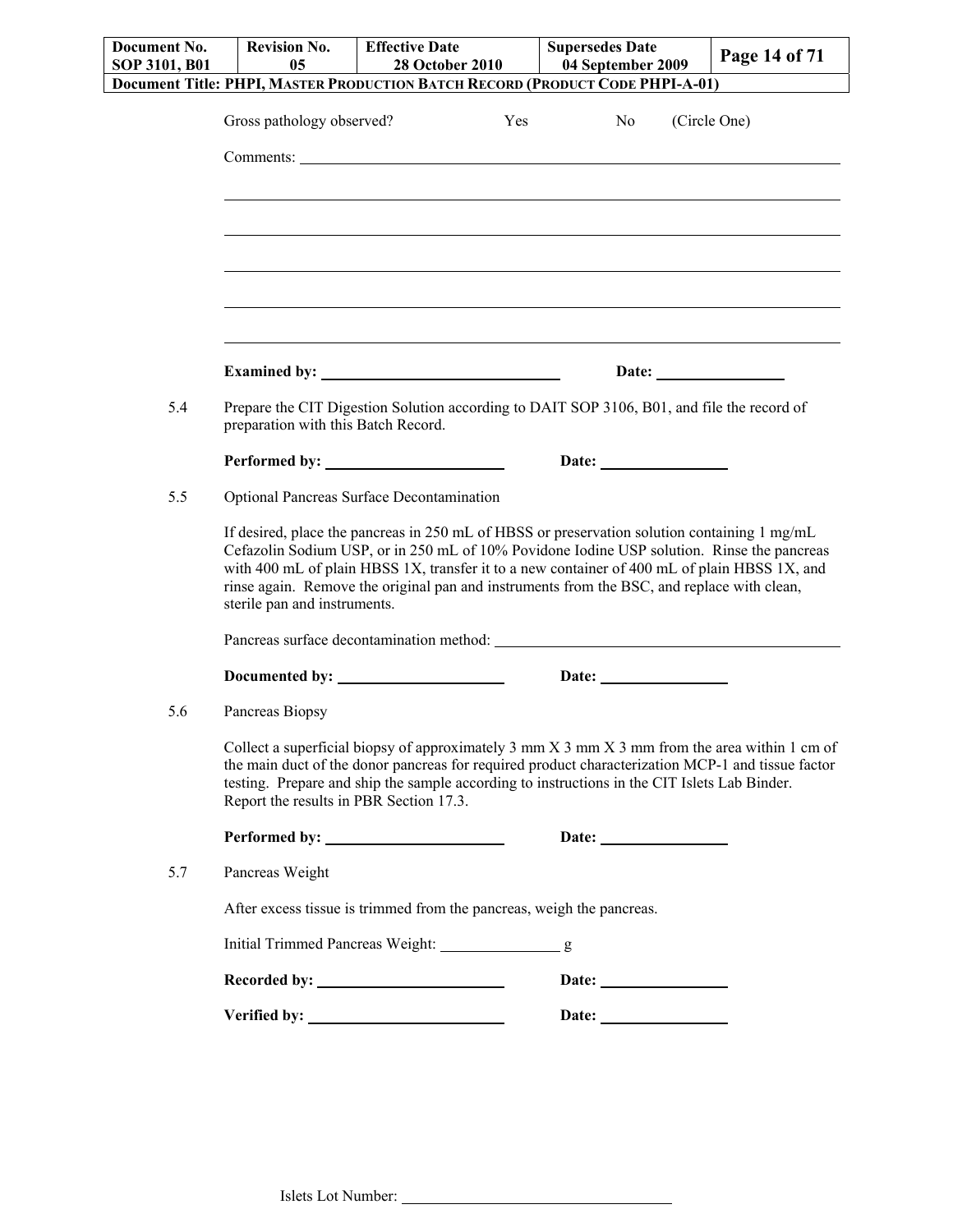Gross pathology observed? Yes No (Circle One)

Comments: ______________________________________________________________

______________________________________________________________

______________________________________________________________

______________________________________________________________

______________________________________________________________

______________________________________________________________

**Examined by:** ______________________ **Date:** ____________

5.4 Prepare the CIT Digestion Solution according to DAIT SOP 3106, B01, and file the record of preparation with this Batch Record.

**Performed by:** ______________________ **Date:** ____________

5.5 Optional Pancreas Surface Decontamination

If desired, place the pancreas in 250 mL of HBSS or preservation solution containing 1 mg/mL Cefazolin Sodium USP, or in 250 mL of 10% Povidone Iodine USP solution. Rinse the pancreas with 400 mL of plain HBSS 1X, transfer it to a new container of 400 mL of plain HBSS 1X, and rinse again. Remove the original pan and instruments from the BSC, and replace with clean, sterile pan and instruments.

Pancreas surface decontamination method: ______________________________

**Documented by:** ______________________ **Date:** ____________

5.6 Pancreas Biopsy

Collect a superficial biopsy of approximately 3 mm X 3 mm X 3 mm from the area within 1 cm of the main duct of the donor pancreas for required product characterization MCP-1 and tissue factor testing. Prepare and ship the sample according to instructions in the CIT Islets Lab Binder. Report the results in PBR Section 17.3.

**Performed by:** ______________________ **Date:** ____________

5.7 Pancreas Weight

After excess tissue is trimmed from the pancreas, weigh the pancreas.

Initial Trimmed Pancreas Weight: ____________ g

**Recorded by:** ______________________ **Date:** ____________

**Verified by:** ______________________ **Date:** ____________

Islets Lot Number: ______________________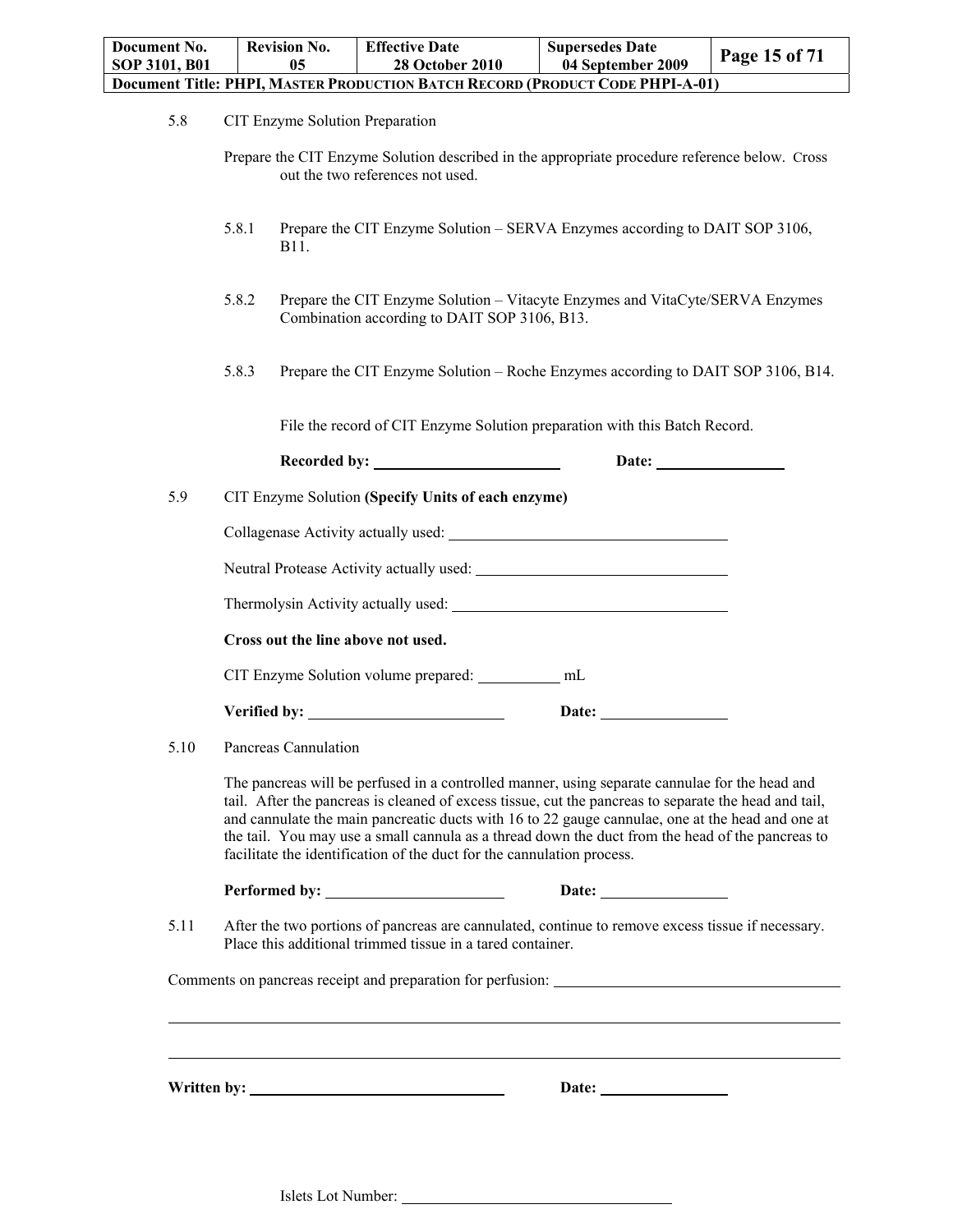5.8 CIT Enzyme Solution Preparation

Prepare the CIT Enzyme Solution described in the appropriate procedure reference below. Cross out the two references not used.

5.8.1 Prepare the CIT Enzyme Solution – SERVA Enzymes according to DAIT SOP 3106, B11.

5.8.2 Prepare the CIT Enzyme Solution – Vitacyte Enzymes and VitaCyte/SERVA Enzymes Combination according to DAIT SOP 3106, B13.

5.8.3 Prepare the CIT Enzyme Solution – Roche Enzymes according to DAIT SOP 3106, B14.

File the record of CIT Enzyme Solution preparation with this Batch Record.

**Recorded by:** ________________________ **Date:** ________________

5.9 CIT Enzyme Solution **(Specify Units of each enzyme)**

Collagenase Activity actually used: ____________________________________

Neutral Protease Activity actually used: ________________________________

Thermolysin Activity actually used: ____________________________________

**Cross out the line above not used.**

CIT Enzyme Solution volume prepared: ___________ mL

**Verified by:** _________________________ **Date:** ________________

5.10 Pancreas Cannulation

The pancreas will be perfused in a controlled manner, using separate cannulae for the head and tail. After the pancreas is cleaned of excess tissue, cut the pancreas to separate the head and tail, and cannulate the main pancreatic ducts with 16 to 22 gauge cannulae, one at the head and one at the tail. You may use a small cannula as a thread down the duct from the head of the pancreas to facilitate the identification of the duct for the cannulation process.

**Performed by:** _______________________ **Date:** ________________

5.11 After the two portions of pancreas are cannulated, continue to remove excess tissue if necessary. Place this additional trimmed tissue in a tared container.

Comments on pancreas receipt and preparation for perfusion: ______________________________________

______________________________________________________________________________

______________________________________________________________________________

**Written by:** _________________________________ **Date:** ________________

Islets Lot Number: ___________________________________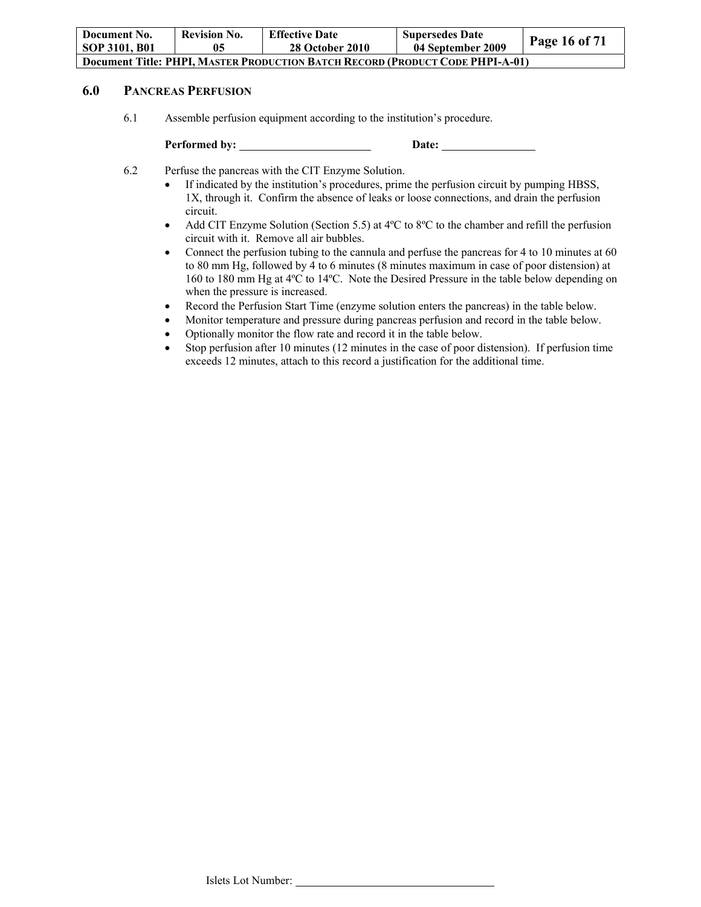## 6.0 PANCREAS PERFUSION

6.1 Assemble perfusion equipment according to the institution's procedure.

**Performed by:** ______________________ **Date:** ________________

6.2 Perfuse the pancreas with the CIT Enzyme Solution.

- If indicated by the institution's procedures, prime the perfusion circuit by pumping HBSS, 1X, through it. Confirm the absence of leaks or loose connections, and drain the perfusion circuit.
- Add CIT Enzyme Solution (Section 5.5) at 4ºC to 8ºC to the chamber and refill the perfusion circuit with it. Remove all air bubbles.
- Connect the perfusion tubing to the cannula and perfuse the pancreas for 4 to 10 minutes at 60 to 80 mm Hg, followed by 4 to 6 minutes (8 minutes maximum in case of poor distension) at 160 to 180 mm Hg at 4ºC to 14ºC. Note the Desired Pressure in the table below depending on when the pressure is increased.
- Record the Perfusion Start Time (enzyme solution enters the pancreas) in the table below.
- Monitor temperature and pressure during pancreas perfusion and record in the table below.
- Optionally monitor the flow rate and record it in the table below.
- Stop perfusion after 10 minutes (12 minutes in the case of poor distension). If perfusion time exceeds 12 minutes, attach to this record a justification for the additional time.

Islets Lot Number: ________________________________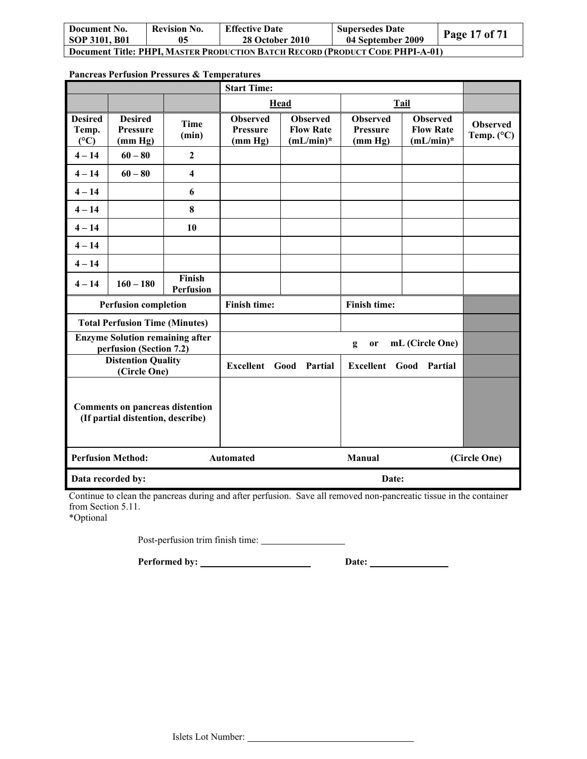**Pancreas Perfusion Pressures & Temperatures**

| | | | Start Time: | | | | |
|---|---|---|---|---|---|---|---|
| | | | **Head** | | **Tail** | | |
| **Desired Temp. (°C)** | **Desired Pressure (mm Hg)** | **Time (min)** | **Observed Pressure (mm Hg)** | **Observed Flow Rate (mL/min)*** | **Observed Pressure (mm Hg)** | **Observed Flow Rate (mL/min)*** | **Observed Temp. (°C)** |
| **4 – 14** | **60 – 80** | **2** | | | | | |
| **4 – 14** | **60 – 80** | **4** | | | | | |
| **4 – 14** | | **6** | | | | | |
| **4 – 14** | | **8** | | | | | |
| **4 – 14** | | **10** | | | | | |
| **4 – 14** | | | | | | | |
| **4 – 14** | | | | | | | |
| **4 – 14** | **160 – 180** | **Finish Perfusion** | | | | | |
| **Perfusion completion** | | | **Finish time:** | | **Finish time:** | | |
| **Total Perfusion Time (Minutes)** | | | | | | | |
| **Enzyme Solution remaining after perfusion (Section 7.2)** | | | | | **g or mL (Circle One)** | | |
| **Distention Quality (Circle One)** | | | **Excellent Good Partial** | | **Excellent Good Partial** | | |
| **Comments on pancreas distention (If partial distention, describe)** | | | | | | | |
| **Perfusion Method:** | | | **Automated** | | **Manual** | | **(Circle One)** |
| **Data recorded by:** | | | | | **Date:** | | |

Continue to clean the pancreas during and after perfusion. Save all removed non-pancreatic tissue in the container from Section 5.11.

*Optional

Post-perfusion trim finish time: ________________

**Performed by:** ______________________ **Date:** ________________

Islets Lot Number: ________________________________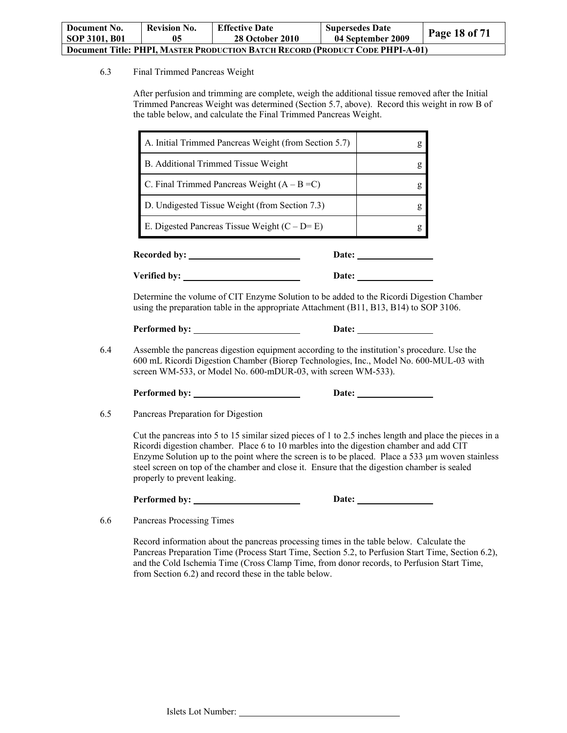6.3 Final Trimmed Pancreas Weight

After perfusion and trimming are complete, weigh the additional tissue removed after the Initial Trimmed Pancreas Weight was determined (Section 5.7, above). Record this weight in row B of the table below, and calculate the Final Trimmed Pancreas Weight.

| | |
|---|---|
| A. Initial Trimmed Pancreas Weight (from Section 5.7) | g |
| B. Additional Trimmed Tissue Weight | g |
| C. Final Trimmed Pancreas Weight (A – B =C) | g |
| D. Undigested Tissue Weight (from Section 7.3) | g |
| E. Digested Pancreas Tissue Weight (C – D= E) | g |

**Recorded by:** ______________________ **Date:** ______________

**Verified by:** ______________________ **Date:** ______________

Determine the volume of CIT Enzyme Solution to be added to the Ricordi Digestion Chamber using the preparation table in the appropriate Attachment (B11, B13, B14) to SOP 3106.

**Performed by:** ______________________ **Date:** ______________

6.4 Assemble the pancreas digestion equipment according to the institution's procedure. Use the 600 mL Ricordi Digestion Chamber (Biorep Technologies, Inc., Model No. 600-MUL-03 with screen WM-533, or Model No. 600-mDUR-03, with screen WM-533).

**Performed by:** ______________________ **Date:** ______________

6.5 Pancreas Preparation for Digestion

Cut the pancreas into 5 to 15 similar sized pieces of 1 to 2.5 inches length and place the pieces in a Ricordi digestion chamber. Place 6 to 10 marbles into the digestion chamber and add CIT Enzyme Solution up to the point where the screen is to be placed. Place a 533 µm woven stainless steel screen on top of the chamber and close it. Ensure that the digestion chamber is sealed properly to prevent leaking.

**Performed by:** ______________________ **Date:** ______________

6.6 Pancreas Processing Times

Record information about the pancreas processing times in the table below. Calculate the Pancreas Preparation Time (Process Start Time, Section 5.2, to Perfusion Start Time, Section 6.2), and the Cold Ischemia Time (Cross Clamp Time, from donor records, to Perfusion Start Time, from Section 6.2) and record these in the table below.

Islets Lot Number: ______________________________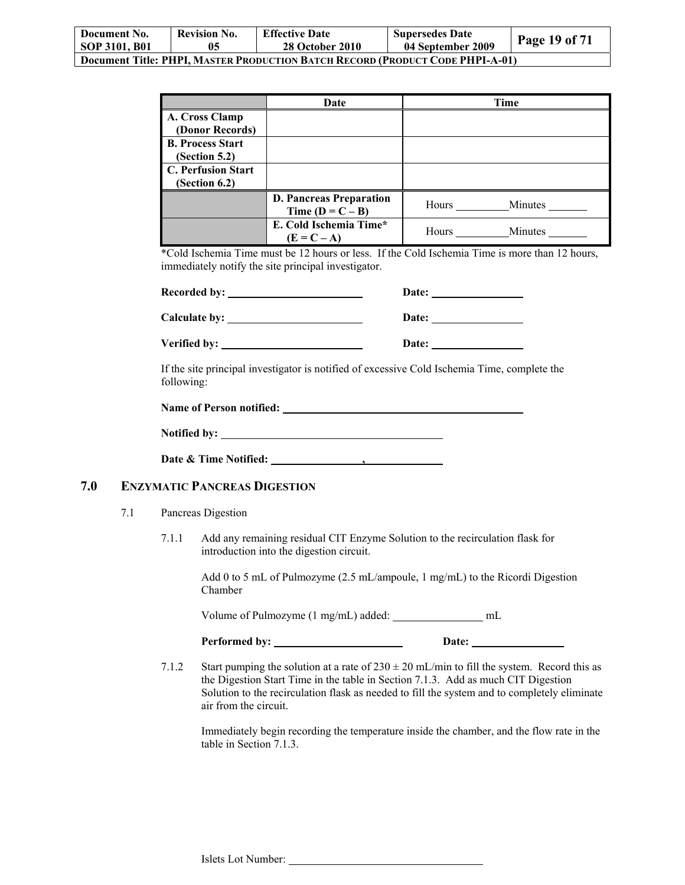| | Date | Time |
|---|---|---|
| **A. Cross Clamp (Donor Records)** | | |
| **B. Process Start (Section 5.2)** | | |
| **C. Perfusion Start (Section 6.2)** | | |
| | **D. Pancreas Preparation Time (D = C – B)** | Hours \_\_\_\_\_\_\_\_\_Minutes \_\_\_\_\_\_\_ |
| | **E. Cold Ischemia Time* (E = C – A)** | Hours \_\_\_\_\_\_\_\_\_Minutes \_\_\_\_\_\_\_ |

*Cold Ischemia Time must be 12 hours or less. If the Cold Ischemia Time is more than 12 hours, immediately notify the site principal investigator.

**Recorded by:** \_\_\_\_\_\_\_\_\_\_\_\_\_\_\_\_\_\_\_\_\_\_\_\_ **Date:** \_\_\_\_\_\_\_\_\_\_\_\_\_\_\_\_

**Calculate by:** \_\_\_\_\_\_\_\_\_\_\_\_\_\_\_\_\_\_\_\_\_\_\_\_ **Date:** \_\_\_\_\_\_\_\_\_\_\_\_\_\_\_\_

**Verified by:** \_\_\_\_\_\_\_\_\_\_\_\_\_\_\_\_\_\_\_\_\_\_\_\_ **Date:** \_\_\_\_\_\_\_\_\_\_\_\_\_\_\_\_

If the site principal investigator is notified of excessive Cold Ischemia Time, complete the following:

**Name of Person notified:** \_\_\_\_\_\_\_\_\_\_\_\_\_\_\_\_\_\_\_\_\_\_\_\_\_\_\_\_\_\_\_\_\_\_\_\_\_\_\_\_

**Notified by:** \_\_\_\_\_\_\_\_\_\_\_\_\_\_\_\_\_\_\_\_\_\_\_\_\_\_\_\_\_\_\_\_\_\_\_\_\_\_\_\_

**Date & Time Notified:** \_\_\_\_\_\_\_\_\_\_\_\_\_\_\_\_, \_\_\_\_\_\_\_\_\_\_\_\_\_\_

## 7.0 ENZYMATIC PANCREAS DIGESTION

7.1 Pancreas Digestion

7.1.1 Add any remaining residual CIT Enzyme Solution to the recirculation flask for introduction into the digestion circuit.

Add 0 to 5 mL of Pulmozyme (2.5 mL/ampoule, 1 mg/mL) to the Ricordi Digestion Chamber

Volume of Pulmozyme (1 mg/mL) added: \_\_\_\_\_\_\_\_\_\_\_\_\_\_\_\_ mL

**Performed by:** \_\_\_\_\_\_\_\_\_\_\_\_\_\_\_\_\_\_\_\_\_\_\_\_ **Date:** \_\_\_\_\_\_\_\_\_\_\_\_\_\_\_\_

7.1.2 Start pumping the solution at a rate of 230 ± 20 mL/min to fill the system. Record this as the Digestion Start Time in the table in Section 7.1.3. Add as much CIT Digestion Solution to the recirculation flask as needed to fill the system and to completely eliminate air from the circuit.

Immediately begin recording the temperature inside the chamber, and the flow rate in the table in Section 7.1.3.

Islets Lot Number: \_\_\_\_\_\_\_\_\_\_\_\_\_\_\_\_\_\_\_\_\_\_\_\_\_\_\_\_\_\_\_\_\_\_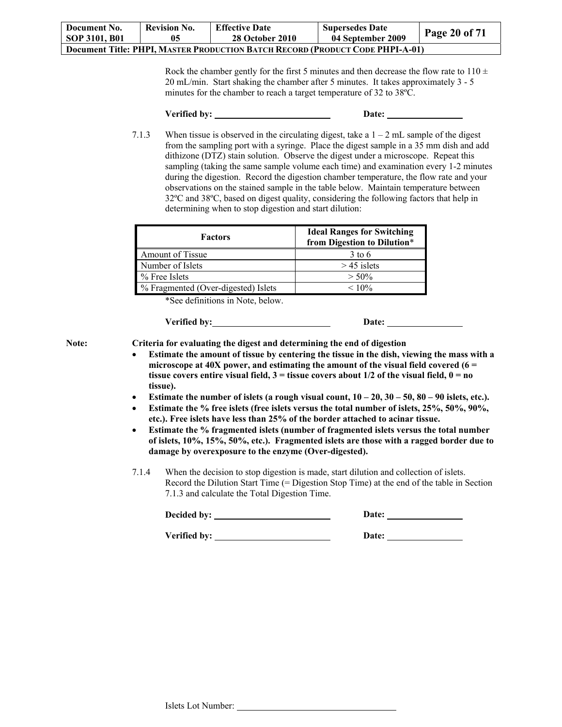Rock the chamber gently for the first 5 minutes and then decrease the flow rate to 110 ± 20 mL/min. Start shaking the chamber after 5 minutes. It takes approximately 3 - 5 minutes for the chamber to reach a target temperature of 32 to 38ºC.

**Verified by:** \_\_\_\_\_\_\_\_\_\_\_\_\_\_\_\_\_\_\_\_\_\_\_\_ **Date:** \_\_\_\_\_\_\_\_\_\_\_\_\_\_\_\_

7.1.3 When tissue is observed in the circulating digest, take a 1 – 2 mL sample of the digest from the sampling port with a syringe. Place the digest sample in a 35 mm dish and add dithizone (DTZ) stain solution. Observe the digest under a microscope. Repeat this sampling (taking the same sample volume each time) and examination every 1-2 minutes during the digestion. Record the digestion chamber temperature, the flow rate and your observations on the stained sample in the table below. Maintain temperature between 32ºC and 38ºC, based on digest quality, considering the following factors that help in determining when to stop digestion and start dilution:

| Factors | Ideal Ranges for Switching from Digestion to Dilution* |
|---|---|
| Amount of Tissue | 3 to 6 |
| Number of Islets | > 45 islets |
| % Free Islets | > 50% |
| % Fragmented (Over-digested) Islets | < 10% |

*See definitions in Note, below.

**Verified by:** \_\_\_\_\_\_\_\_\_\_\_\_\_\_\_\_\_\_\_\_\_\_\_\_ **Date:** \_\_\_\_\_\_\_\_\_\_\_\_\_\_\_\_

**Note:** **Criteria for evaluating the digest and determining the end of digestion**

- **Estimate the amount of tissue by centering the tissue in the dish, viewing the mass with a microscope at 40X power, and estimating the amount of the visual field covered (6 = tissue covers entire visual field, 3 = tissue covers about 1/2 of the visual field, 0 = no tissue).**
- **Estimate the number of islets (a rough visual count, 10 – 20, 30 – 50, 80 – 90 islets, etc.).**
- **Estimate the % free islets (free islets versus the total number of islets, 25%, 50%, 90%, etc.). Free islets have less than 25% of the border attached to acinar tissue.**
- **Estimate the % fragmented islets (number of fragmented islets versus the total number of islets, 10%, 15%, 50%, etc.). Fragmented islets are those with a ragged border due to damage by overexposure to the enzyme (Over-digested).**

7.1.4 When the decision to stop digestion is made, start dilution and collection of islets. Record the Dilution Start Time (= Digestion Stop Time) at the end of the table in Section 7.1.3 and calculate the Total Digestion Time.

**Decided by:** \_\_\_\_\_\_\_\_\_\_\_\_\_\_\_\_\_\_\_\_\_\_\_\_ **Date:** \_\_\_\_\_\_\_\_\_\_\_\_\_\_\_\_

**Verified by:** \_\_\_\_\_\_\_\_\_\_\_\_\_\_\_\_\_\_\_\_\_\_\_\_ **Date:** \_\_\_\_\_\_\_\_\_\_\_\_\_\_\_\_

Islets Lot Number: \_\_\_\_\_\_\_\_\_\_\_\_\_\_\_\_\_\_\_\_\_\_\_\_\_\_\_\_\_\_\_\_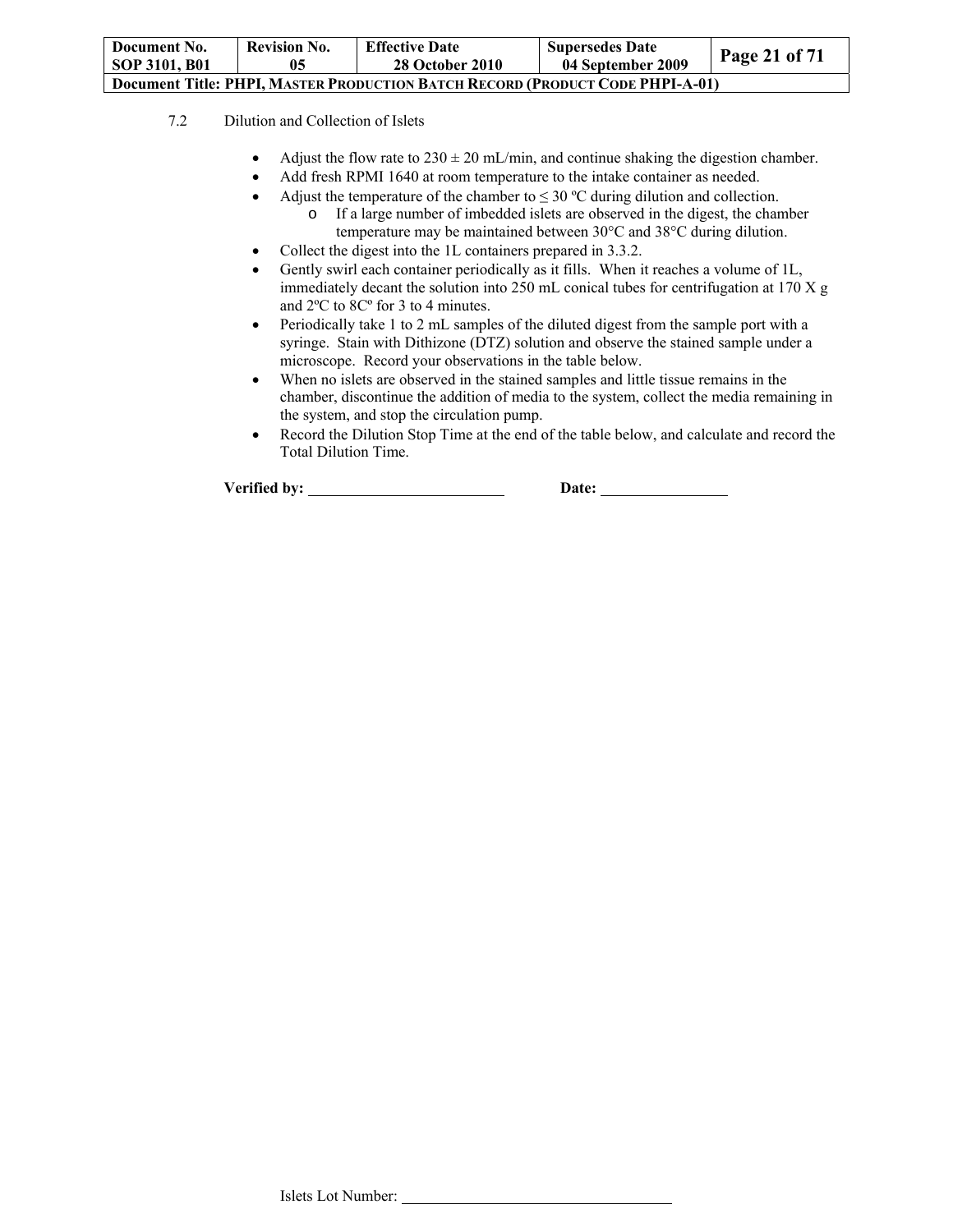7.2 Dilution and Collection of Islets

- Adjust the flow rate to 230 ± 20 mL/min, and continue shaking the digestion chamber.
- Add fresh RPMI 1640 at room temperature to the intake container as needed.
- Adjust the temperature of the chamber to ≤ 30 ºC during dilution and collection.
  - If a large number of imbedded islets are observed in the digest, the chamber temperature may be maintained between 30°C and 38°C during dilution.
- Collect the digest into the 1L containers prepared in 3.3.2.
- Gently swirl each container periodically as it fills. When it reaches a volume of 1L, immediately decant the solution into 250 mL conical tubes for centrifugation at 170 X g and 2ºC to 8Cº for 3 to 4 minutes.
- Periodically take 1 to 2 mL samples of the diluted digest from the sample port with a syringe. Stain with Dithizone (DTZ) solution and observe the stained sample under a microscope. Record your observations in the table below.
- When no islets are observed in the stained samples and little tissue remains in the chamber, discontinue the addition of media to the system, collect the media remaining in the system, and stop the circulation pump.
- Record the Dilution Stop Time at the end of the table below, and calculate and record the Total Dilution Time.

**Verified by:** ________________________ **Date:** ________________

Islets Lot Number: ________________________________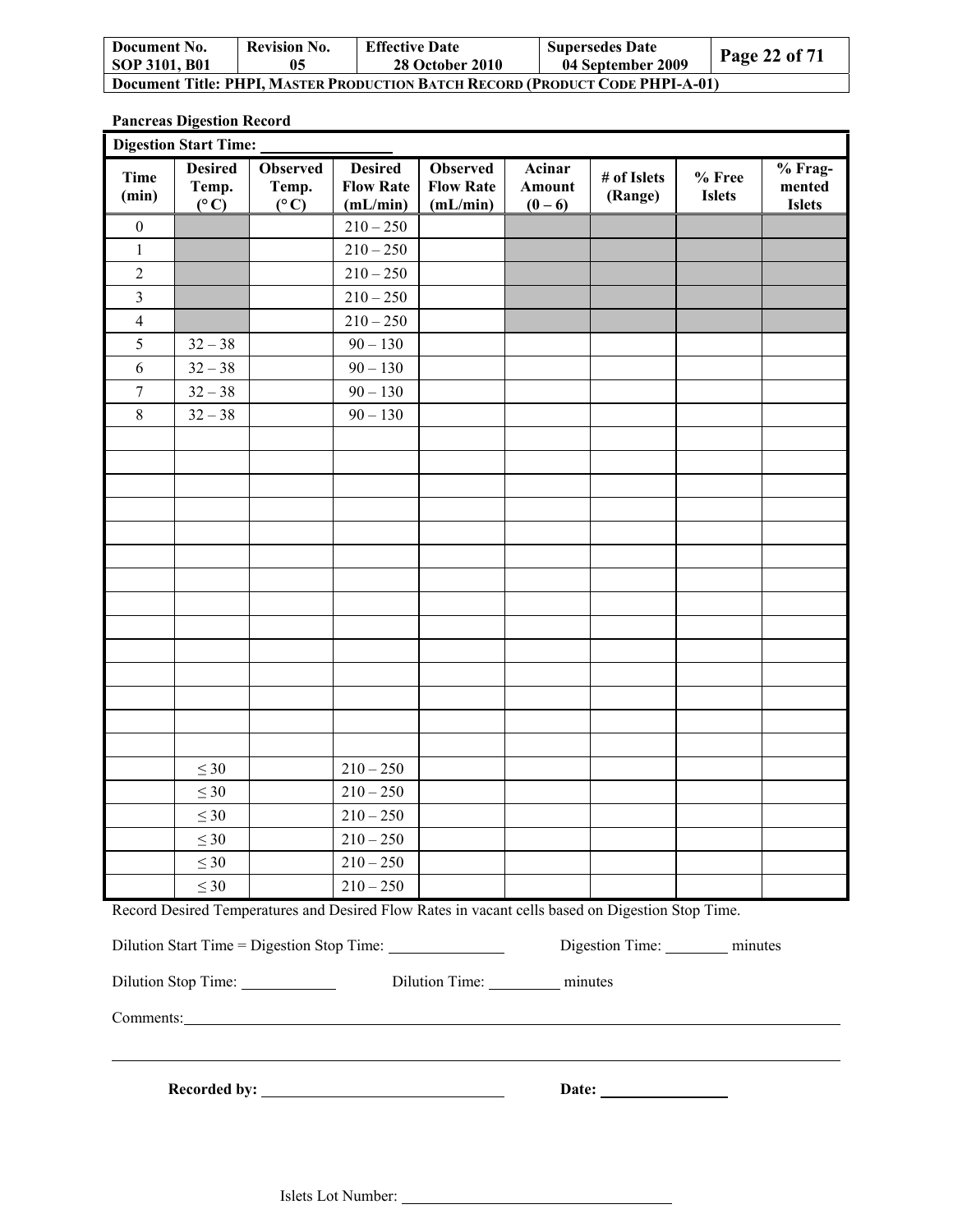**Pancreas Digestion Record**

**Digestion Start Time:** \_\_\_\_\_\_\_\_\_\_\_\_\_\_\_\_

| Time (min) | Desired Temp. (°C) | Observed Temp. (°C) | Desired Flow Rate (mL/min) | Observed Flow Rate (mL/min) | Acinar Amount (0 – 6) | # of Islets (Range) | % Free Islets | % Fragmented Islets |
|---|---|---|---|---|---|---|---|---|
| 0 | | | 210 – 250 | | | | | |
| 1 | | | 210 – 250 | | | | | |
| 2 | | | 210 – 250 | | | | | |
| 3 | | | 210 – 250 | | | | | |
| 4 | | | 210 – 250 | | | | | |
| 5 | 32 – 38 | | 90 – 130 | | | | | |
| 6 | 32 – 38 | | 90 – 130 | | | | | |
| 7 | 32 – 38 | | 90 – 130 | | | | | |
| 8 | 32 – 38 | | 90 – 130 | | | | | |
| | | | | | | | | |
| | | | | | | | | |
| | | | | | | | | |
| | | | | | | | | |
| | | | | | | | | |
| | | | | | | | | |
| | | | | | | | | |
| | | | | | | | | |
| | | | | | | | | |
| | | | | | | | | |
| | | | | | | | | |
| | | | | | | | | |
| | | | | | | | | |
| | | | | | | | | |
| | $\leq 30$ | | 210 – 250 | | | | | |
| | $\leq 30$ | | 210 – 250 | | | | | |
| | $\leq 30$ | | 210 – 250 | | | | | |
| | $\leq 30$ | | 210 – 250 | | | | | |
| | $\leq 30$ | | 210 – 250 | | | | | |
| | $\leq 30$ | | 210 – 250 | | | | | |

Record Desired Temperatures and Desired Flow Rates in vacant cells based on Digestion Stop Time.

Dilution Start Time = Digestion Stop Time: \_\_\_\_\_\_\_\_\_\_\_\_\_\_ Digestion Time: \_\_\_\_\_\_\_\_ minutes

Dilution Stop Time: \_\_\_\_\_\_\_\_\_\_\_\_ Dilution Time: \_\_\_\_\_\_\_\_\_ minutes

Comments: \_\_\_\_\_\_\_\_\_\_\_\_\_\_\_\_\_\_\_\_\_\_\_\_\_\_\_\_\_\_\_\_\_\_\_\_\_\_\_\_\_\_\_\_\_\_\_\_\_\_\_\_\_\_\_\_\_\_\_\_\_\_\_\_\_\_\_\_\_\_\_\_\_\_\_\_\_\_

\_\_\_\_\_\_\_\_\_\_\_\_\_\_\_\_\_\_\_\_\_\_\_\_\_\_\_\_\_\_\_\_\_\_\_\_\_\_\_\_\_\_\_\_\_\_\_\_\_\_\_\_\_\_\_\_\_\_\_\_\_\_\_\_\_\_\_\_\_\_\_\_\_\_\_\_\_\_\_\_\_\_\_\_\_\_\_\_

**Recorded by:** \_\_\_\_\_\_\_\_\_\_\_\_\_\_\_\_\_\_\_\_\_\_\_\_\_\_\_\_\_\_\_\_ **Date:** \_\_\_\_\_\_\_\_\_\_\_\_\_\_\_\_

Islets Lot Number: \_\_\_\_\_\_\_\_\_\_\_\_\_\_\_\_\_\_\_\_\_\_\_\_\_\_\_\_\_\_\_\_\_\_\_\_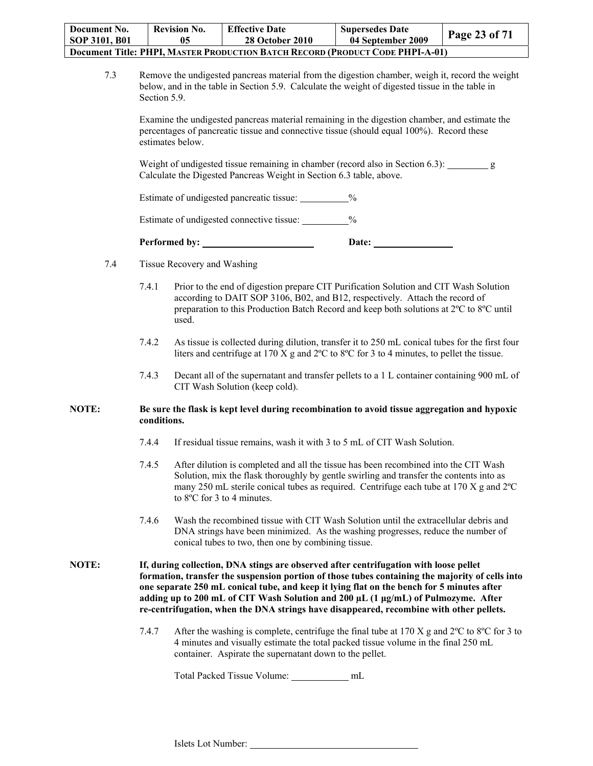7.3 Remove the undigested pancreas material from the digestion chamber, weigh it, record the weight below, and in the table in Section 5.9. Calculate the weight of digested tissue in the table in Section 5.9.

Examine the undigested pancreas material remaining in the digestion chamber, and estimate the percentages of pancreatic tissue and connective tissue (should equal 100%). Record these estimates below.

Weight of undigested tissue remaining in chamber (record also in Section 6.3): ________ g
Calculate the Digested Pancreas Weight in Section 6.3 table, above.

Estimate of undigested pancreatic tissue: __________%

Estimate of undigested connective tissue: __________%

**Performed by:** ______________________ **Date:** ________________

7.4 Tissue Recovery and Washing

7.4.1 Prior to the end of digestion prepare CIT Purification Solution and CIT Wash Solution according to DAIT SOP 3106, B02, and B12, respectively. Attach the record of preparation to this Production Batch Record and keep both solutions at 2ºC to 8ºC until used.

7.4.2 As tissue is collected during dilution, transfer it to 250 mL conical tubes for the first four liters and centrifuge at 170 X g and 2ºC to 8ºC for 3 to 4 minutes, to pellet the tissue.

7.4.3 Decant all of the supernatant and transfer pellets to a 1 L container containing 900 mL of CIT Wash Solution (keep cold).

**NOTE: Be sure the flask is kept level during recombination to avoid tissue aggregation and hypoxic conditions.**

7.4.4 If residual tissue remains, wash it with 3 to 5 mL of CIT Wash Solution.

7.4.5 After dilution is completed and all the tissue has been recombined into the CIT Wash Solution, mix the flask thoroughly by gentle swirling and transfer the contents into as many 250 mL sterile conical tubes as required. Centrifuge each tube at 170 X g and 2ºC to 8ºC for 3 to 4 minutes.

7.4.6 Wash the recombined tissue with CIT Wash Solution until the extracellular debris and DNA strings have been minimized. As the washing progresses, reduce the number of conical tubes to two, then one by combining tissue.

**NOTE: If, during collection, DNA stings are observed after centrifugation with loose pellet formation, transfer the suspension portion of those tubes containing the majority of cells into one separate 250 mL conical tube, and keep it lying flat on the bench for 5 minutes after adding up to 200 mL of CIT Wash Solution and 200 µL (1 µg/mL) of Pulmozyme. After re-centrifugation, when the DNA strings have disappeared, recombine with other pellets.**

7.4.7 After the washing is complete, centrifuge the final tube at 170 X g and 2ºC to 8ºC for 3 to 4 minutes and visually estimate the total packed tissue volume in the final 250 mL container. Aspirate the supernatant down to the pellet.

Total Packed Tissue Volume: ___________ mL

Islets Lot Number: ________________________________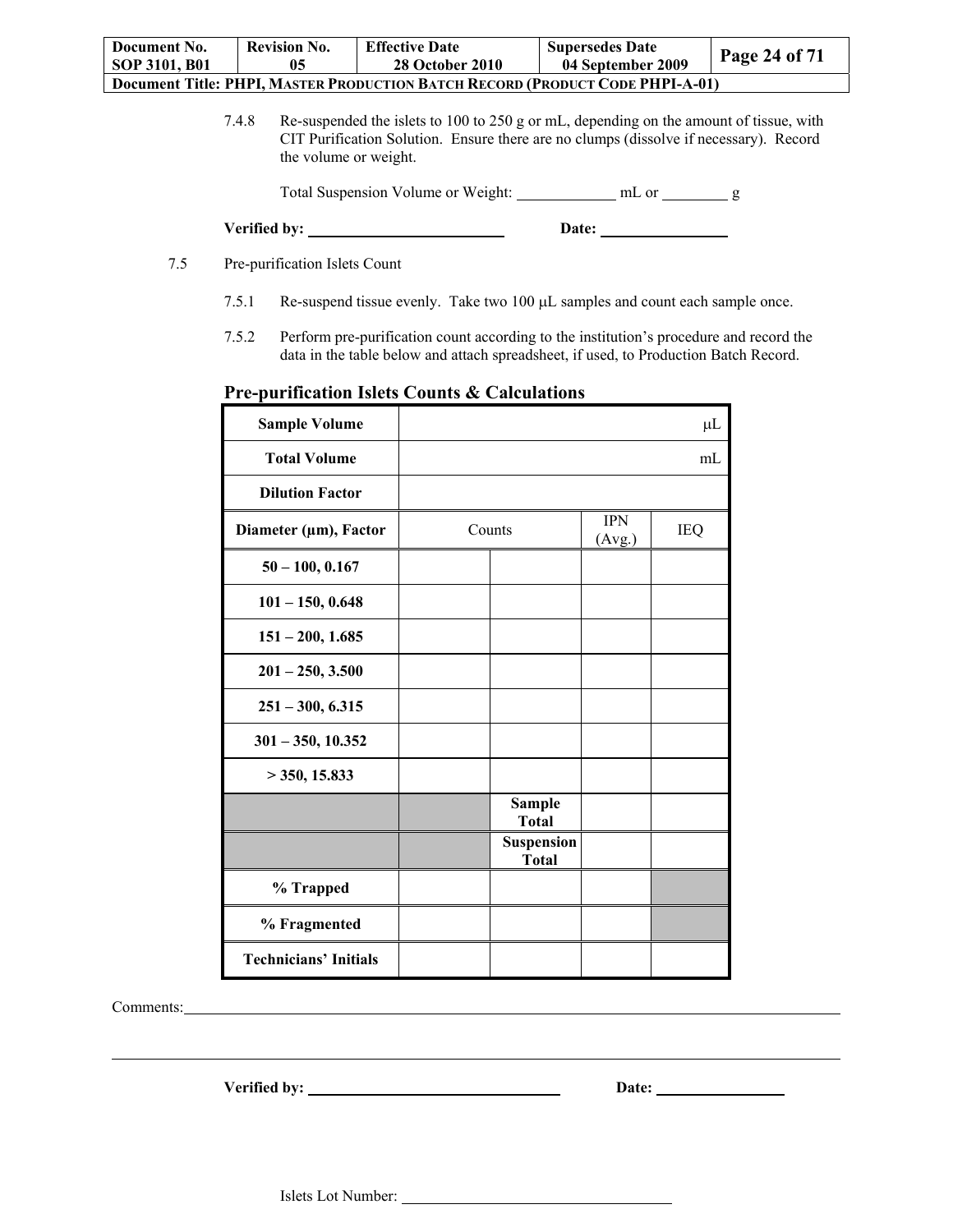7.4.8 Re-suspended the islets to 100 to 250 g or mL, depending on the amount of tissue, with CIT Purification Solution. Ensure there are no clumps (dissolve if necessary). Record the volume or weight.

Total Suspension Volume or Weight: ____________ mL or ________ g

**Verified by:** ________________________ **Date:** ________________

7.5 Pre-purification Islets Count

7.5.1 Re-suspend tissue evenly. Take two 100 μL samples and count each sample once.

7.5.2 Perform pre-purification count according to the institution's procedure and record the data in the table below and attach spreadsheet, if used, to Production Batch Record.

## Pre-purification Islets Counts & Calculations

| **Sample Volume** | μL | | | |
|---|---|---|---|---|
| **Total Volume** | mL | | | |
| **Dilution Factor** | | | | |
| **Diameter (μm), Factor** | Counts | | IPN (Avg.) | IEQ |
| **50 – 100, 0.167** | | | | |
| **101 – 150, 0.648** | | | | |
| **151 – 200, 1.685** | | | | |
| **201 – 250, 3.500** | | | | |
| **251 – 300, 6.315** | | | | |
| **301 – 350, 10.352** | | | | |
| **> 350, 15.833** | | | | |
| | | **Sample Total** | | |
| | | **Suspension Total** | | |
| **% Trapped** | | | | |
| **% Fragmented** | | | | |
| **Technicians' Initials** | | | | |

Comments: ____________________________________________________________

**Verified by:** ________________________________ **Date:** ________________

Islets Lot Number: ________________________________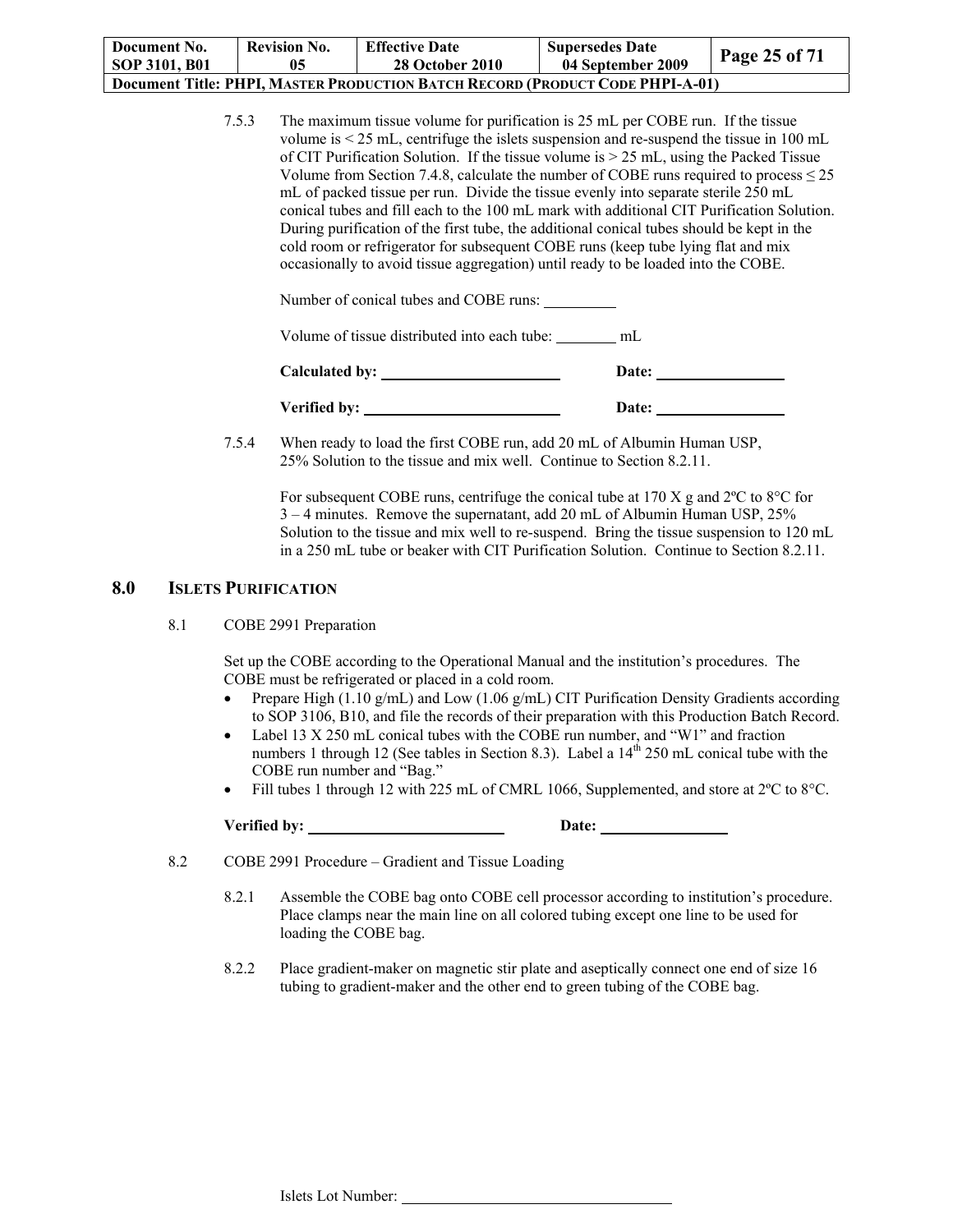7.5.3 The maximum tissue volume for purification is 25 mL per COBE run. If the tissue volume is < 25 mL, centrifuge the islets suspension and re-suspend the tissue in 100 mL of CIT Purification Solution. If the tissue volume is > 25 mL, using the Packed Tissue Volume from Section 7.4.8, calculate the number of COBE runs required to process ≤ 25 mL of packed tissue per run. Divide the tissue evenly into separate sterile 250 mL conical tubes and fill each to the 100 mL mark with additional CIT Purification Solution. During purification of the first tube, the additional conical tubes should be kept in the cold room or refrigerator for subsequent COBE runs (keep tube lying flat and mix occasionally to avoid tissue aggregation) until ready to be loaded into the COBE.

Number of conical tubes and COBE runs: ________

Volume of tissue distributed into each tube: ________ mL

**Calculated by:** ____________________ **Date:** ______________

**Verified by:** ____________________ **Date:** ______________

7.5.4 When ready to load the first COBE run, add 20 mL of Albumin Human USP, 25% Solution to the tissue and mix well. Continue to Section 8.2.11.

For subsequent COBE runs, centrifuge the conical tube at 170 X g and 2ºC to 8°C for 3 – 4 minutes. Remove the supernatant, add 20 mL of Albumin Human USP, 25% Solution to the tissue and mix well to re-suspend. Bring the tissue suspension to 120 mL in a 250 mL tube or beaker with CIT Purification Solution. Continue to Section 8.2.11.

## 8.0 ISLETS PURIFICATION

8.1 COBE 2991 Preparation

Set up the COBE according to the Operational Manual and the institution's procedures. The COBE must be refrigerated or placed in a cold room.

- Prepare High (1.10 g/mL) and Low (1.06 g/mL) CIT Purification Density Gradients according to SOP 3106, B10, and file the records of their preparation with this Production Batch Record.
- Label 13 X 250 mL conical tubes with the COBE run number, and "W1" and fraction numbers 1 through 12 (See tables in Section 8.3). Label a 14th 250 mL conical tube with the COBE run number and "Bag."
- Fill tubes 1 through 12 with 225 mL of CMRL 1066, Supplemented, and store at 2ºC to 8°C.

**Verified by:** ____________________ **Date:** ______________

8.2 COBE 2991 Procedure – Gradient and Tissue Loading

8.2.1 Assemble the COBE bag onto COBE cell processor according to institution's procedure. Place clamps near the main line on all colored tubing except one line to be used for loading the COBE bag.

8.2.2 Place gradient-maker on magnetic stir plate and aseptically connect one end of size 16 tubing to gradient-maker and the other end to green tubing of the COBE bag.

Islets Lot Number: ______________________________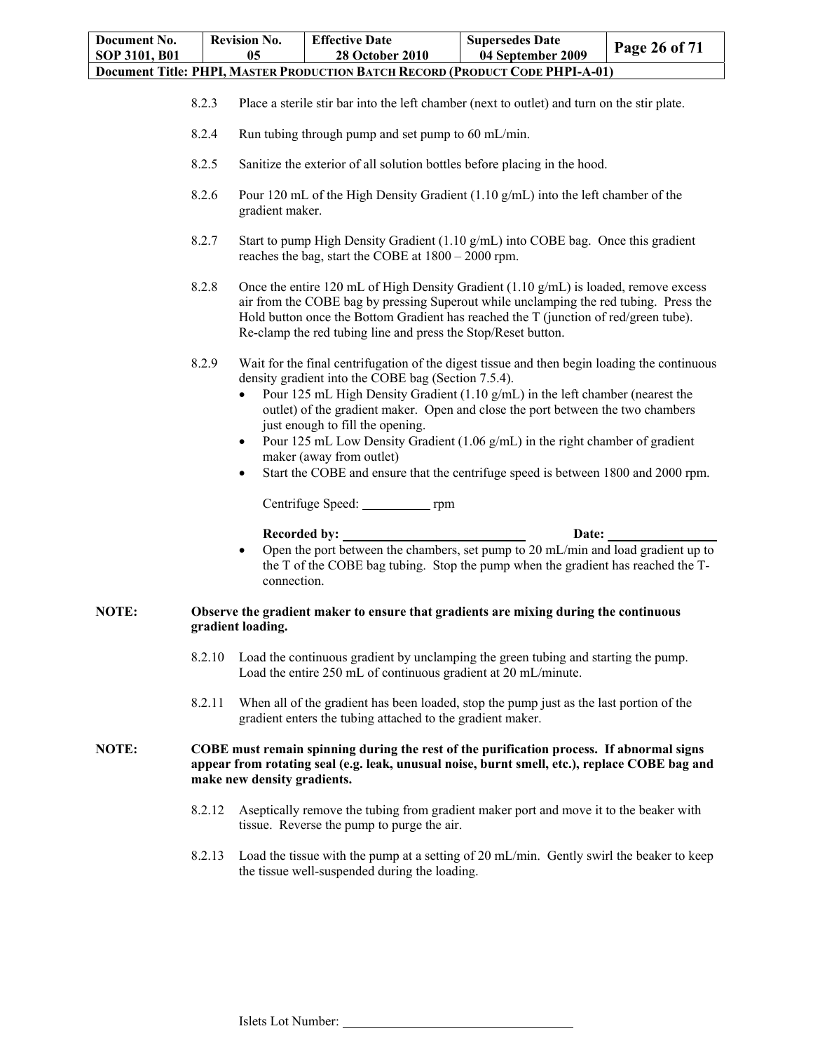8.2.3 Place a sterile stir bar into the left chamber (next to outlet) and turn on the stir plate.

8.2.4 Run tubing through pump and set pump to 60 mL/min.

8.2.5 Sanitize the exterior of all solution bottles before placing in the hood.

8.2.6 Pour 120 mL of the High Density Gradient (1.10 g/mL) into the left chamber of the gradient maker.

8.2.7 Start to pump High Density Gradient (1.10 g/mL) into COBE bag. Once this gradient reaches the bag, start the COBE at 1800 – 2000 rpm.

8.2.8 Once the entire 120 mL of High Density Gradient (1.10 g/mL) is loaded, remove excess air from the COBE bag by pressing Superout while unclamping the red tubing. Press the Hold button once the Bottom Gradient has reached the T (junction of red/green tube). Re-clamp the red tubing line and press the Stop/Reset button.

8.2.9 Wait for the final centrifugation of the digest tissue and then begin loading the continuous density gradient into the COBE bag (Section 7.5.4).

- Pour 125 mL High Density Gradient (1.10 g/mL) in the left chamber (nearest the outlet) of the gradient maker. Open and close the port between the two chambers just enough to fill the opening.
- Pour 125 mL Low Density Gradient (1.06 g/mL) in the right chamber of gradient maker (away from outlet)
- Start the COBE and ensure that the centrifuge speed is between 1800 and 2000 rpm.

  Centrifuge Speed: __________ rpm

  **Recorded by:** ______________________ **Date:** ______________
- Open the port between the chambers, set pump to 20 mL/min and load gradient up to the T of the COBE bag tubing. Stop the pump when the gradient has reached the T-connection.

**NOTE: Observe the gradient maker to ensure that gradients are mixing during the continuous gradient loading.**

8.2.10 Load the continuous gradient by unclamping the green tubing and starting the pump. Load the entire 250 mL of continuous gradient at 20 mL/minute.

8.2.11 When all of the gradient has been loaded, stop the pump just as the last portion of the gradient enters the tubing attached to the gradient maker.

**NOTE: COBE must remain spinning during the rest of the purification process. If abnormal signs appear from rotating seal (e.g. leak, unusual noise, burnt smell, etc.), replace COBE bag and make new density gradients.**

8.2.12 Aseptically remove the tubing from gradient maker port and move it to the beaker with tissue. Reverse the pump to purge the air.

8.2.13 Load the tissue with the pump at a setting of 20 mL/min. Gently swirl the beaker to keep the tissue well-suspended during the loading.

Islets Lot Number: ______________________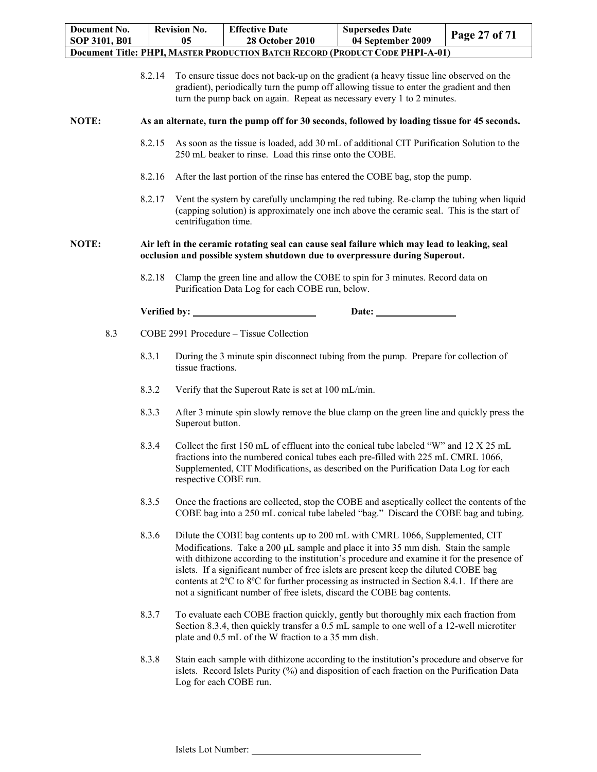8.2.14 To ensure tissue does not back-up on the gradient (a heavy tissue line observed on the gradient), periodically turn the pump off allowing tissue to enter the gradient and then turn the pump back on again. Repeat as necessary every 1 to 2 minutes.

**NOTE: As an alternate, turn the pump off for 30 seconds, followed by loading tissue for 45 seconds.**

8.2.15 As soon as the tissue is loaded, add 30 mL of additional CIT Purification Solution to the 250 mL beaker to rinse. Load this rinse onto the COBE.

8.2.16 After the last portion of the rinse has entered the COBE bag, stop the pump.

8.2.17 Vent the system by carefully unclamping the red tubing. Re-clamp the tubing when liquid (capping solution) is approximately one inch above the ceramic seal. This is the start of centrifugation time.

**NOTE: Air left in the ceramic rotating seal can cause seal failure which may lead to leaking, seal occlusion and possible system shutdown due to overpressure during Superout.**

8.2.18 Clamp the green line and allow the COBE to spin for 3 minutes. Record data on Purification Data Log for each COBE run, below.

**Verified by:** ______________________ **Date:** ______________

8.3 COBE 2991 Procedure – Tissue Collection

8.3.1 During the 3 minute spin disconnect tubing from the pump. Prepare for collection of tissue fractions.

8.3.2 Verify that the Superout Rate is set at 100 mL/min.

8.3.3 After 3 minute spin slowly remove the blue clamp on the green line and quickly press the Superout button.

8.3.4 Collect the first 150 mL of effluent into the conical tube labeled "W" and 12 X 25 mL fractions into the numbered conical tubes each pre-filled with 225 mL CMRL 1066, Supplemented, CIT Modifications, as described on the Purification Data Log for each respective COBE run.

8.3.5 Once the fractions are collected, stop the COBE and aseptically collect the contents of the COBE bag into a 250 mL conical tube labeled "bag." Discard the COBE bag and tubing.

8.3.6 Dilute the COBE bag contents up to 200 mL with CMRL 1066, Supplemented, CIT Modifications. Take a 200 µL sample and place it into 35 mm dish. Stain the sample with dithizone according to the institution's procedure and examine it for the presence of islets. If a significant number of free islets are present keep the diluted COBE bag contents at 2ºC to 8ºC for further processing as instructed in Section 8.4.1. If there are not a significant number of free islets, discard the COBE bag contents.

8.3.7 To evaluate each COBE fraction quickly, gently but thoroughly mix each fraction from Section 8.3.4, then quickly transfer a 0.5 mL sample to one well of a 12-well microtiter plate and 0.5 mL of the W fraction to a 35 mm dish.

8.3.8 Stain each sample with dithizone according to the institution's procedure and observe for islets. Record Islets Purity (%) and disposition of each fraction on the Purification Data Log for each COBE run.

Islets Lot Number: ______________________________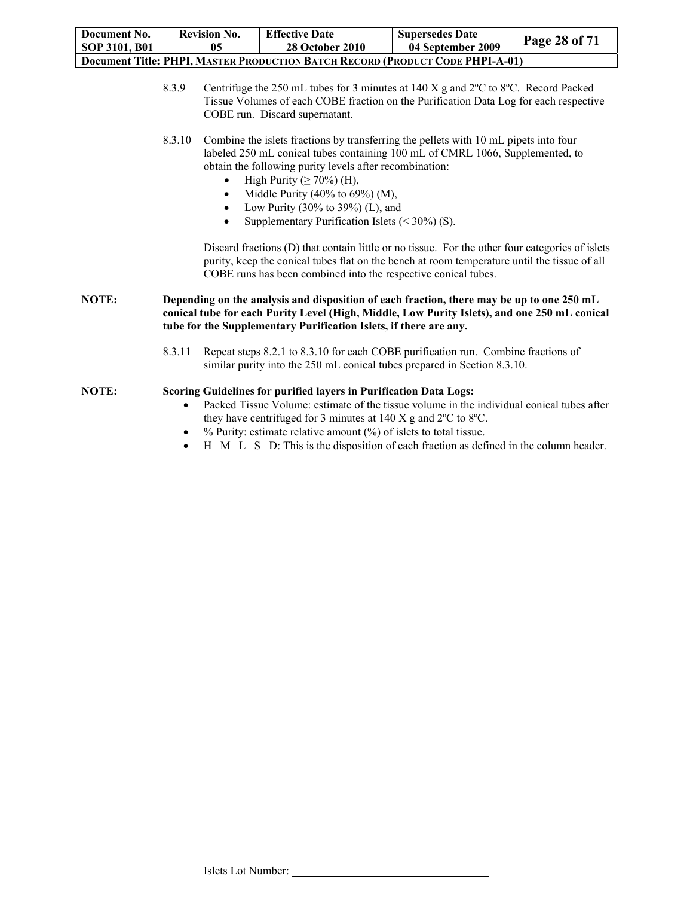8.3.9 Centrifuge the 250 mL tubes for 3 minutes at 140 X g and 2ºC to 8ºC. Record Packed Tissue Volumes of each COBE fraction on the Purification Data Log for each respective COBE run. Discard supernatant.

8.3.10 Combine the islets fractions by transferring the pellets with 10 mL pipets into four labeled 250 mL conical tubes containing 100 mL of CMRL 1066, Supplemented, to obtain the following purity levels after recombination:

- High Purity (≥ 70%) (H),
- Middle Purity (40% to 69%) (M),
- Low Purity (30% to 39%) (L), and
- Supplementary Purification Islets (< 30%) (S).

Discard fractions (D) that contain little or no tissue. For the other four categories of islets purity, keep the conical tubes flat on the bench at room temperature until the tissue of all COBE runs has been combined into the respective conical tubes.

**NOTE: Depending on the analysis and disposition of each fraction, there may be up to one 250 mL conical tube for each Purity Level (High, Middle, Low Purity Islets), and one 250 mL conical tube for the Supplementary Purification Islets, if there are any.**

8.3.11 Repeat steps 8.2.1 to 8.3.10 for each COBE purification run. Combine fractions of similar purity into the 250 mL conical tubes prepared in Section 8.3.10.

**NOTE: Scoring Guidelines for purified layers in Purification Data Logs:**

- Packed Tissue Volume: estimate of the tissue volume in the individual conical tubes after they have centrifuged for 3 minutes at 140 X g and 2ºC to 8ºC.
- % Purity: estimate relative amount (%) of islets to total tissue.
- H M L S D: This is the disposition of each fraction as defined in the column header.

Islets Lot Number: ___________________________________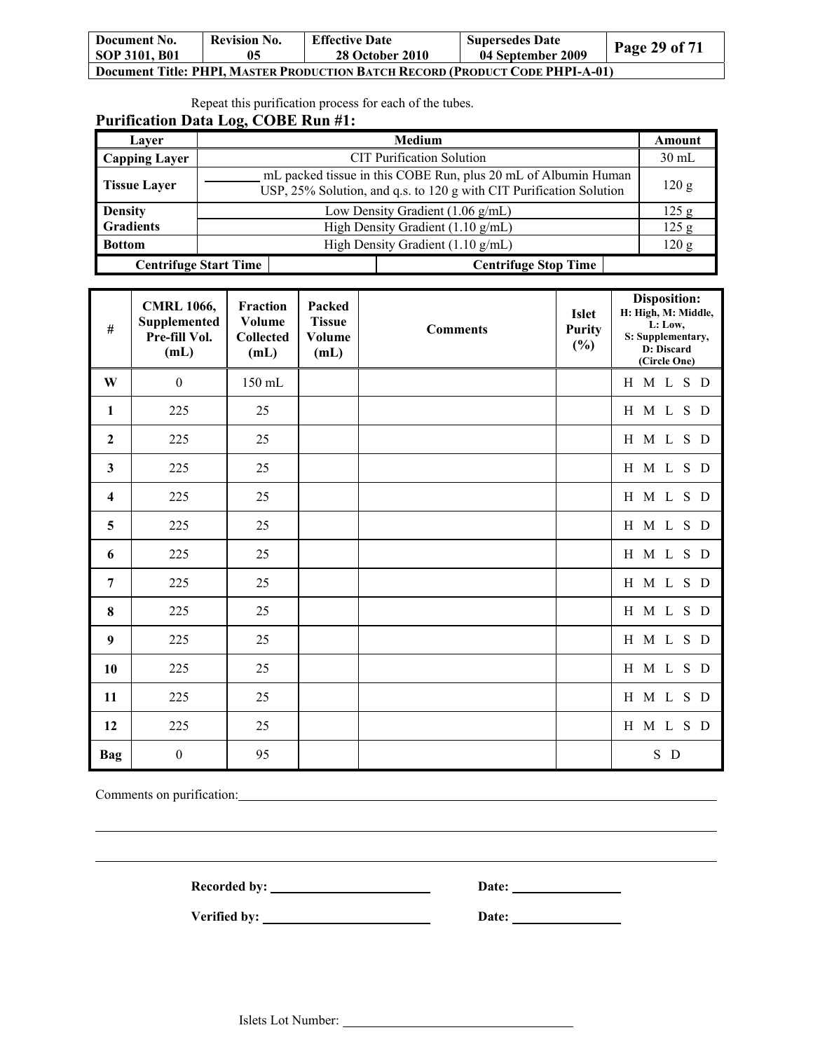Repeat this purification process for each of the tubes.

**Purification Data Log, COBE Run #1:**

| Layer | Medium | Amount |
|---|---|---|
| **Capping Layer** | CIT Purification Solution | 30 mL |
| **Tissue Layer** | ________ mL packed tissue in this COBE Run, plus 20 mL of Albumin Human USP, 25% Solution, and q.s. to 120 g with CIT Purification Solution | 120 g |
| **Density Gradients** | Low Density Gradient (1.06 g/mL) | 125 g |
| | High Density Gradient (1.10 g/mL) | 125 g |
| **Bottom** | High Density Gradient (1.10 g/mL) | 120 g |
| **Centrifuge Start Time** | | **Centrifuge Stop Time** |

| # | CMRL 1066, Supplemented Pre-fill Vol. (mL) | Fraction Volume Collected (mL) | Packed Tissue Volume (mL) | Comments | Islet Purity (%) | Disposition: H: High, M: Middle, L: Low, S: Supplementary, D: Discard (Circle One) |
|---|---|---|---|---|---|---|
| **W** | 0 | 150 mL | | | | H M L S D |
| **1** | 225 | 25 | | | | H M L S D |
| **2** | 225 | 25 | | | | H M L S D |
| **3** | 225 | 25 | | | | H M L S D |
| **4** | 225 | 25 | | | | H M L S D |
| **5** | 225 | 25 | | | | H M L S D |
| **6** | 225 | 25 | | | | H M L S D |
| **7** | 225 | 25 | | | | H M L S D |
| **8** | 225 | 25 | | | | H M L S D |
| **9** | 225 | 25 | | | | H M L S D |
| **10** | 225 | 25 | | | | H M L S D |
| **11** | 225 | 25 | | | | H M L S D |
| **12** | 225 | 25 | | | | H M L S D |
| **Bag** | 0 | 95 | | | | S D |

Comments on purification: ____________________________________________

______________________________________________________________________

______________________________________________________________________

**Recorded by:** ______________________ **Date:** ______________

**Verified by:** ______________________ **Date:** ______________

Islets Lot Number: ______________________________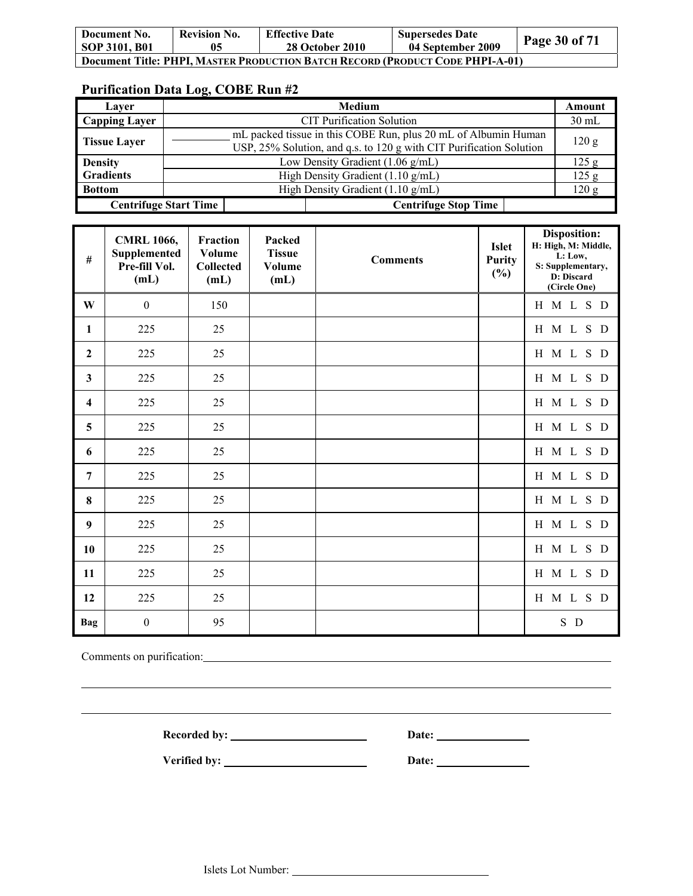## Purification Data Log, COBE Run #2

| Layer | Medium | Amount |
|---|---|---|
| Capping Layer | CIT Purification Solution | 30 mL |
| Tissue Layer | __________ mL packed tissue in this COBE Run, plus 20 mL of Albumin Human USP, 25% Solution, and q.s. to 120 g with CIT Purification Solution | 120 g |
| Density Gradients | Low Density Gradient (1.06 g/mL) | 125 g |
| | High Density Gradient (1.10 g/mL) | 125 g |
| Bottom | High Density Gradient (1.10 g/mL) | 120 g |
| Centrifuge Start Time | | Centrifuge Stop Time |

| # | CMRL 1066, Supplemented Pre-fill Vol. (mL) | Fraction Volume Collected (mL) | Packed Tissue Volume (mL) | Comments | Islet Purity (%) | Disposition: H: High, M: Middle, L: Low, S: Supplementary, D: Discard (Circle One) |
|---|---|---|---|---|---|---|
| W | 0 | 150 | | | | H M L S D |
| 1 | 225 | 25 | | | | H M L S D |
| 2 | 225 | 25 | | | | H M L S D |
| 3 | 225 | 25 | | | | H M L S D |
| 4 | 225 | 25 | | | | H M L S D |
| 5 | 225 | 25 | | | | H M L S D |
| 6 | 225 | 25 | | | | H M L S D |
| 7 | 225 | 25 | | | | H M L S D |
| 8 | 225 | 25 | | | | H M L S D |
| 9 | 225 | 25 | | | | H M L S D |
| 10 | 225 | 25 | | | | H M L S D |
| 11 | 225 | 25 | | | | H M L S D |
| 12 | 225 | 25 | | | | H M L S D |
| Bag | 0 | 95 | | | | S D |

Comments on purification: ____________________________________________

____________________________________________

____________________________________________

**Recorded by:** ____________________ **Date:** ______________

**Verified by:** ____________________ **Date:** ______________

Islets Lot Number: ______________________________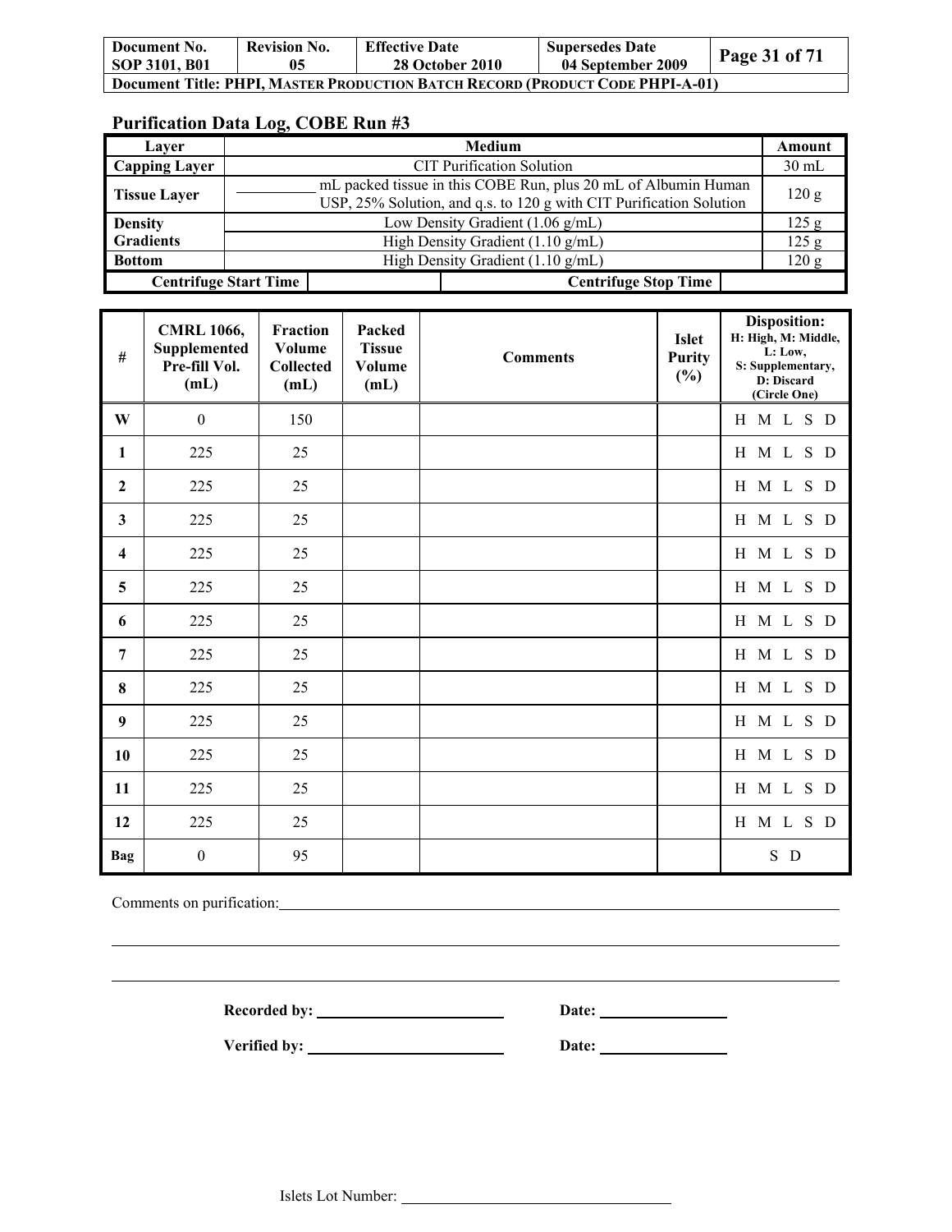## Purification Data Log, COBE Run #3

| Layer | Medium | Amount |
|---|---|---|
| Capping Layer | CIT Purification Solution | 30 mL |
| Tissue Layer | __________ mL packed tissue in this COBE Run, plus 20 mL of Albumin Human USP, 25% Solution, and q.s. to 120 g with CIT Purification Solution | 120 g |
| Density Gradients | Low Density Gradient (1.06 g/mL) | 125 g |
| | High Density Gradient (1.10 g/mL) | 125 g |
| Bottom | High Density Gradient (1.10 g/mL) | 120 g |
| Centrifuge Start Time | | Centrifuge Stop Time |

| # | CMRL 1066, Supplemented Pre-fill Vol. (mL) | Fraction Volume Collected (mL) | Packed Tissue Volume (mL) | Comments | Islet Purity (%) | Disposition: H: High, M: Middle, L: Low, S: Supplementary, D: Discard (Circle One) |
|---|---|---|---|---|---|---|
| W | 0 | 150 | | | | H M L S D |
| 1 | 225 | 25 | | | | H M L S D |
| 2 | 225 | 25 | | | | H M L S D |
| 3 | 225 | 25 | | | | H M L S D |
| 4 | 225 | 25 | | | | H M L S D |
| 5 | 225 | 25 | | | | H M L S D |
| 6 | 225 | 25 | | | | H M L S D |
| 7 | 225 | 25 | | | | H M L S D |
| 8 | 225 | 25 | | | | H M L S D |
| 9 | 225 | 25 | | | | H M L S D |
| 10 | 225 | 25 | | | | H M L S D |
| 11 | 225 | 25 | | | | H M L S D |
| 12 | 225 | 25 | | | | H M L S D |
| Bag | 0 | 95 | | | | S D |

Comments on purification:______________________________________________

_______________________________________________________________________

_______________________________________________________________________

**Recorded by:** ______________________ **Date:** ______________

**Verified by:** ______________________ **Date:** ______________

Islets Lot Number: ______________________________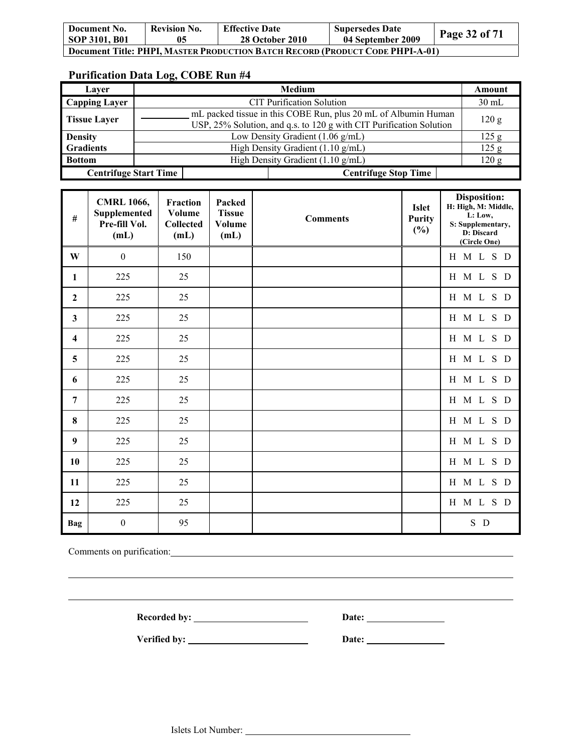## Purification Data Log, COBE Run #4

| Layer | Medium | Amount |
|---|---|---|
| Capping Layer | CIT Purification Solution | 30 mL |
| Tissue Layer | ________ mL packed tissue in this COBE Run, plus 20 mL of Albumin Human USP, 25% Solution, and q.s. to 120 g with CIT Purification Solution | 120 g |
| Density Gradients | Low Density Gradient (1.06 g/mL) | 125 g |
| | High Density Gradient (1.10 g/mL) | 125 g |
| Bottom | High Density Gradient (1.10 g/mL) | 120 g |
| Centrifuge Start Time | | Centrifuge Stop Time |

| # | CMRL 1066, Supplemented Pre-fill Vol. (mL) | Fraction Volume Collected (mL) | Packed Tissue Volume (mL) | Comments | Islet Purity (%) | Disposition: H: High, M: Middle, L: Low, S: Supplementary, D: Discard (Circle One) |
|---|---|---|---|---|---|---|
| W | 0 | 150 | | | | H M L S D |
| 1 | 225 | 25 | | | | H M L S D |
| 2 | 225 | 25 | | | | H M L S D |
| 3 | 225 | 25 | | | | H M L S D |
| 4 | 225 | 25 | | | | H M L S D |
| 5 | 225 | 25 | | | | H M L S D |
| 6 | 225 | 25 | | | | H M L S D |
| 7 | 225 | 25 | | | | H M L S D |
| 8 | 225 | 25 | | | | H M L S D |
| 9 | 225 | 25 | | | | H M L S D |
| 10 | 225 | 25 | | | | H M L S D |
| 11 | 225 | 25 | | | | H M L S D |
| 12 | 225 | 25 | | | | H M L S D |
| Bag | 0 | 95 | | | | S D |

Comments on purification: ________________________________________________

________________________________________________

________________________________________________

**Recorded by:** ____________________ **Date:** ______________

**Verified by:** ____________________ **Date:** ______________

Islets Lot Number: ____________________________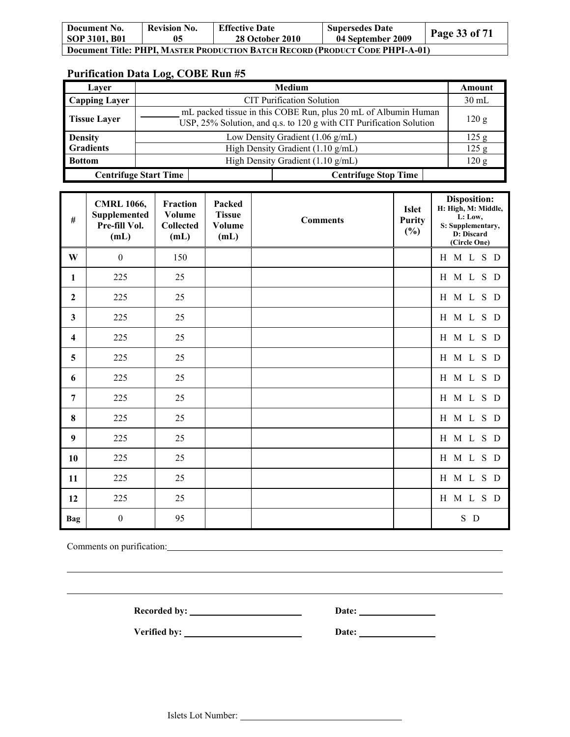## Purification Data Log, COBE Run #5

| Layer | Medium | Amount |
|---|---|---|
| Capping Layer | CIT Purification Solution | 30 mL |
| Tissue Layer | ________ mL packed tissue in this COBE Run, plus 20 mL of Albumin Human USP, 25% Solution, and q.s. to 120 g with CIT Purification Solution | 120 g |
| Density Gradients | Low Density Gradient (1.06 g/mL) | 125 g |
| | High Density Gradient (1.10 g/mL) | 125 g |
| Bottom | High Density Gradient (1.10 g/mL) | 120 g |
| Centrifuge Start Time | | Centrifuge Stop Time |

| # | CMRL 1066, Supplemented Pre-fill Vol. (mL) | Fraction Volume Collected (mL) | Packed Tissue Volume (mL) | Comments | Islet Purity (%) | Disposition: H: High, M: Middle, L: Low, S: Supplementary, D: Discard (Circle One) |
|---|---|---|---|---|---|---|
| W | 0 | 150 | | | | H M L S D |
| 1 | 225 | 25 | | | | H M L S D |
| 2 | 225 | 25 | | | | H M L S D |
| 3 | 225 | 25 | | | | H M L S D |
| 4 | 225 | 25 | | | | H M L S D |
| 5 | 225 | 25 | | | | H M L S D |
| 6 | 225 | 25 | | | | H M L S D |
| 7 | 225 | 25 | | | | H M L S D |
| 8 | 225 | 25 | | | | H M L S D |
| 9 | 225 | 25 | | | | H M L S D |
| 10 | 225 | 25 | | | | H M L S D |
| 11 | 225 | 25 | | | | H M L S D |
| 12 | 225 | 25 | | | | H M L S D |
| Bag | 0 | 95 | | | | S D |

Comments on purification: ____________________________________________

____________________________________________

____________________________________________

**Recorded by:** ______________________ **Date:** ______________

**Verified by:** ______________________ **Date:** ______________

Islets Lot Number: ______________________________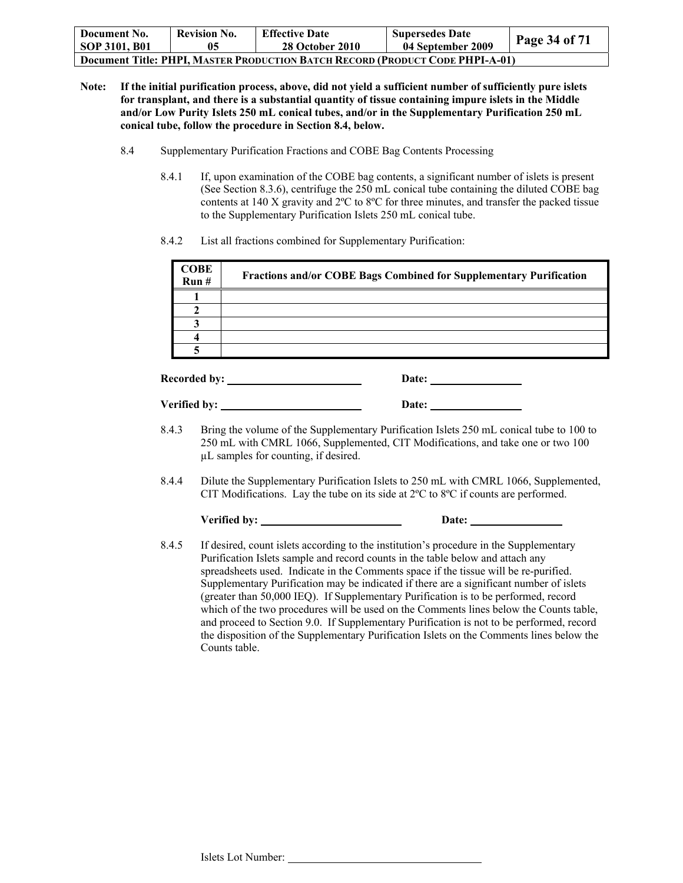**Note: If the initial purification process, above, did not yield a sufficient number of sufficiently pure islets for transplant, and there is a substantial quantity of tissue containing impure islets in the Middle and/or Low Purity Islets 250 mL conical tubes, and/or in the Supplementary Purification 250 mL conical tube, follow the procedure in Section 8.4, below.**

8.4 Supplementary Purification Fractions and COBE Bag Contents Processing

8.4.1 If, upon examination of the COBE bag contents, a significant number of islets is present (See Section 8.3.6), centrifuge the 250 mL conical tube containing the diluted COBE bag contents at 140 X gravity and 2ºC to 8ºC for three minutes, and transfer the packed tissue to the Supplementary Purification Islets 250 mL conical tube.

8.4.2 List all fractions combined for Supplementary Purification:

| COBE Run # | Fractions and/or COBE Bags Combined for Supplementary Purification |
|---|---|
| 1 | |
| 2 | |
| 3 | |
| 4 | |
| 5 | |

**Recorded by:** ________________ **Date:** ____________

**Verified by:** ________________ **Date:** ____________

8.4.3 Bring the volume of the Supplementary Purification Islets 250 mL conical tube to 100 to 250 mL with CMRL 1066, Supplemented, CIT Modifications, and take one or two 100 µL samples for counting, if desired.

8.4.4 Dilute the Supplementary Purification Islets to 250 mL with CMRL 1066, Supplemented, CIT Modifications. Lay the tube on its side at 2ºC to 8ºC if counts are performed.

**Verified by:** ________________ **Date:** ____________

8.4.5 If desired, count islets according to the institution's procedure in the Supplementary Purification Islets sample and record counts in the table below and attach any spreadsheets used. Indicate in the Comments space if the tissue will be re-purified. Supplementary Purification may be indicated if there are a significant number of islets (greater than 50,000 IEQ). If Supplementary Purification is to be performed, record which of the two procedures will be used on the Comments lines below the Counts table, and proceed to Section 9.0. If Supplementary Purification is not to be performed, record the disposition of the Supplementary Purification Islets on the Comments lines below the Counts table.

Islets Lot Number: ____________________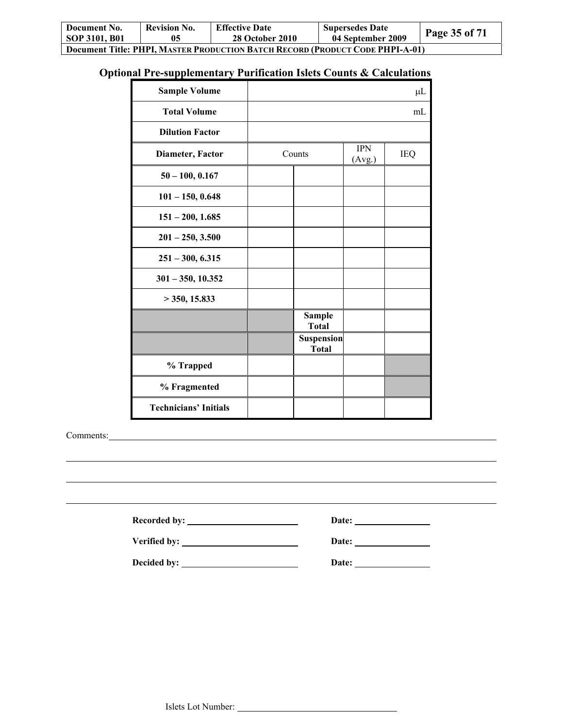## Optional Pre-supplementary Purification Islets Counts & Calculations

| Sample Volume | | | | µL |
|---|---|---|---|---|
| **Total Volume** | | | | mL |
| **Dilution Factor** | | | | |
| **Diameter, Factor** | Counts | | IPN (Avg.) | IEQ |
| **50 – 100, 0.167** | | | | |
| **101 – 150, 0.648** | | | | |
| **151 – 200, 1.685** | | | | |
| **201 – 250, 3.500** | | | | |
| **251 – 300, 6.315** | | | | |
| **301 – 350, 10.352** | | | | |
| **> 350, 15.833** | | | | |
| | | **Sample Total** | | |
| | | **Suspension Total** | | |
| **% Trapped** | | | | |
| **% Fragmented** | | | | |
| **Technicians' Initials** | | | | |

Comments: \_\_\_\_\_\_\_\_\_\_\_\_\_\_\_\_\_\_\_\_\_\_\_\_\_\_\_\_\_\_\_\_\_\_\_\_\_\_\_\_

\_\_\_\_\_\_\_\_\_\_\_\_\_\_\_\_\_\_\_\_\_\_\_\_\_\_\_\_\_\_\_\_\_\_\_\_\_\_\_\_\_\_\_\_\_\_\_\_

\_\_\_\_\_\_\_\_\_\_\_\_\_\_\_\_\_\_\_\_\_\_\_\_\_\_\_\_\_\_\_\_\_\_\_\_\_\_\_\_\_\_\_\_\_\_\_\_

\_\_\_\_\_\_\_\_\_\_\_\_\_\_\_\_\_\_\_\_\_\_\_\_\_\_\_\_\_\_\_\_\_\_\_\_\_\_\_\_\_\_\_\_\_\_\_\_

**Recorded by:** \_\_\_\_\_\_\_\_\_\_\_\_\_\_\_\_\_\_\_\_ **Date:** \_\_\_\_\_\_\_\_\_\_\_\_\_\_

**Verified by:** \_\_\_\_\_\_\_\_\_\_\_\_\_\_\_\_\_\_\_\_ **Date:** \_\_\_\_\_\_\_\_\_\_\_\_\_\_

**Decided by:** \_\_\_\_\_\_\_\_\_\_\_\_\_\_\_\_\_\_\_\_ **Date:** \_\_\_\_\_\_\_\_\_\_\_\_\_\_

Islets Lot Number: \_\_\_\_\_\_\_\_\_\_\_\_\_\_\_\_\_\_\_\_\_\_\_\_\_\_\_\_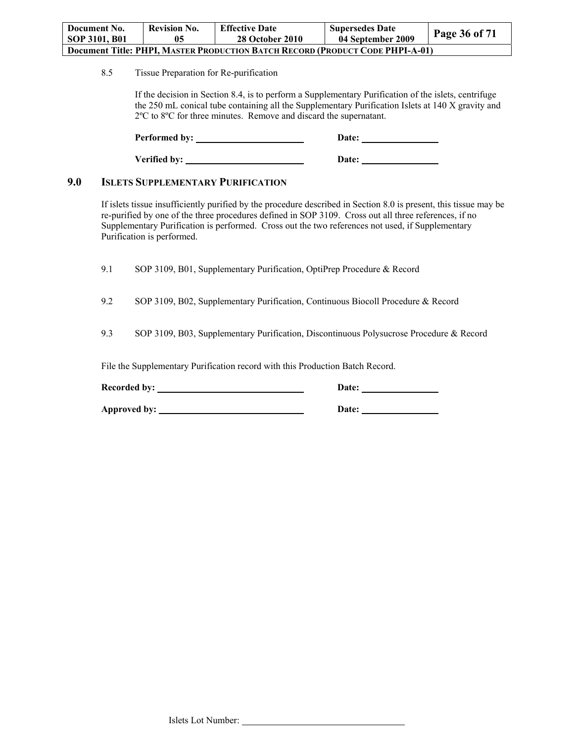8.5 Tissue Preparation for Re-purification

If the decision in Section 8.4, is to perform a Supplementary Purification of the islets, centrifuge the 250 mL conical tube containing all the Supplementary Purification Islets at 140 X gravity and 2ºC to 8ºC for three minutes. Remove and discard the supernatant.

**Performed by:** \_\_\_\_\_\_\_\_\_\_\_\_\_\_\_\_\_\_\_\_ **Date:** \_\_\_\_\_\_\_\_\_\_\_\_\_\_

**Verified by:** \_\_\_\_\_\_\_\_\_\_\_\_\_\_\_\_\_\_\_\_ **Date:** \_\_\_\_\_\_\_\_\_\_\_\_\_\_

## 9.0 ISLETS SUPPLEMENTARY PURIFICATION

If islets tissue insufficiently purified by the procedure described in Section 8.0 is present, this tissue may be re-purified by one of the three procedures defined in SOP 3109. Cross out all three references, if no Supplementary Purification is performed. Cross out the two references not used, if Supplementary Purification is performed.

9.1 SOP 3109, B01, Supplementary Purification, OptiPrep Procedure & Record

9.2 SOP 3109, B02, Supplementary Purification, Continuous Biocoll Procedure & Record

9.3 SOP 3109, B03, Supplementary Purification, Discontinuous Polysucrose Procedure & Record

File the Supplementary Purification record with this Production Batch Record.

**Recorded by:** \_\_\_\_\_\_\_\_\_\_\_\_\_\_\_\_\_\_\_\_ **Date:** \_\_\_\_\_\_\_\_\_\_\_\_\_\_

**Approved by:** \_\_\_\_\_\_\_\_\_\_\_\_\_\_\_\_\_\_\_\_ **Date:** \_\_\_\_\_\_\_\_\_\_\_\_\_\_

Islets Lot Number: \_\_\_\_\_\_\_\_\_\_\_\_\_\_\_\_\_\_\_\_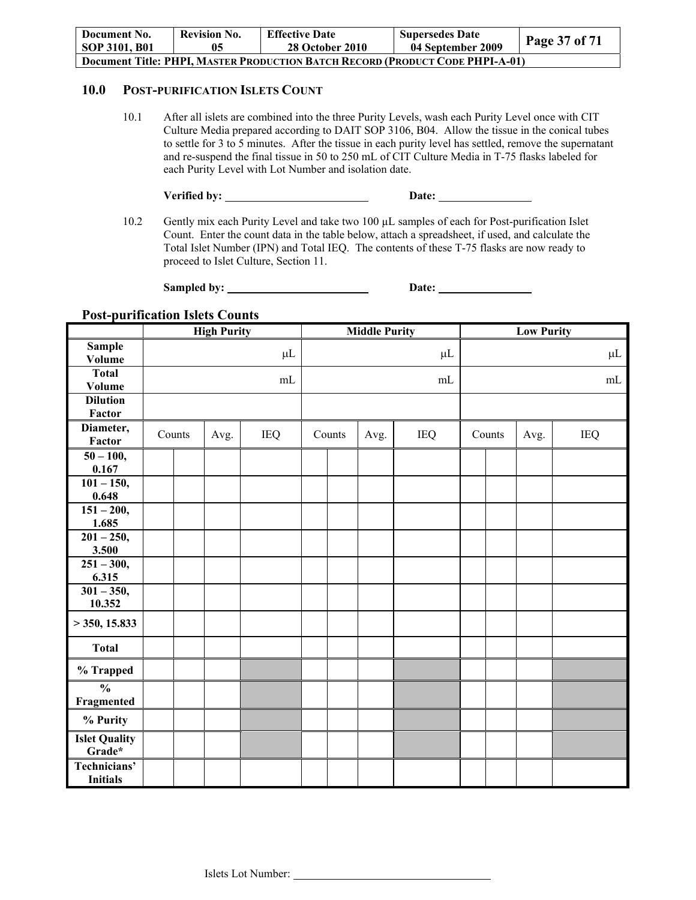## 10.0 POST-PURIFICATION ISLETS COUNT

10.1 After all islets are combined into the three Purity Levels, wash each Purity Level once with CIT Culture Media prepared according to DAIT SOP 3106, B04. Allow the tissue in the conical tubes to settle for 3 to 5 minutes. After the tissue in each purity level has settled, remove the supernatant and re-suspend the final tissue in 50 to 250 mL of CIT Culture Media in T-75 flasks labeled for each Purity Level with Lot Number and isolation date.

**Verified by:** ______________________ **Date:** ______________

10.2 Gently mix each Purity Level and take two 100 µL samples of each for Post-purification Islet Count. Enter the count data in the table below, attach a spreadsheet, if used, and calculate the Total Islet Number (IPN) and Total IEQ. The contents of these T-75 flasks are now ready to proceed to Islet Culture, Section 11.

**Sampled by:** ______________________ **Date:** ______________

### Post-purification Islets Counts

| | High Purity | | | | Middle Purity | | | | Low Purity | | | |
|---|---|---|---|---|---|---|---|---|---|---|---|---|
| **Sample Volume** | µL | | | | µL | | | | µL | | | |
| **Total Volume** | mL | | | | mL | | | | mL | | | |
| **Dilution Factor** | | | | | | | | | | | | |
| **Diameter, Factor** | Counts | | Avg. | IEQ | Counts | | Avg. | IEQ | Counts | | Avg. | IEQ |
| **50 – 100, 0.167** | | | | | | | | | | | | |
| **101 – 150, 0.648** | | | | | | | | | | | | |
| **151 – 200, 1.685** | | | | | | | | | | | | |
| **201 – 250, 3.500** | | | | | | | | | | | | |
| **251 – 300, 6.315** | | | | | | | | | | | | |
| **301 – 350, 10.352** | | | | | | | | | | | | |
| **> 350, 15.833** | | | | | | | | | | | | |
| **Total** | | | | | | | | | | | | |
| **% Trapped** | | | | | | | | | | | | |
| **% Fragmented** | | | | | | | | | | | | |
| **% Purity** | | | | | | | | | | | | |
| **Islet Quality Grade*** | | | | | | | | | | | | |
| **Technicians' Initials** | | | | | | | | | | | | |

Islets Lot Number: ______________________________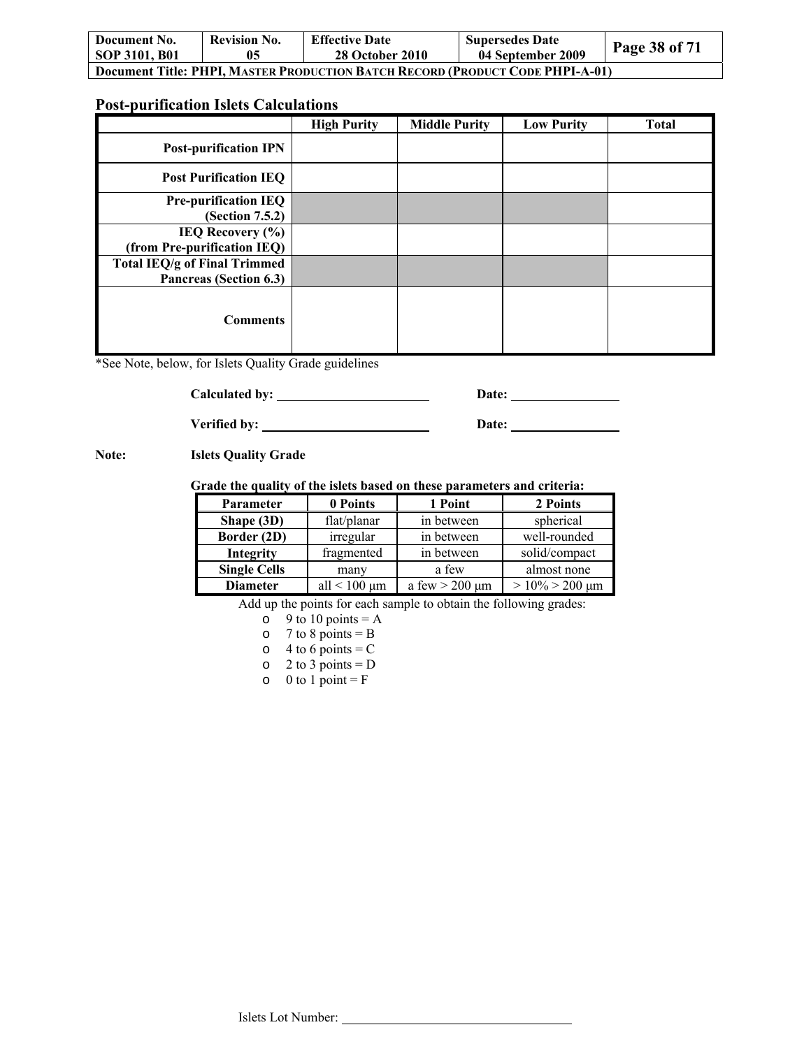## Post-purification Islets Calculations

| | High Purity | Middle Purity | Low Purity | Total |
|---|---|---|---|---|
| **Post-purification IPN** | | | | |
| **Post Purification IEQ** | | | | |
| **Pre-purification IEQ (Section 7.5.2)** | | | | |
| **IEQ Recovery (%) (from Pre-purification IEQ)** | | | | |
| **Total IEQ/g of Final Trimmed Pancreas (Section 6.3)** | | | | |
| **Comments** | | | | |

*See Note, below, for Islets Quality Grade guidelines

**Calculated by:** ______________________ **Date:** ________________

**Verified by:** ______________________ **Date:** ________________

**Note:** **Islets Quality Grade**

**Grade the quality of the islets based on these parameters and criteria:**

| Parameter | 0 Points | 1 Point | 2 Points |
|---|---|---|---|
| **Shape (3D)** | flat/planar | in between | spherical |
| **Border (2D)** | irregular | in between | well-rounded |
| **Integrity** | fragmented | in between | solid/compact |
| **Single Cells** | many | a few | almost none |
| **Diameter** | all < 100 μm | a few > 200 μm | > 10% > 200 μm |

Add up the points for each sample to obtain the following grades:

- 9 to 10 points = A
- 7 to 8 points = B
- 4 to 6 points = C
- 2 to 3 points = D
- 0 to 1 point = F

Islets Lot Number: ______________________________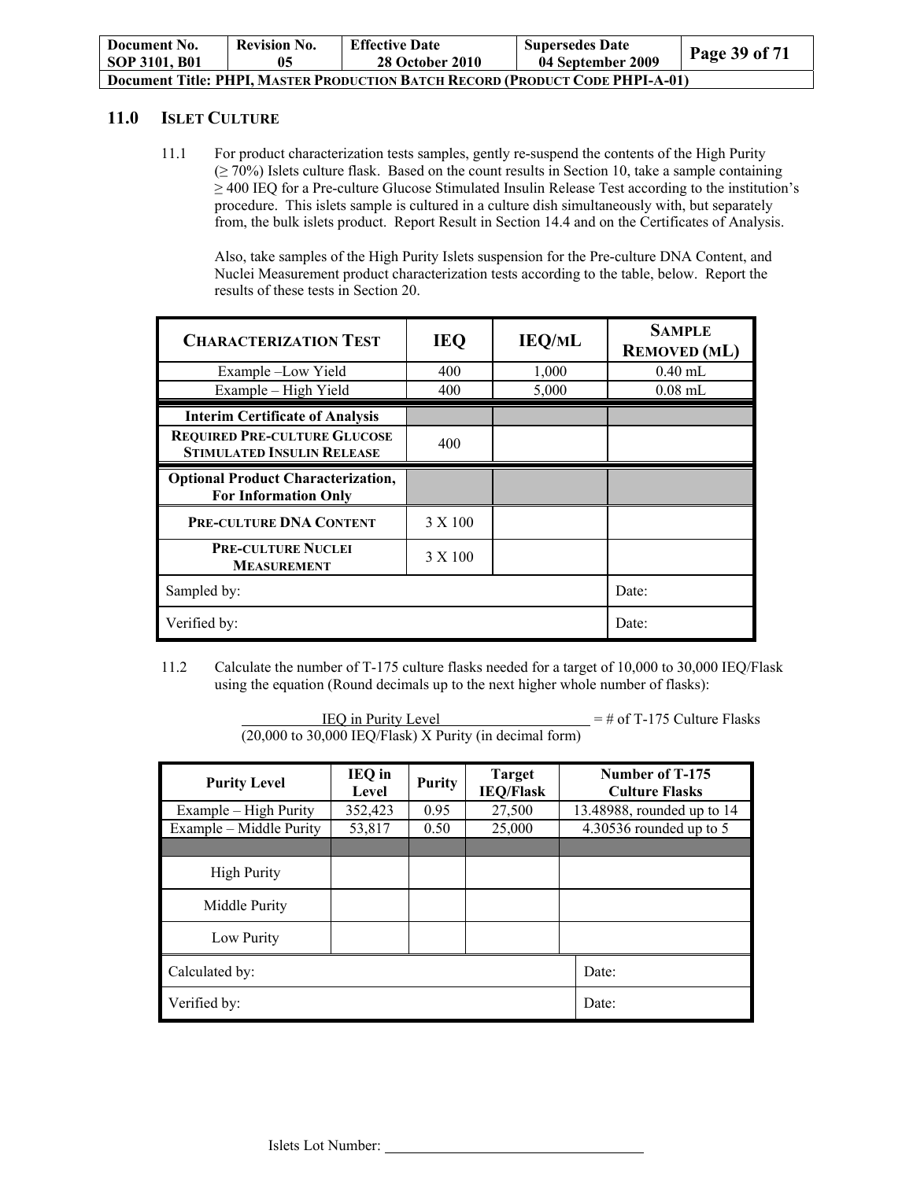## 11.0 ISLET CULTURE

11.1 For product characterization tests samples, gently re-suspend the contents of the High Purity (≥ 70%) Islets culture flask. Based on the count results in Section 10, take a sample containing ≥ 400 IEQ for a Pre-culture Glucose Stimulated Insulin Release Test according to the institution's procedure. This islets sample is cultured in a culture dish simultaneously with, but separately from, the bulk islets product. Report Result in Section 14.4 and on the Certificates of Analysis.

Also, take samples of the High Purity Islets suspension for the Pre-culture DNA Content, and Nuclei Measurement product characterization tests according to the table, below. Report the results of these tests in Section 20.

| CHARACTERIZATION TEST | IEQ | IEQ/mL | SAMPLE REMOVED (mL) |
|---|---|---|---|
| Example –Low Yield | 400 | 1,000 | 0.40 mL |
| Example – High Yield | 400 | 5,000 | 0.08 mL |
| **Interim Certificate of Analysis** | | | |
| **REQUIRED PRE-CULTURE GLUCOSE STIMULATED INSULIN RELEASE** | 400 | | |
| **Optional Product Characterization, For Information Only** | | | |
| **PRE-CULTURE DNA CONTENT** | 3 X 100 | | |
| **PRE-CULTURE NUCLEI MEASUREMENT** | 3 X 100 | | |
| Sampled by: | | | Date: |
| Verified by: | | | Date: |

11.2 Calculate the number of T-175 culture flasks needed for a target of 10,000 to 30,000 IEQ/Flask using the equation (Round decimals up to the next higher whole number of flasks):

$$\frac{\text{IEQ in Purity Level}}{(20{,}000 \text{ to } 30{,}000 \text{ IEQ/Flask}) \times \text{Purity (in decimal form)}} = \text{\# of T-175 Culture Flasks}$$

| Purity Level | IEQ in Level | Purity | Target IEQ/Flask | Number of T-175 Culture Flasks |
|---|---|---|---|---|
| Example – High Purity | 352,423 | 0.95 | 27,500 | 13.48988, rounded up to 14 |
| Example – Middle Purity | 53,817 | 0.50 | 25,000 | 4.30536 rounded up to 5 |
| | | | | |
| High Purity | | | | |
| Middle Purity | | | | |
| Low Purity | | | | |
| Calculated by: | | | | Date: |
| Verified by: | | | | Date: |

Islets Lot Number: ___________________________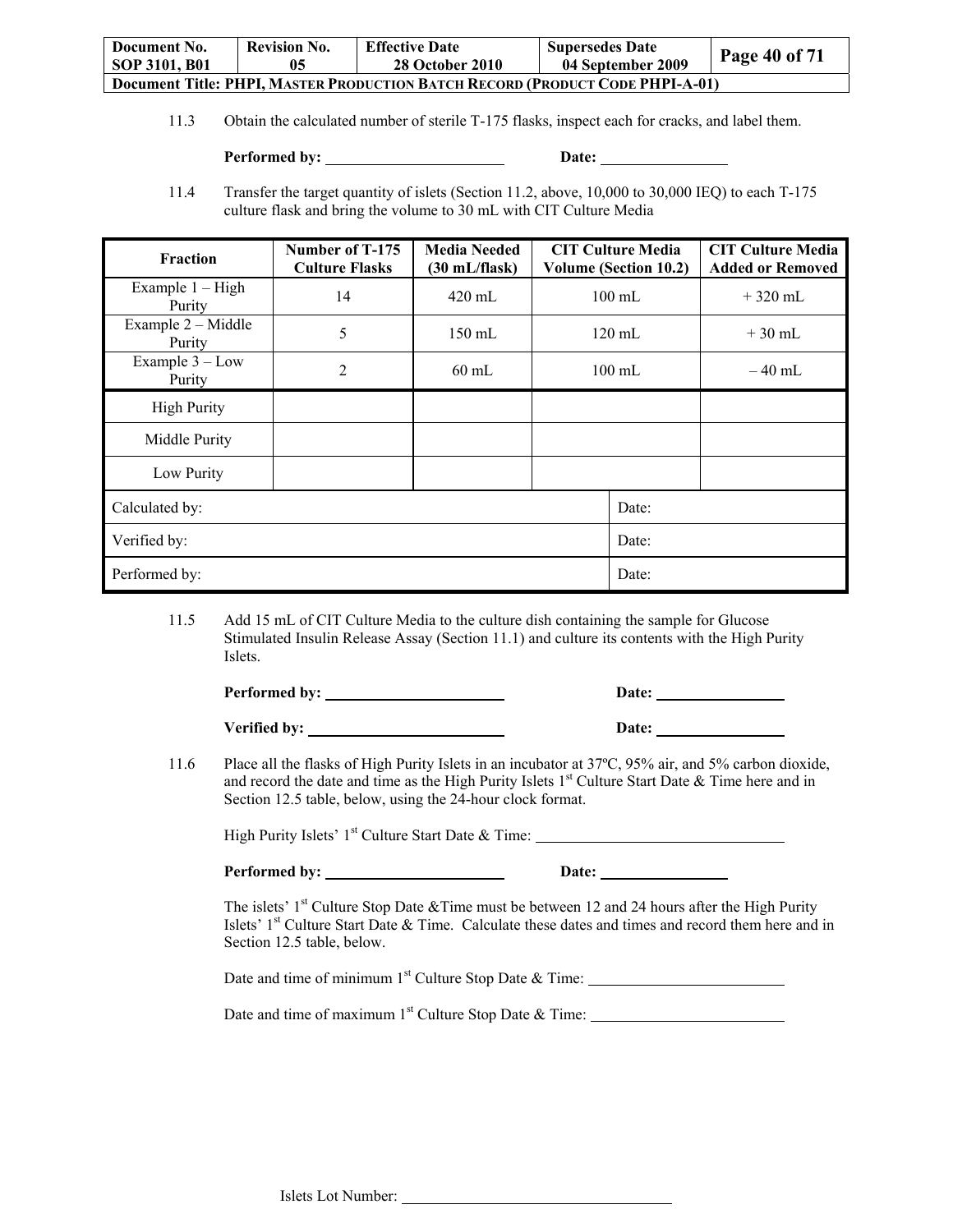11.3 Obtain the calculated number of sterile T-175 flasks, inspect each for cracks, and label them.

**Performed by:** ______________________ **Date:** ________________

11.4 Transfer the target quantity of islets (Section 11.2, above, 10,000 to 30,000 IEQ) to each T-175 culture flask and bring the volume to 30 mL with CIT Culture Media

| Fraction | Number of T-175 Culture Flasks | Media Needed (30 mL/flask) | CIT Culture Media Volume (Section 10.2) | CIT Culture Media Added or Removed |
|---|---|---|---|---|
| Example 1 – High Purity | 14 | 420 mL | 100 mL | + 320 mL |
| Example 2 – Middle Purity | 5 | 150 mL | 120 mL | + 30 mL |
| Example 3 – Low Purity | 2 | 60 mL | 100 mL | – 40 mL |
| High Purity | | | | |
| Middle Purity | | | | |
| Low Purity | | | | |
| Calculated by: | | | Date: | |
| Verified by: | | | Date: | |
| Performed by: | | | Date: | |

11.5 Add 15 mL of CIT Culture Media to the culture dish containing the sample for Glucose Stimulated Insulin Release Assay (Section 11.1) and culture its contents with the High Purity Islets.

**Performed by:** ______________________ **Date:** ________________

**Verified by:** ______________________ **Date:** ________________

11.6 Place all the flasks of High Purity Islets in an incubator at 37ºC, 95% air, and 5% carbon dioxide, and record the date and time as the High Purity Islets 1st Culture Start Date & Time here and in Section 12.5 table, below, using the 24-hour clock format.

High Purity Islets' 1st Culture Start Date & Time: ______________________________

**Performed by:** ______________________ **Date:** ________________

The islets' 1st Culture Stop Date &Time must be between 12 and 24 hours after the High Purity Islets' 1st Culture Start Date & Time. Calculate these dates and times and record them here and in Section 12.5 table, below.

Date and time of minimum 1st Culture Stop Date & Time: ________________________

Date and time of maximum 1st Culture Stop Date & Time: ________________________

Islets Lot Number: ________________________________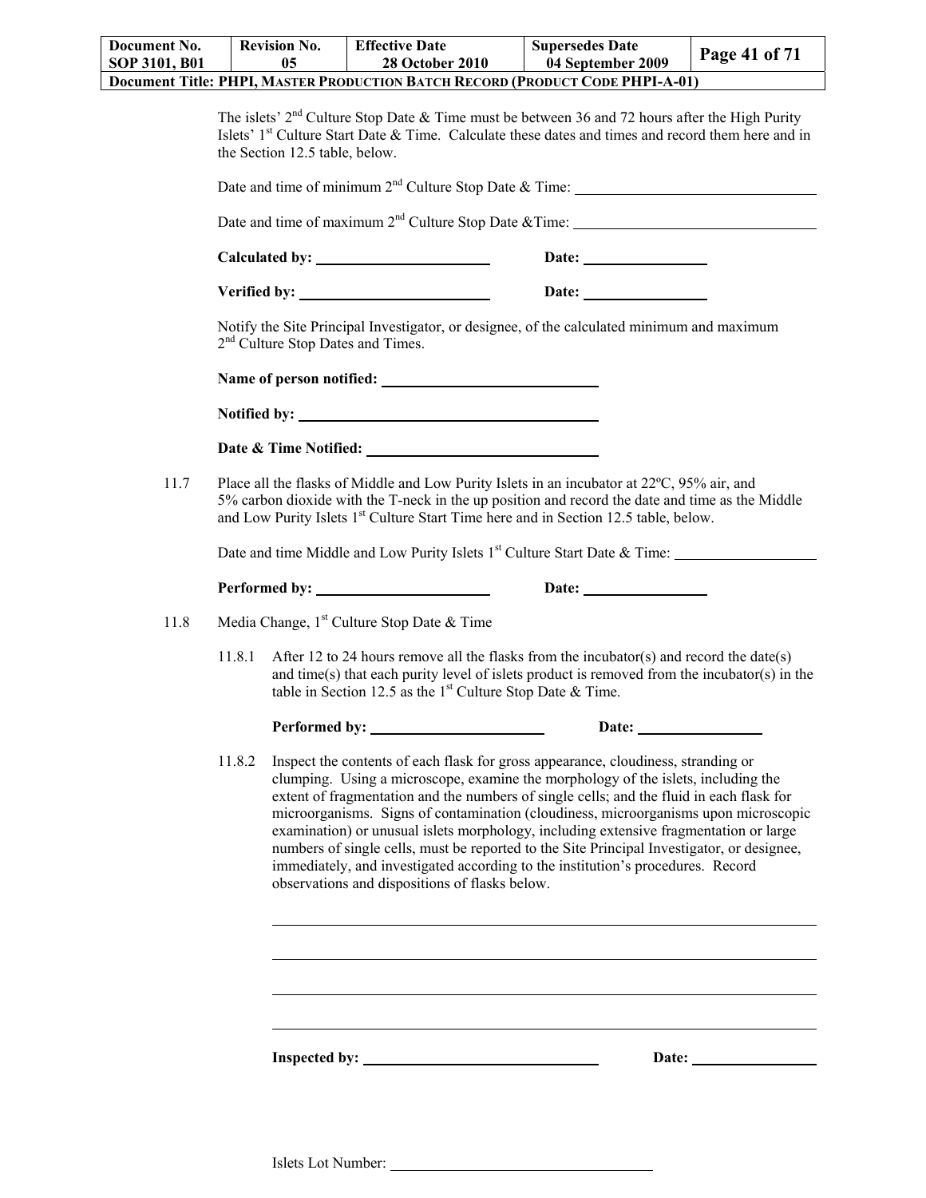The islets' 2nd Culture Stop Date & Time must be between 36 and 72 hours after the High Purity Islets' 1st Culture Start Date & Time. Calculate these dates and times and record them here and in the Section 12.5 table, below.

Date and time of minimum 2nd Culture Stop Date & Time: \_\_\_\_\_\_\_\_\_\_\_\_\_\_\_\_\_\_\_\_\_\_\_\_\_\_\_\_\_\_

Date and time of maximum 2nd Culture Stop Date &Time: \_\_\_\_\_\_\_\_\_\_\_\_\_\_\_\_\_\_\_\_\_\_\_\_\_\_\_\_\_\_

**Calculated by:** \_\_\_\_\_\_\_\_\_\_\_\_\_\_\_\_\_\_\_\_ **Date:** \_\_\_\_\_\_\_\_\_\_\_\_\_\_

**Verified by:** \_\_\_\_\_\_\_\_\_\_\_\_\_\_\_\_\_\_\_\_ **Date:** \_\_\_\_\_\_\_\_\_\_\_\_\_\_

Notify the Site Principal Investigator, or designee, of the calculated minimum and maximum 2nd Culture Stop Dates and Times.

**Name of person notified:** \_\_\_\_\_\_\_\_\_\_\_\_\_\_\_\_\_\_\_\_\_\_\_\_\_\_

**Notified by:** \_\_\_\_\_\_\_\_\_\_\_\_\_\_\_\_\_\_\_\_\_\_\_\_\_\_\_\_\_\_\_\_\_\_\_\_

**Date & Time Notified:** \_\_\_\_\_\_\_\_\_\_\_\_\_\_\_\_\_\_\_\_\_\_\_\_\_\_\_\_

11.7 Place all the flasks of Middle and Low Purity Islets in an incubator at 22ºC, 95% air, and 5% carbon dioxide with the T-neck in the up position and record the date and time as the Middle and Low Purity Islets 1st Culture Start Time here and in Section 12.5 table, below.

Date and time Middle and Low Purity Islets 1st Culture Start Date & Time: \_\_\_\_\_\_\_\_\_\_\_\_\_\_\_\_\_\_

**Performed by:** \_\_\_\_\_\_\_\_\_\_\_\_\_\_\_\_\_\_\_\_ **Date:** \_\_\_\_\_\_\_\_\_\_\_\_\_\_

11.8 Media Change, 1st Culture Stop Date & Time

11.8.1 After 12 to 24 hours remove all the flasks from the incubator(s) and record the date(s) and time(s) that each purity level of islets product is removed from the incubator(s) in the table in Section 12.5 as the 1st Culture Stop Date & Time.

**Performed by:** \_\_\_\_\_\_\_\_\_\_\_\_\_\_\_\_\_\_\_\_ **Date:** \_\_\_\_\_\_\_\_\_\_\_\_\_\_

11.8.2 Inspect the contents of each flask for gross appearance, cloudiness, stranding or clumping. Using a microscope, examine the morphology of the islets, including the extent of fragmentation and the numbers of single cells; and the fluid in each flask for microorganisms. Signs of contamination (cloudiness, microorganisms upon microscopic examination) or unusual islets morphology, including extensive fragmentation or large numbers of single cells, must be reported to the Site Principal Investigator, or designee, immediately, and investigated according to the institution's procedures. Record observations and dispositions of flasks below.

\_\_\_\_\_\_\_\_\_\_\_\_\_\_\_\_\_\_\_\_\_\_\_\_\_\_\_\_\_\_\_\_\_\_\_\_\_\_\_\_\_\_\_\_\_\_\_\_\_\_\_\_\_\_\_\_\_\_\_\_

\_\_\_\_\_\_\_\_\_\_\_\_\_\_\_\_\_\_\_\_\_\_\_\_\_\_\_\_\_\_\_\_\_\_\_\_\_\_\_\_\_\_\_\_\_\_\_\_\_\_\_\_\_\_\_\_\_\_\_\_

\_\_\_\_\_\_\_\_\_\_\_\_\_\_\_\_\_\_\_\_\_\_\_\_\_\_\_\_\_\_\_\_\_\_\_\_\_\_\_\_\_\_\_\_\_\_\_\_\_\_\_\_\_\_\_\_\_\_\_\_

\_\_\_\_\_\_\_\_\_\_\_\_\_\_\_\_\_\_\_\_\_\_\_\_\_\_\_\_\_\_\_\_\_\_\_\_\_\_\_\_\_\_\_\_\_\_\_\_\_\_\_\_\_\_\_\_\_\_\_\_

**Inspected by:** \_\_\_\_\_\_\_\_\_\_\_\_\_\_\_\_\_\_\_\_\_\_\_\_\_\_ **Date:** \_\_\_\_\_\_\_\_\_\_\_\_\_\_

Islets Lot Number: \_\_\_\_\_\_\_\_\_\_\_\_\_\_\_\_\_\_\_\_\_\_\_\_\_\_\_\_\_\_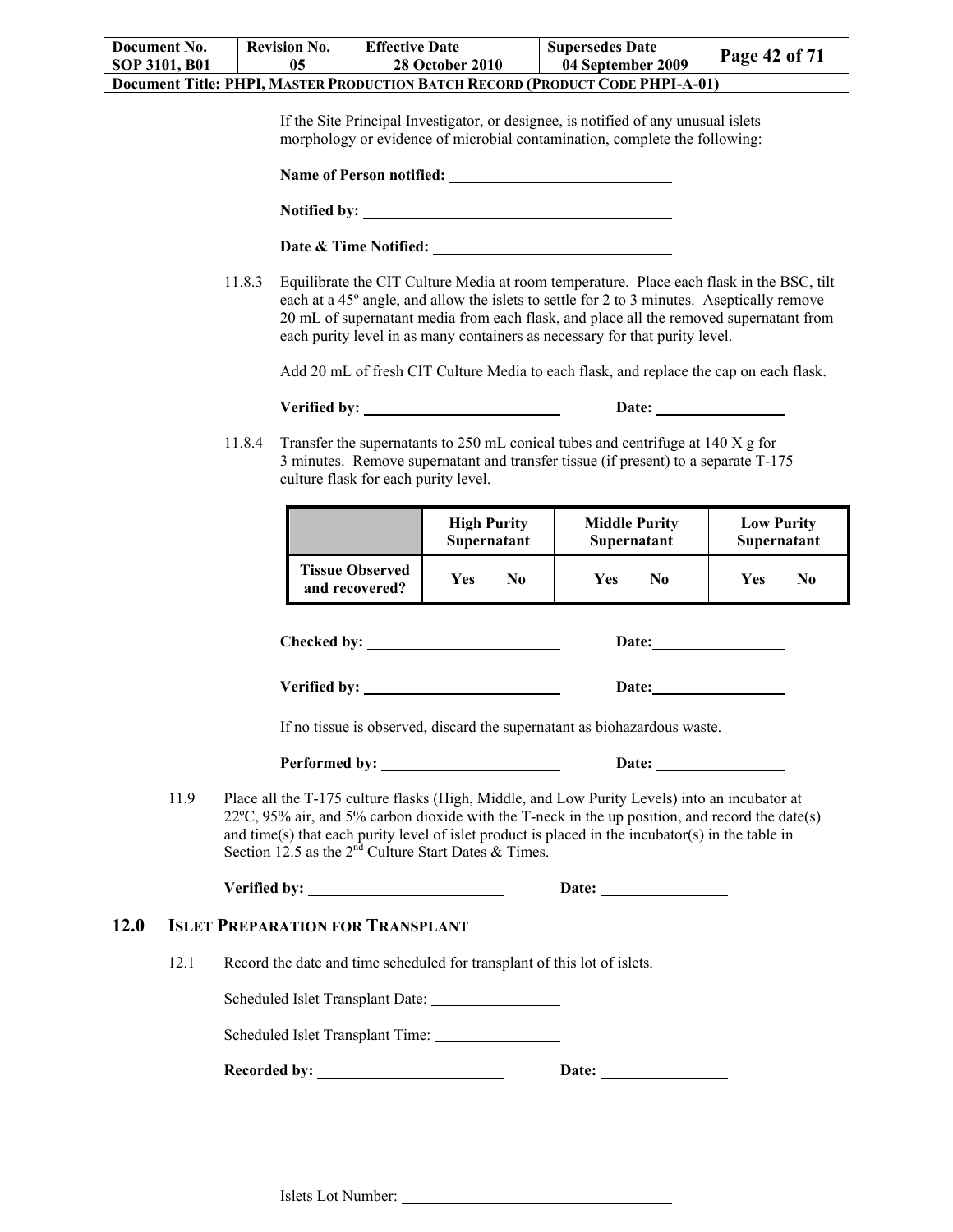If the Site Principal Investigator, or designee, is notified of any unusual islets morphology or evidence of microbial contamination, complete the following:

**Name of Person notified:** ____________________________

**Notified by:** ____________________________

**Date & Time Notified:** ____________________________

11.8.3 Equilibrate the CIT Culture Media at room temperature. Place each flask in the BSC, tilt each at a 45º angle, and allow the islets to settle for 2 to 3 minutes. Aseptically remove 20 mL of supernatant media from each flask, and place all the removed supernatant from each purity level in as many containers as necessary for that purity level.

Add 20 mL of fresh CIT Culture Media to each flask, and replace the cap on each flask.

**Verified by:** ________________________ **Date:** ________________

11.8.4 Transfer the supernatants to 250 mL conical tubes and centrifuge at 140 X g for 3 minutes. Remove supernatant and transfer tissue (if present) to a separate T-175 culture flask for each purity level.

| | High Purity Supernatant | Middle Purity Supernatant | Low Purity Supernatant |
|---|---|---|---|
| **Tissue Observed and recovered?** | **Yes No** | **Yes No** | **Yes No** |

**Checked by:** ________________________ **Date:** ________________

**Verified by:** ________________________ **Date:** ________________

If no tissue is observed, discard the supernatant as biohazardous waste.

**Performed by:** ________________________ **Date:** ________________

11.9 Place all the T-175 culture flasks (High, Middle, and Low Purity Levels) into an incubator at 22ºC, 95% air, and 5% carbon dioxide with the T-neck in the up position, and record the date(s) and time(s) that each purity level of islet product is placed in the incubator(s) in the table in Section 12.5 as the 2nd Culture Start Dates & Times.

**Verified by:** ________________________ **Date:** ________________

## 12.0 ISLET PREPARATION FOR TRANSPLANT

12.1 Record the date and time scheduled for transplant of this lot of islets.

Scheduled Islet Transplant Date: ________________

Scheduled Islet Transplant Time: ________________

**Recorded by:** ________________________ **Date:** ________________

Islets Lot Number: ____________________________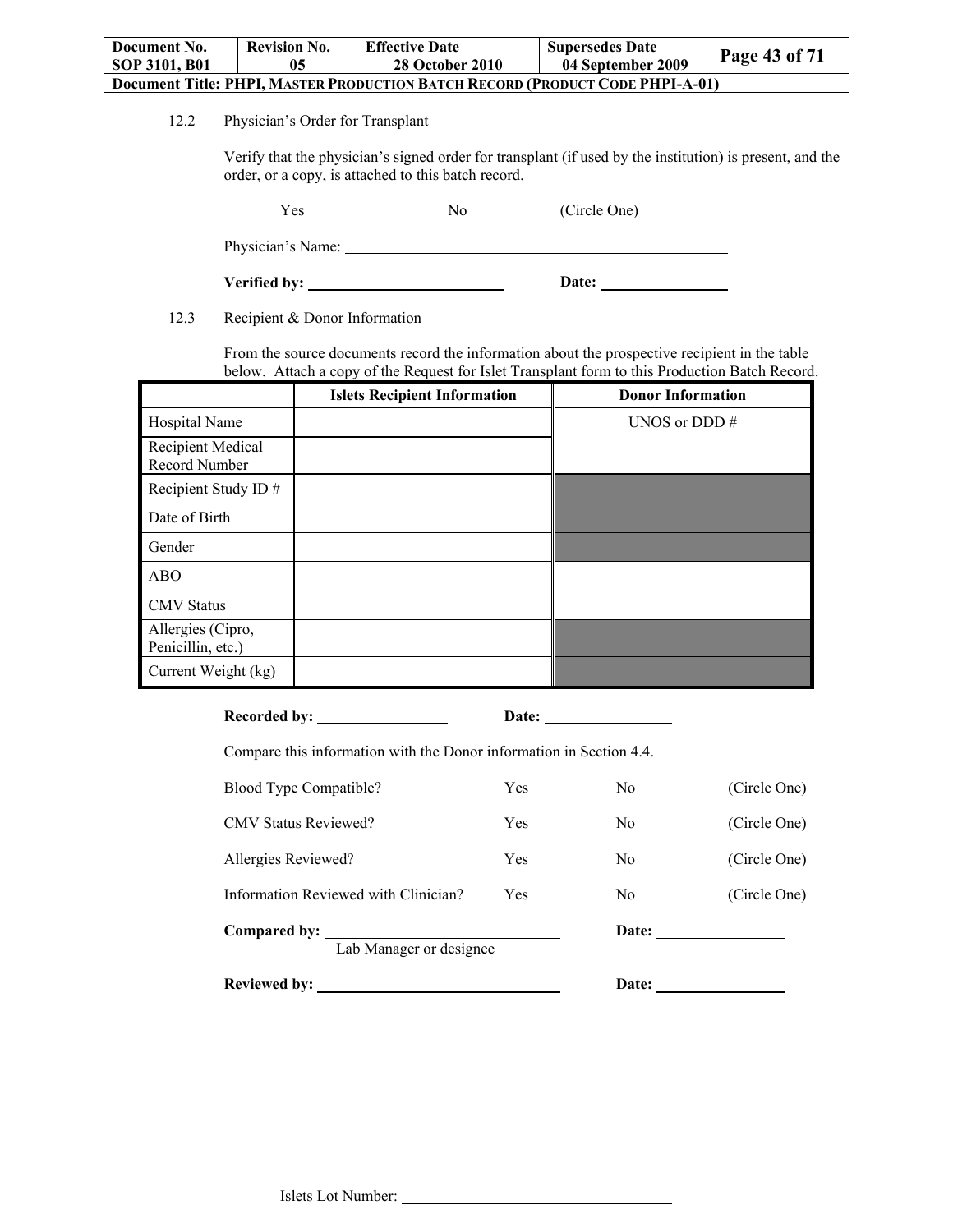12.2 Physician's Order for Transplant

Verify that the physician's signed order for transplant (if used by the institution) is present, and the order, or a copy, is attached to this batch record.

Yes No (Circle One)

Physician's Name: ______________________________

**Verified by:** ____________________ **Date:** ______________

12.3 Recipient & Donor Information

From the source documents record the information about the prospective recipient in the table below. Attach a copy of the Request for Islet Transplant form to this Production Batch Record.

| | Islets Recipient Information | Donor Information |
|---|---|---|
| Hospital Name | | UNOS or DDD # |
| Recipient Medical Record Number | | |
| Recipient Study ID # | | |
| Date of Birth | | |
| Gender | | |
| ABO | | |
| CMV Status | | |
| Allergies (Cipro, Penicillin, etc.) | | |
| Current Weight (kg) | | |

**Recorded by:** ______________ **Date:** ______________

Compare this information with the Donor information in Section 4.4.

Blood Type Compatible? Yes No (Circle One)

CMV Status Reviewed? Yes No (Circle One)

Allergies Reviewed? Yes No (Circle One)

Information Reviewed with Clinician? Yes No (Circle One)

**Compared by:** ______________________ **Date:** ______________
Lab Manager or designee

**Reviewed by:** ______________________ **Date:** ______________

Islets Lot Number: ______________________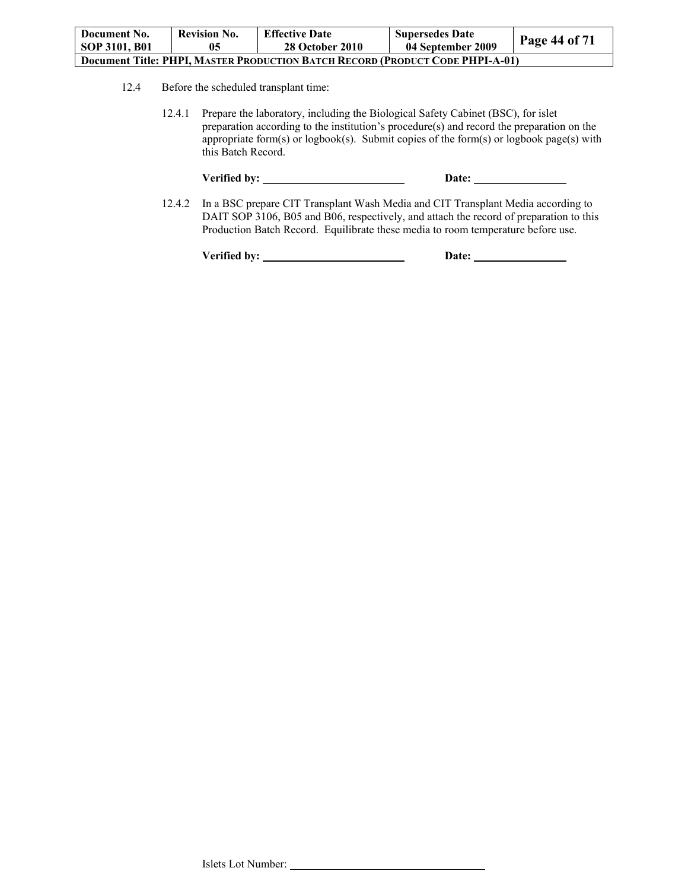12.4 Before the scheduled transplant time:

12.4.1 Prepare the laboratory, including the Biological Safety Cabinet (BSC), for islet preparation according to the institution's procedure(s) and record the preparation on the appropriate form(s) or logbook(s). Submit copies of the form(s) or logbook page(s) with this Batch Record.

**Verified by:** \_\_\_\_\_\_\_\_\_\_\_\_\_\_\_\_\_\_\_\_\_\_\_\_ **Date:** \_\_\_\_\_\_\_\_\_\_\_\_\_\_\_\_

12.4.2 In a BSC prepare CIT Transplant Wash Media and CIT Transplant Media according to DAIT SOP 3106, B05 and B06, respectively, and attach the record of preparation to this Production Batch Record. Equilibrate these media to room temperature before use.

**Verified by:** \_\_\_\_\_\_\_\_\_\_\_\_\_\_\_\_\_\_\_\_\_\_\_\_ **Date:** \_\_\_\_\_\_\_\_\_\_\_\_\_\_\_\_

Islets Lot Number: \_\_\_\_\_\_\_\_\_\_\_\_\_\_\_\_\_\_\_\_\_\_\_\_\_\_\_\_\_\_\_\_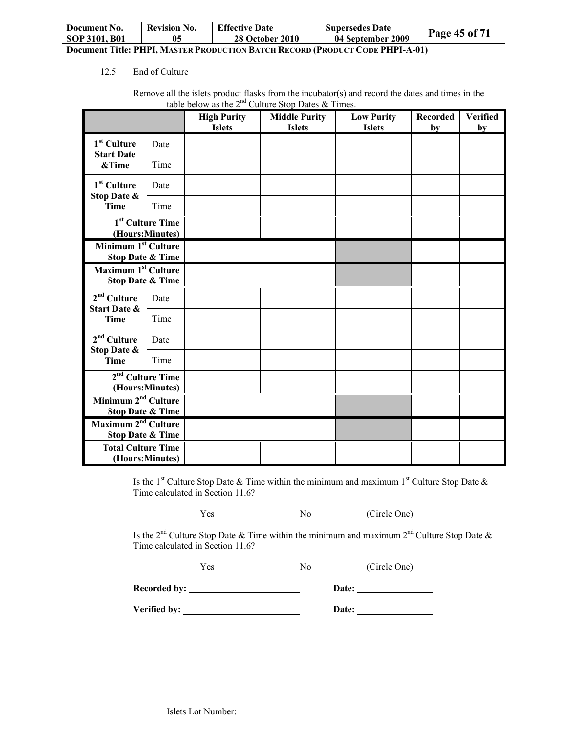12.5 End of Culture

Remove all the islets product flasks from the incubator(s) and record the dates and times in the table below as the 2nd Culture Stop Dates & Times.

| | | High Purity Islets | Middle Purity Islets | Low Purity Islets | Recorded by | Verified by |
|---|---|---|---|---|---|---|
| **1st Culture Start Date &Time** | Date | | | | | |
| | Time | | | | | |
| **1st Culture Stop Date & Time** | Date | | | | | |
| | Time | | | | | |
| **1st Culture Time (Hours:Minutes)** | | | | | | |
| **Minimum 1st Culture Stop Date & Time** | | | | | | |
| **Maximum 1st Culture Stop Date & Time** | | | | | | |
| **2nd Culture Start Date & Time** | Date | | | | | |
| | Time | | | | | |
| **2nd Culture Stop Date & Time** | Date | | | | | |
| | Time | | | | | |
| **2nd Culture Time (Hours:Minutes)** | | | | | | |
| **Minimum 2nd Culture Stop Date & Time** | | | | | | |
| **Maximum 2nd Culture Stop Date & Time** | | | | | | |
| **Total Culture Time (Hours:Minutes)** | | | | | | |

Is the 1st Culture Stop Date & Time within the minimum and maximum 1st Culture Stop Date & Time calculated in Section 11.6?

Yes No (Circle One)

Is the 2nd Culture Stop Date & Time within the minimum and maximum 2nd Culture Stop Date & Time calculated in Section 11.6?

Yes No (Circle One)

**Recorded by:** ______________________ **Date:** ________________

**Verified by:** ______________________ **Date:** ________________

Islets Lot Number: ________________________________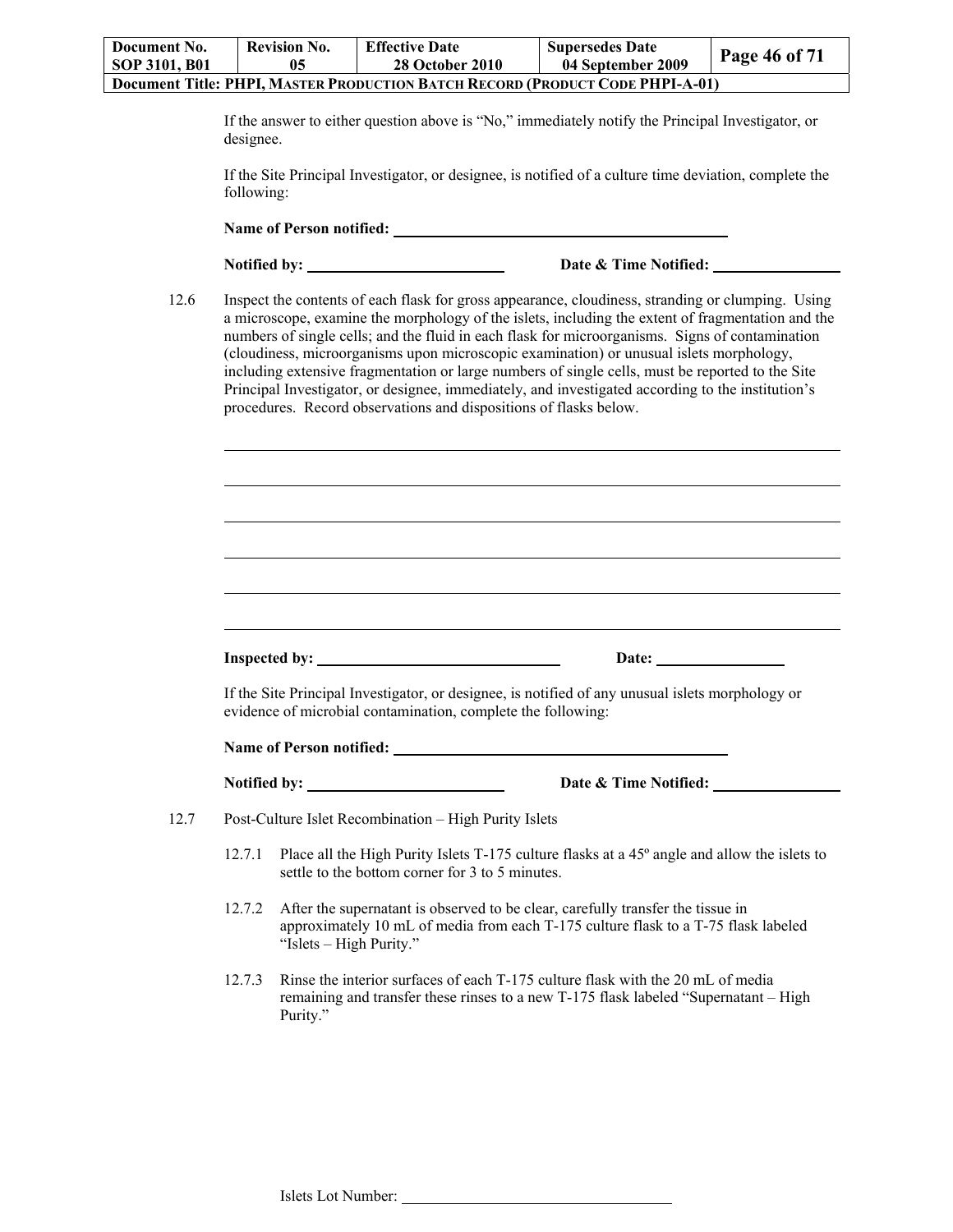If the answer to either question above is "No," immediately notify the Principal Investigator, or designee.

If the Site Principal Investigator, or designee, is notified of a culture time deviation, complete the following:

**Name of Person notified:** ______________________________

**Notified by:** ____________________ **Date & Time Notified:** ______________

12.6 Inspect the contents of each flask for gross appearance, cloudiness, stranding or clumping. Using a microscope, examine the morphology of the islets, including the extent of fragmentation and the numbers of single cells; and the fluid in each flask for microorganisms. Signs of contamination (cloudiness, microorganisms upon microscopic examination) or unusual islets morphology, including extensive fragmentation or large numbers of single cells, must be reported to the Site Principal Investigator, or designee, immediately, and investigated according to the institution's procedures. Record observations and dispositions of flasks below.

______________________________________________________________________

______________________________________________________________________

______________________________________________________________________

______________________________________________________________________

______________________________________________________________________

______________________________________________________________________

**Inspected by:** ________________________ **Date:** ______________

If the Site Principal Investigator, or designee, is notified of any unusual islets morphology or evidence of microbial contamination, complete the following:

**Name of Person notified:** ______________________________

**Notified by:** ____________________ **Date & Time Notified:** ______________

12.7 Post-Culture Islet Recombination – High Purity Islets

12.7.1 Place all the High Purity Islets T-175 culture flasks at a 45º angle and allow the islets to settle to the bottom corner for 3 to 5 minutes.

12.7.2 After the supernatant is observed to be clear, carefully transfer the tissue in approximately 10 mL of media from each T-175 culture flask to a T-75 flask labeled "Islets – High Purity."

12.7.3 Rinse the interior surfaces of each T-175 culture flask with the 20 mL of media remaining and transfer these rinses to a new T-175 flask labeled "Supernatant – High Purity."

Islets Lot Number: ______________________________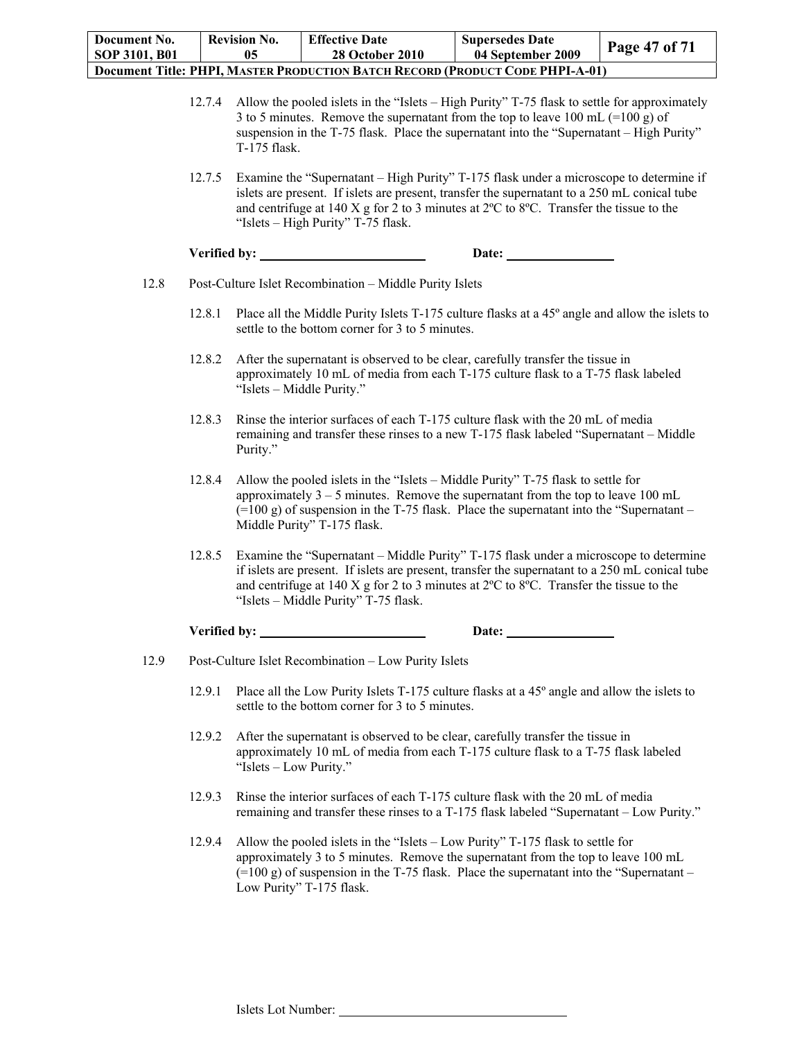12.7.4 Allow the pooled islets in the "Islets – High Purity" T-75 flask to settle for approximately 3 to 5 minutes. Remove the supernatant from the top to leave 100 mL (=100 g) of suspension in the T-75 flask. Place the supernatant into the "Supernatant – High Purity" T-175 flask.

12.7.5 Examine the "Supernatant – High Purity" T-175 flask under a microscope to determine if islets are present. If islets are present, transfer the supernatant to a 250 mL conical tube and centrifuge at 140 X g for 2 to 3 minutes at 2ºC to 8ºC. Transfer the tissue to the "Islets – High Purity" T-75 flask.

**Verified by:** ____________________ **Date:** ______________

12.8 Post-Culture Islet Recombination – Middle Purity Islets

12.8.1 Place all the Middle Purity Islets T-175 culture flasks at a 45º angle and allow the islets to settle to the bottom corner for 3 to 5 minutes.

12.8.2 After the supernatant is observed to be clear, carefully transfer the tissue in approximately 10 mL of media from each T-175 culture flask to a T-75 flask labeled "Islets – Middle Purity."

12.8.3 Rinse the interior surfaces of each T-175 culture flask with the 20 mL of media remaining and transfer these rinses to a new T-175 flask labeled "Supernatant – Middle Purity."

12.8.4 Allow the pooled islets in the "Islets – Middle Purity" T-75 flask to settle for approximately 3 – 5 minutes. Remove the supernatant from the top to leave 100 mL (=100 g) of suspension in the T-75 flask. Place the supernatant into the "Supernatant – Middle Purity" T-175 flask.

12.8.5 Examine the "Supernatant – Middle Purity" T-175 flask under a microscope to determine if islets are present. If islets are present, transfer the supernatant to a 250 mL conical tube and centrifuge at 140 X g for 2 to 3 minutes at 2ºC to 8ºC. Transfer the tissue to the "Islets – Middle Purity" T-75 flask.

**Verified by:** ____________________ **Date:** ______________

12.9 Post-Culture Islet Recombination – Low Purity Islets

12.9.1 Place all the Low Purity Islets T-175 culture flasks at a 45º angle and allow the islets to settle to the bottom corner for 3 to 5 minutes.

12.9.2 After the supernatant is observed to be clear, carefully transfer the tissue in approximately 10 mL of media from each T-175 culture flask to a T-75 flask labeled "Islets – Low Purity."

12.9.3 Rinse the interior surfaces of each T-175 culture flask with the 20 mL of media remaining and transfer these rinses to a T-175 flask labeled "Supernatant – Low Purity."

12.9.4 Allow the pooled islets in the "Islets – Low Purity" T-175 flask to settle for approximately 3 to 5 minutes. Remove the supernatant from the top to leave 100 mL (=100 g) of suspension in the T-75 flask. Place the supernatant into the "Supernatant – Low Purity" T-175 flask.

Islets Lot Number: ______________________________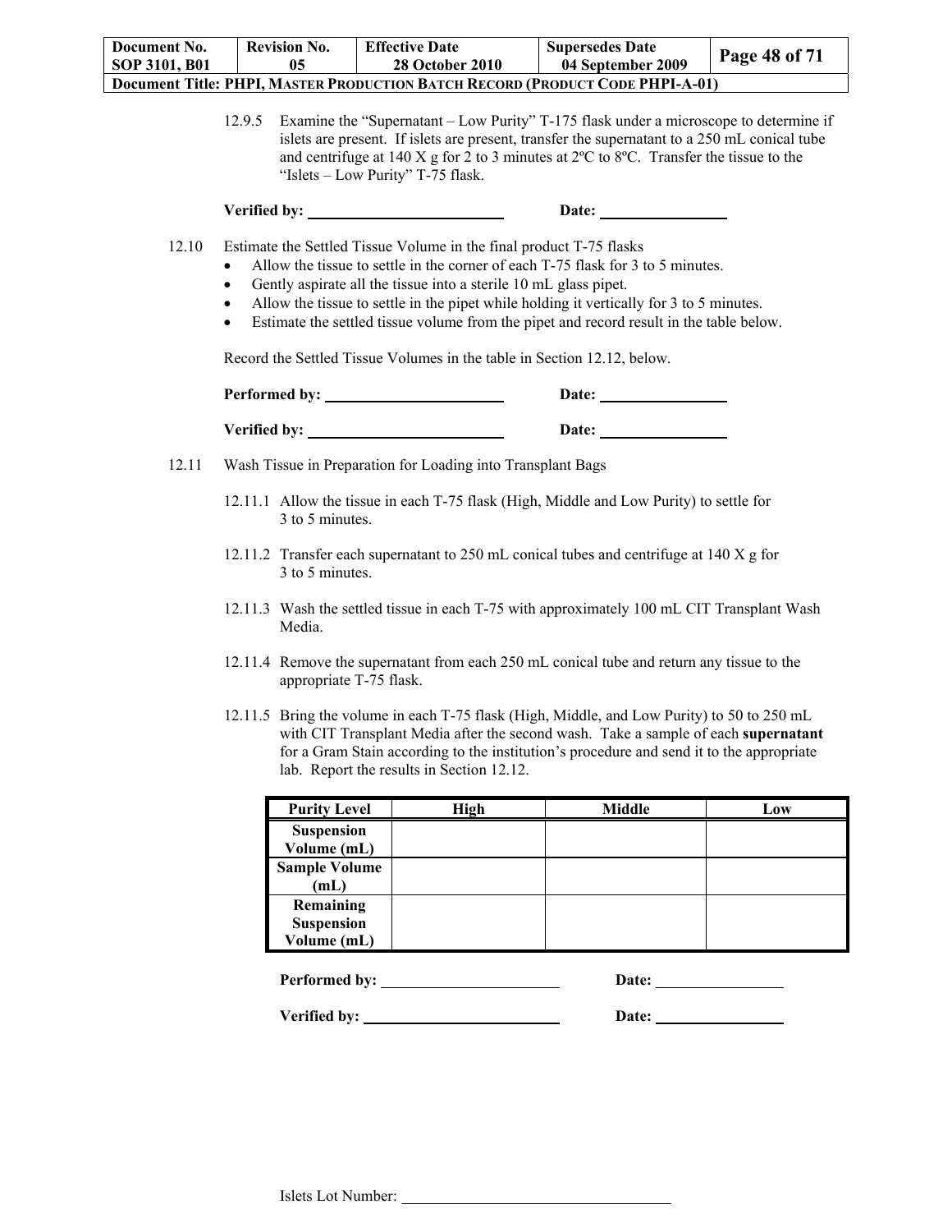12.9.5 Examine the "Supernatant – Low Purity" T-175 flask under a microscope to determine if islets are present. If islets are present, transfer the supernatant to a 250 mL conical tube and centrifuge at 140 X g for 2 to 3 minutes at 2ºC to 8ºC. Transfer the tissue to the "Islets – Low Purity" T-75 flask.

**Verified by:** \_\_\_\_\_\_\_\_\_\_\_\_\_\_\_\_\_\_\_\_ **Date:** \_\_\_\_\_\_\_\_\_\_\_\_\_\_

12.10 Estimate the Settled Tissue Volume in the final product T-75 flasks

- Allow the tissue to settle in the corner of each T-75 flask for 3 to 5 minutes.
- Gently aspirate all the tissue into a sterile 10 mL glass pipet.
- Allow the tissue to settle in the pipet while holding it vertically for 3 to 5 minutes.
- Estimate the settled tissue volume from the pipet and record result in the table below.

Record the Settled Tissue Volumes in the table in Section 12.12, below.

**Performed by:** \_\_\_\_\_\_\_\_\_\_\_\_\_\_\_\_\_\_\_\_ **Date:** \_\_\_\_\_\_\_\_\_\_\_\_\_\_

**Verified by:** \_\_\_\_\_\_\_\_\_\_\_\_\_\_\_\_\_\_\_\_ **Date:** \_\_\_\_\_\_\_\_\_\_\_\_\_\_

12.11 Wash Tissue in Preparation for Loading into Transplant Bags

12.11.1 Allow the tissue in each T-75 flask (High, Middle and Low Purity) to settle for 3 to 5 minutes.

12.11.2 Transfer each supernatant to 250 mL conical tubes and centrifuge at 140 X g for 3 to 5 minutes.

12.11.3 Wash the settled tissue in each T-75 with approximately 100 mL CIT Transplant Wash Media.

12.11.4 Remove the supernatant from each 250 mL conical tube and return any tissue to the appropriate T-75 flask.

12.11.5 Bring the volume in each T-75 flask (High, Middle, and Low Purity) to 50 to 250 mL with CIT Transplant Media after the second wash. Take a sample of each **supernatant** for a Gram Stain according to the institution's procedure and send it to the appropriate lab. Report the results in Section 12.12.

| Purity Level | High | Middle | Low |
|---|---|---|---|
| Suspension Volume (mL) | | | |
| Sample Volume (mL) | | | |
| Remaining Suspension Volume (mL) | | | |

**Performed by:** \_\_\_\_\_\_\_\_\_\_\_\_\_\_\_\_\_\_\_\_ **Date:** \_\_\_\_\_\_\_\_\_\_\_\_\_\_

**Verified by:** \_\_\_\_\_\_\_\_\_\_\_\_\_\_\_\_\_\_\_\_ **Date:** \_\_\_\_\_\_\_\_\_\_\_\_\_\_

Islets Lot Number: \_\_\_\_\_\_\_\_\_\_\_\_\_\_\_\_\_\_\_\_\_\_\_\_\_\_\_\_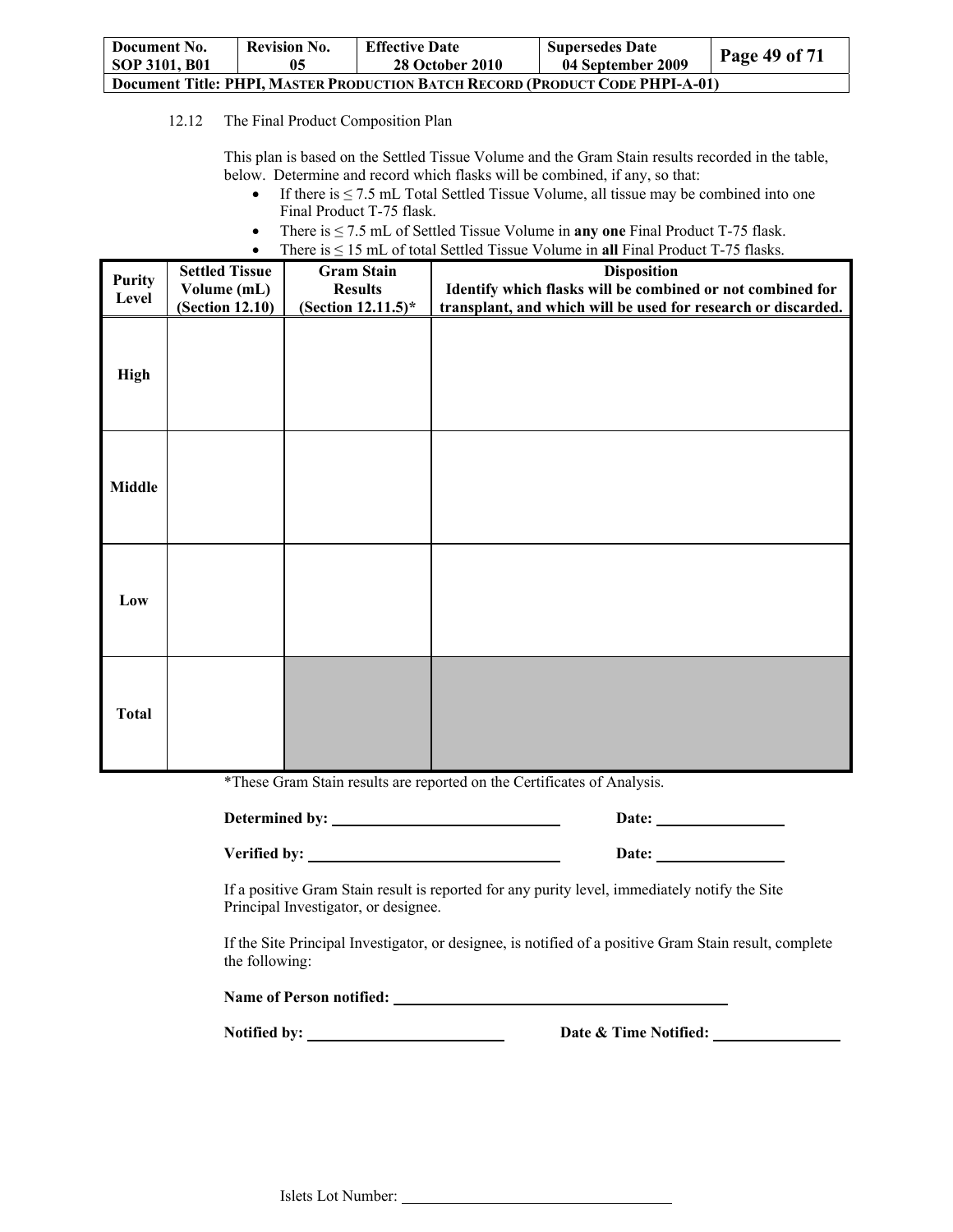12.12 The Final Product Composition Plan

This plan is based on the Settled Tissue Volume and the Gram Stain results recorded in the table, below. Determine and record which flasks will be combined, if any, so that:

- If there is ≤ 7.5 mL Total Settled Tissue Volume, all tissue may be combined into one Final Product T-75 flask.
- There is ≤ 7.5 mL of Settled Tissue Volume in **any one** Final Product T-75 flask.
- There is ≤ 15 mL of total Settled Tissue Volume in **all** Final Product T-75 flasks.

| Purity Level | Settled Tissue Volume (mL) (Section 12.10) | Gram Stain Results (Section 12.11.5)* | Disposition Identify which flasks will be combined or not combined for transplant, and which will be used for research or discarded. |
|---|---|---|---|
| **High** | | | |
| **Middle** | | | |
| **Low** | | | |
| **Total** | | | |

*These Gram Stain results are reported on the Certificates of Analysis.

**Determined by:** ______________________________ **Date:** ________________

**Verified by:** ________________________________ **Date:** ________________

If a positive Gram Stain result is reported for any purity level, immediately notify the Site Principal Investigator, or designee.

If the Site Principal Investigator, or designee, is notified of a positive Gram Stain result, complete the following:

**Name of Person notified:** ____________________________________________

**Notified by:** _________________________ **Date & Time Notified:** ________________

Islets Lot Number: ___________________________________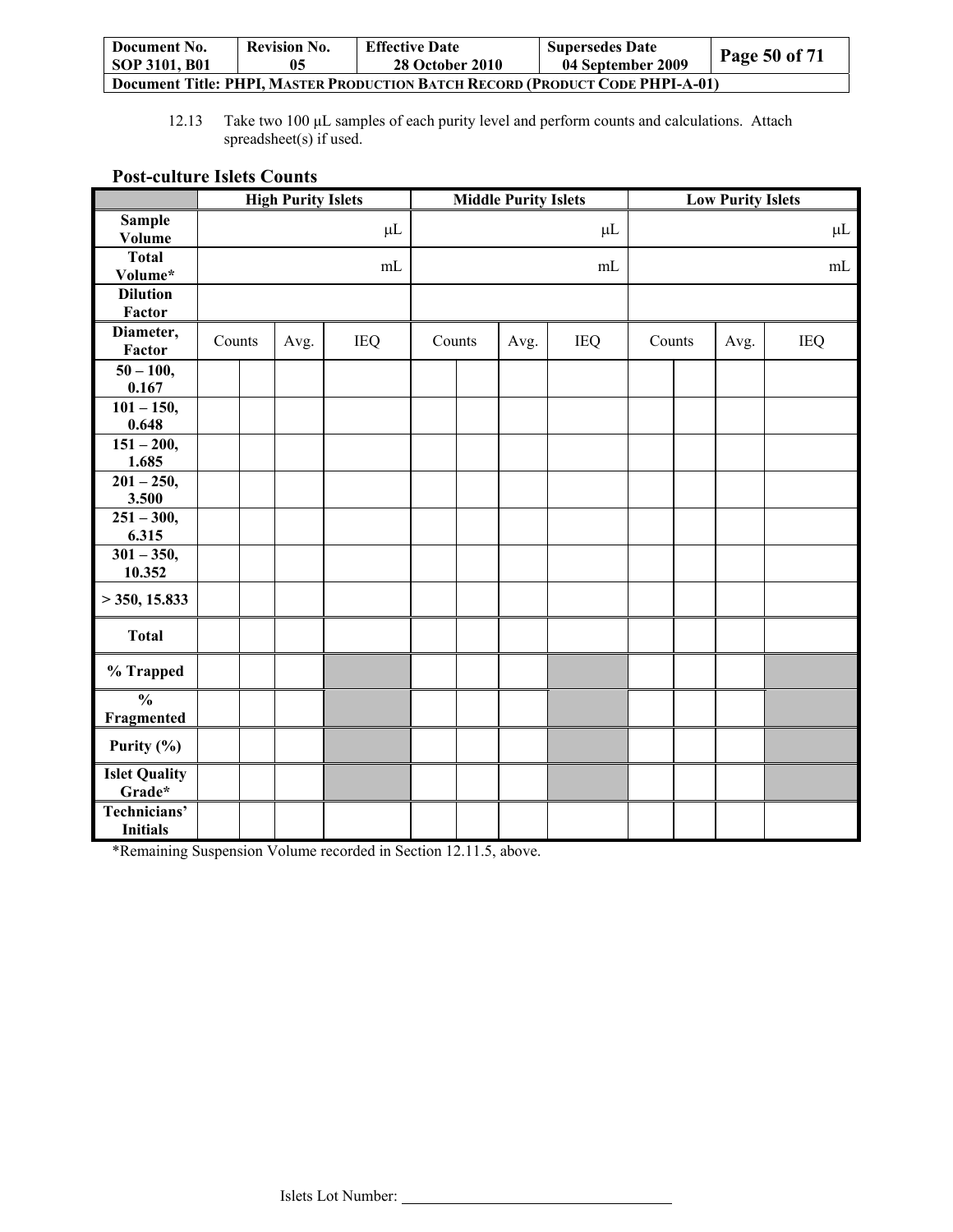12.13 Take two 100 μL samples of each purity level and perform counts and calculations. Attach spreadsheet(s) if used.

### Post-culture Islets Counts

| | High Purity Islets | | | | Middle Purity Islets | | | | Low Purity Islets | | | |
|---|---|---|---|---|---|---|---|---|---|---|---|---|
| **Sample Volume** | μL | | | | μL | | | | μL | | | |
| **Total Volume*** | mL | | | | mL | | | | mL | | | |
| **Dilution Factor** | | | | | | | | | | | | |
| **Diameter, Factor** | Counts | | Avg. | IEQ | Counts | | Avg. | IEQ | Counts | | Avg. | IEQ |
| **50 – 100, 0.167** | | | | | | | | | | | | |
| **101 – 150, 0.648** | | | | | | | | | | | | |
| **151 – 200, 1.685** | | | | | | | | | | | | |
| **201 – 250, 3.500** | | | | | | | | | | | | |
| **251 – 300, 6.315** | | | | | | | | | | | | |
| **301 – 350, 10.352** | | | | | | | | | | | | |
| **> 350, 15.833** | | | | | | | | | | | | |
| **Total** | | | | | | | | | | | | |
| **% Trapped** | | | | | | | | | | | | |
| **% Fragmented** | | | | | | | | | | | | |
| **Purity (%)** | | | | | | | | | | | | |
| **Islet Quality Grade*** | | | | | | | | | | | | |
| **Technicians' Initials** | | | | | | | | | | | | |

*Remaining Suspension Volume recorded in Section 12.11.5, above.

Islets Lot Number: ______________________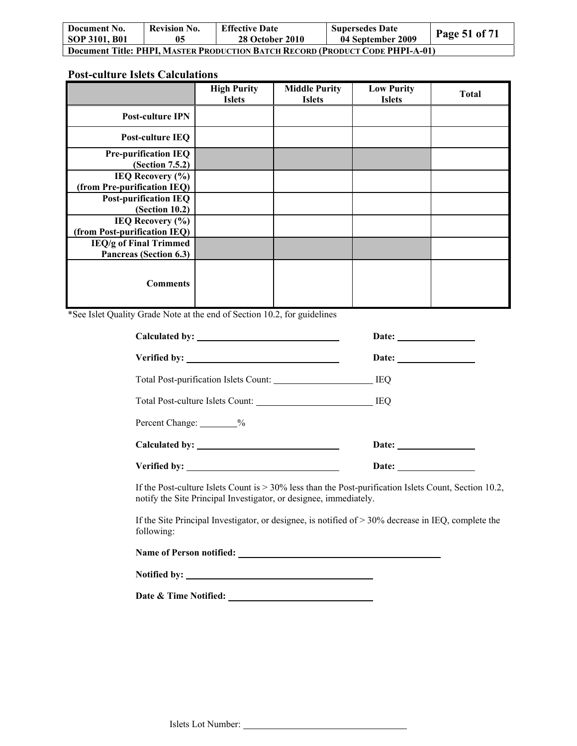## Post-culture Islets Calculations

| | High Purity Islets | Middle Purity Islets | Low Purity Islets | Total |
|---|---|---|---|---|
| **Post-culture IPN** | | | | |
| **Post-culture IEQ** | | | | |
| **Pre-purification IEQ (Section 7.5.2)** | | | | |
| **IEQ Recovery (%) (from Pre-purification IEQ)** | | | | |
| **Post-purification IEQ (Section 10.2)** | | | | |
| **IEQ Recovery (%) (from Post-purification IEQ)** | | | | |
| **IEQ/g of Final Trimmed Pancreas (Section 6.3)** | | | | |
| **Comments** | | | | |

*See Islet Quality Grade Note at the end of Section 10.2, for guidelines

**Calculated by:** ______________________________ **Date:** ________________

**Verified by:** ______________________________ **Date:** ________________

Total Post-purification Islets Count: ____________________ IEQ

Total Post-culture Islets Count: ________________________ IEQ

Percent Change: ________%

**Calculated by:** ______________________________ **Date:** ________________

**Verified by:** ______________________________ **Date:** ________________

If the Post-culture Islets Count is > 30% less than the Post-purification Islets Count, Section 10.2, notify the Site Principal Investigator, or designee, immediately.

If the Site Principal Investigator, or designee, is notified of > 30% decrease in IEQ, complete the following:

**Name of Person notified:** ________________________________________

**Notified by:** ________________________________________

**Date & Time Notified:** ______________________________

Islets Lot Number: ________________________________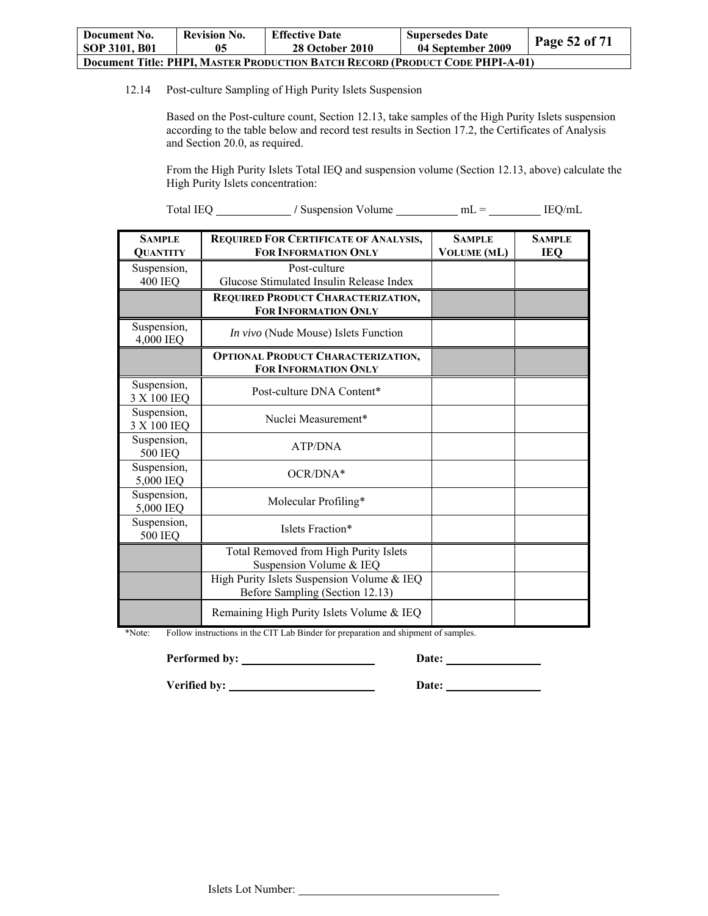12.14 Post-culture Sampling of High Purity Islets Suspension

Based on the Post-culture count, Section 12.13, take samples of the High Purity Islets suspension according to the table below and record test results in Section 17.2, the Certificates of Analysis and Section 20.0, as required.

From the High Purity Islets Total IEQ and suspension volume (Section 12.13, above) calculate the High Purity Islets concentration:

Total IEQ ____________ / Suspension Volume __________ mL = _________ IEQ/mL

| SAMPLE QUANTITY | REQUIRED FOR CERTIFICATE OF ANALYSIS, FOR INFORMATION ONLY | SAMPLE VOLUME (ML) | SAMPLE IEQ |
|---|---|---|---|
| Suspension, 400 IEQ | Post-culture Glucose Stimulated Insulin Release Index | | |
| | **REQUIRED PRODUCT CHARACTERIZATION, FOR INFORMATION ONLY** | | |
| Suspension, 4,000 IEQ | *In vivo* (Nude Mouse) Islets Function | | |
| | **OPTIONAL PRODUCT CHARACTERIZATION, FOR INFORMATION ONLY** | | |
| Suspension, 3 X 100 IEQ | Post-culture DNA Content* | | |
| Suspension, 3 X 100 IEQ | Nuclei Measurement* | | |
| Suspension, 500 IEQ | ATP/DNA | | |
| Suspension, 5,000 IEQ | OCR/DNA* | | |
| Suspension, 5,000 IEQ | Molecular Profiling* | | |
| Suspension, 500 IEQ | Islets Fraction* | | |
| | Total Removed from High Purity Islets Suspension Volume & IEQ | | |
| | High Purity Islets Suspension Volume & IEQ Before Sampling (Section 12.13) | | |
| | Remaining High Purity Islets Volume & IEQ | | |

*Note: Follow instructions in the CIT Lab Binder for preparation and shipment of samples.

**Performed by:** ______________________ **Date:** _______________

**Verified by:** ______________________ **Date:** _______________

Islets Lot Number: ________________________________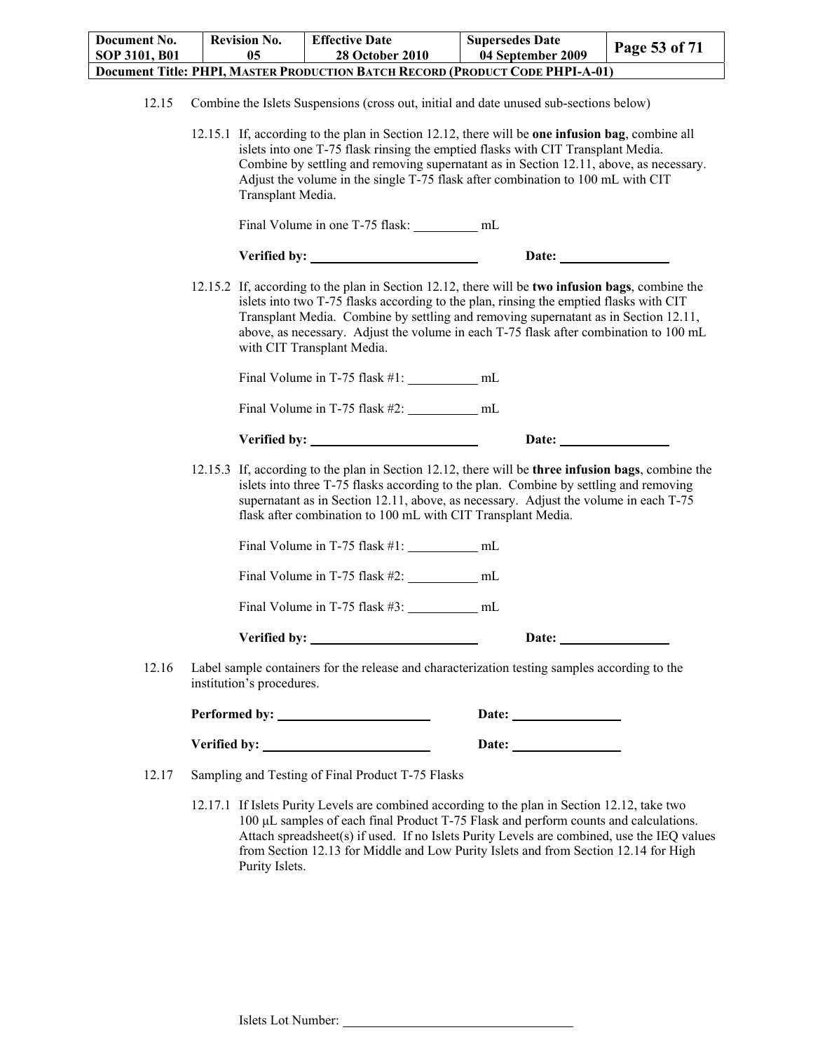12.15 Combine the Islets Suspensions (cross out, initial and date unused sub-sections below)

12.15.1 If, according to the plan in Section 12.12, there will be **one infusion bag**, combine all islets into one T-75 flask rinsing the emptied flasks with CIT Transplant Media. Combine by settling and removing supernatant as in Section 12.11, above, as necessary. Adjust the volume in the single T-75 flask after combination to 100 mL with CIT Transplant Media.

Final Volume in one T-75 flask: __________ mL

**Verified by:** ____________________ **Date:** ______________

12.15.2 If, according to the plan in Section 12.12, there will be **two infusion bags**, combine the islets into two T-75 flasks according to the plan, rinsing the emptied flasks with CIT Transplant Media. Combine by settling and removing supernatant as in Section 12.11, above, as necessary. Adjust the volume in each T-75 flask after combination to 100 mL with CIT Transplant Media.

Final Volume in T-75 flask #1: __________ mL

Final Volume in T-75 flask #2: __________ mL

**Verified by:** ____________________ **Date:** ______________

12.15.3 If, according to the plan in Section 12.12, there will be **three infusion bags**, combine the islets into three T-75 flasks according to the plan. Combine by settling and removing supernatant as in Section 12.11, above, as necessary. Adjust the volume in each T-75 flask after combination to 100 mL with CIT Transplant Media.

Final Volume in T-75 flask #1: __________ mL

Final Volume in T-75 flask #2: __________ mL

Final Volume in T-75 flask #3: __________ mL

**Verified by:** ____________________ **Date:** ______________

12.16 Label sample containers for the release and characterization testing samples according to the institution's procedures.

**Performed by:** ____________________ **Date:** ______________

**Verified by:** ____________________ **Date:** ______________

12.17 Sampling and Testing of Final Product T-75 Flasks

12.17.1 If Islets Purity Levels are combined according to the plan in Section 12.12, take two 100 μL samples of each final Product T-75 Flask and perform counts and calculations. Attach spreadsheet(s) if used. If no Islets Purity Levels are combined, use the IEQ values from Section 12.13 for Middle and Low Purity Islets and from Section 12.14 for High Purity Islets.

Islets Lot Number: ______________________________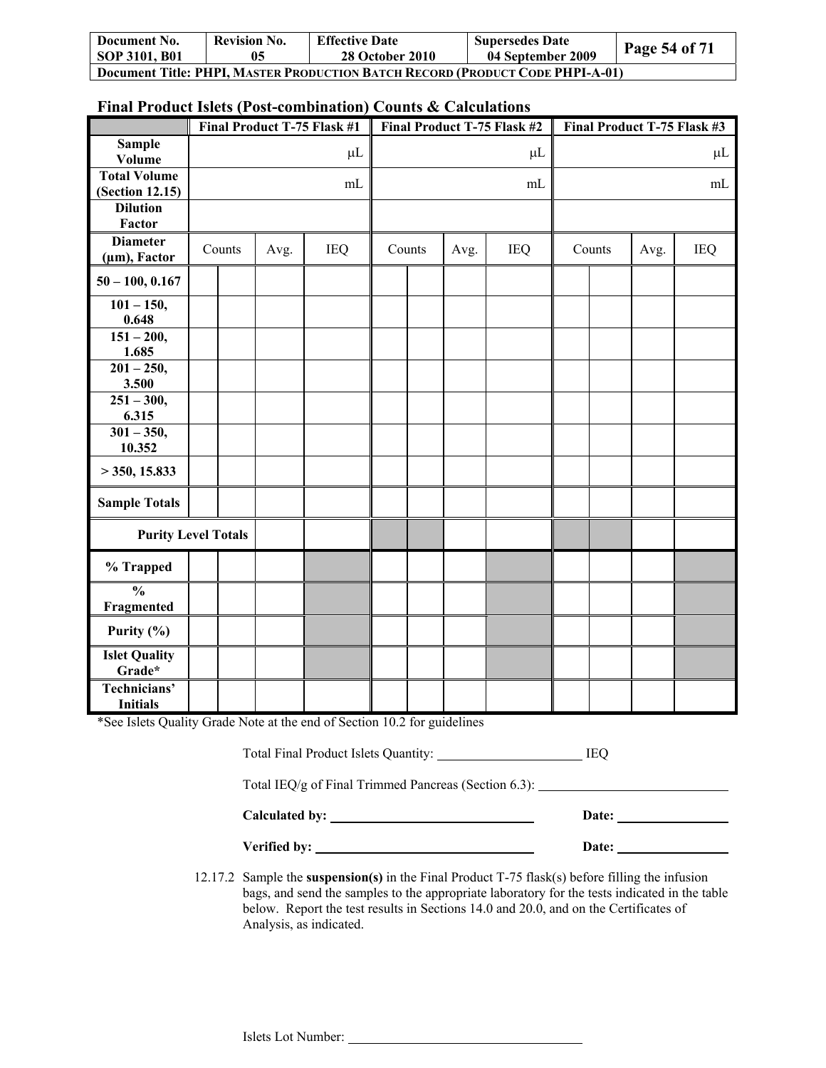## Final Product Islets (Post-combination) Counts & Calculations

| | Final Product T-75 Flask #1 | | | | Final Product T-75 Flask #2 | | | | Final Product T-75 Flask #3 | | | |
|---|---|---|---|---|---|---|---|---|---|---|---|---|
| **Sample Volume** | μL | | | | μL | | | | μL | | | |
| **Total Volume (Section 12.15)** | mL | | | | mL | | | | mL | | | |
| **Dilution Factor** | | | | | | | | | | | | |
| **Diameter (μm), Factor** | Counts | | Avg. | IEQ | Counts | | Avg. | IEQ | Counts | | Avg. | IEQ |
| **50 – 100, 0.167** | | | | | | | | | | | | |
| **101 – 150, 0.648** | | | | | | | | | | | | |
| **151 – 200, 1.685** | | | | | | | | | | | | |
| **201 – 250, 3.500** | | | | | | | | | | | | |
| **251 – 300, 6.315** | | | | | | | | | | | | |
| **301 – 350, 10.352** | | | | | | | | | | | | |
| **> 350, 15.833** | | | | | | | | | | | | |
| **Sample Totals** | | | | | | | | | | | | |
| **Purity Level Totals** | | | | | | | | | | | | |
| **% Trapped** | | | | | | | | | | | | |
| **% Fragmented** | | | | | | | | | | | | |
| **Purity (%)** | | | | | | | | | | | | |
| **Islet Quality Grade*** | | | | | | | | | | | | |
| **Technicians' Initials** | | | | | | | | | | | | |

*See Islets Quality Grade Note at the end of Section 10.2 for guidelines

Total Final Product Islets Quantity: ______________________ IEQ

Total IEQ/g of Final Trimmed Pancreas (Section 6.3): ____________________________

**Calculated by:** ______________________________ **Date:** ________________

**Verified by:** ______________________________ **Date:** ________________

12.17.2 Sample the **suspension(s)** in the Final Product T-75 flask(s) before filling the infusion bags, and send the samples to the appropriate laboratory for the tests indicated in the table below. Report the test results in Sections 14.0 and 20.0, and on the Certificates of Analysis, as indicated.

Islets Lot Number: ____________________________________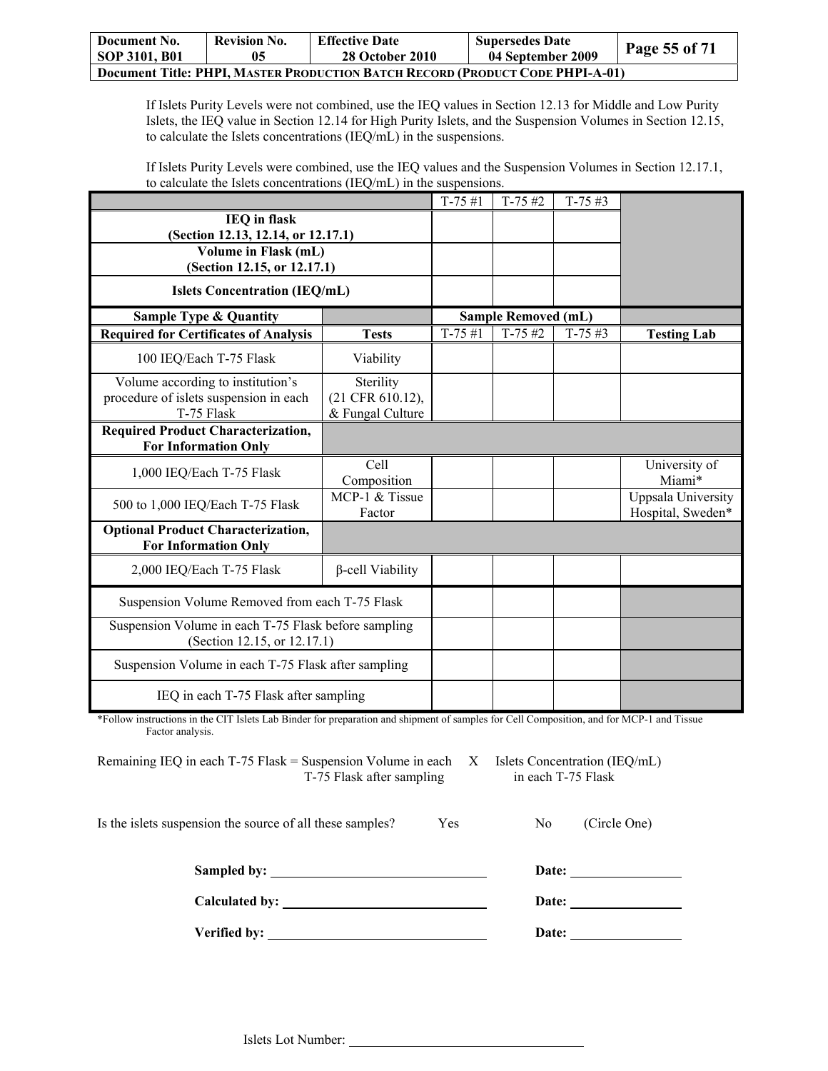If Islets Purity Levels were not combined, use the IEQ values in Section 12.13 for Middle and Low Purity Islets, the IEQ value in Section 12.14 for High Purity Islets, and the Suspension Volumes in Section 12.15, to calculate the Islets concentrations (IEQ/mL) in the suspensions.

If Islets Purity Levels were combined, use the IEQ values and the Suspension Volumes in Section 12.17.1, to calculate the Islets concentrations (IEQ/mL) in the suspensions.

| | | T-75 #1 | T-75 #2 | T-75 #3 | |
|---|---|---|---|---|---|
| **IEQ in flask (Section 12.13, 12.14, or 12.17.1)** | | | | | |
| **Volume in Flask (mL) (Section 12.15, or 12.17.1)** | | | | | |
| **Islets Concentration (IEQ/mL)** | | | | | |
| **Sample Type & Quantity** | | **Sample Removed (mL)** | | | |
| **Required for Certificates of Analysis** | **Tests** | T-75 #1 | T-75 #2 | T-75 #3 | **Testing Lab** |
| 100 IEQ/Each T-75 Flask | Viability | | | | |
| Volume according to institution's procedure of islets suspension in each T-75 Flask | Sterility (21 CFR 610.12), & Fungal Culture | | | | |
| **Required Product Characterization, For Information Only** | | | | | |
| 1,000 IEQ/Each T-75 Flask | Cell Composition | | | | University of Miami* |
| 500 to 1,000 IEQ/Each T-75 Flask | MCP-1 & Tissue Factor | | | | Uppsala University Hospital, Sweden* |
| **Optional Product Characterization, For Information Only** | | | | | |
| 2,000 IEQ/Each T-75 Flask | β-cell Viability | | | | |
| Suspension Volume Removed from each T-75 Flask | | | | | |
| Suspension Volume in each T-75 Flask before sampling (Section 12.15, or 12.17.1) | | | | | |
| Suspension Volume in each T-75 Flask after sampling | | | | | |
| IEQ in each T-75 Flask after sampling | | | | | |

*Follow instructions in the CIT Islets Lab Binder for preparation and shipment of samples for Cell Composition, and for MCP-1 and Tissue Factor analysis.

Remaining IEQ in each T-75 Flask = Suspension Volume in each T-75 Flask after sampling X Islets Concentration (IEQ/mL) in each T-75 Flask

Is the islets suspension the source of all these samples? Yes No (Circle One)

**Sampled by:** ______________________ **Date:** ____________

**Calculated by:** ______________________ **Date:** ____________

**Verified by:** ______________________ **Date:** ____________

Islets Lot Number: ______________________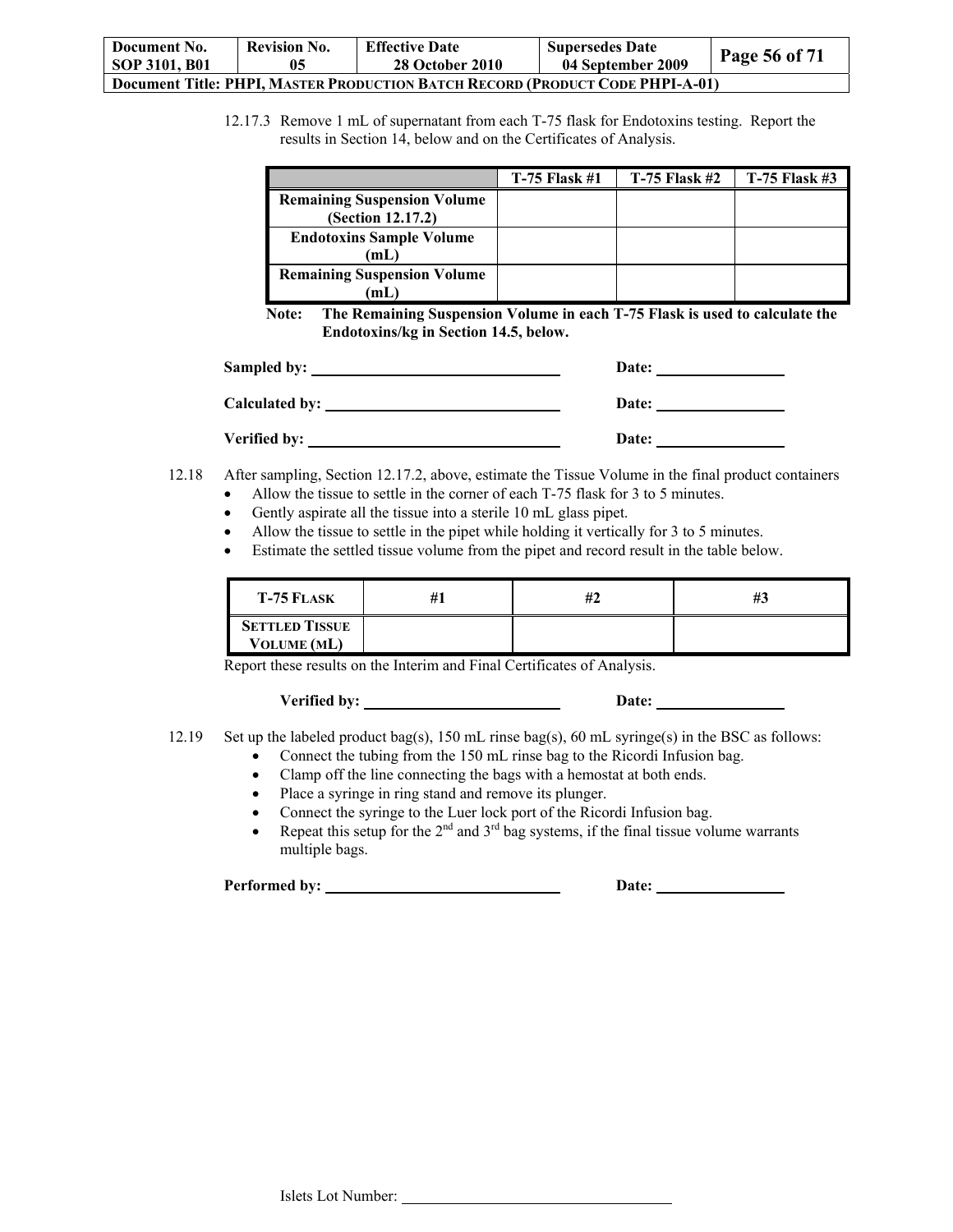12.17.3 Remove 1 mL of supernatant from each T-75 flask for Endotoxins testing. Report the results in Section 14, below and on the Certificates of Analysis.

| | T-75 Flask #1 | T-75 Flask #2 | T-75 Flask #3 |
|---|---|---|---|
| **Remaining Suspension Volume (Section 12.17.2)** | | | |
| **Endotoxins Sample Volume (mL)** | | | |
| **Remaining Suspension Volume (mL)** | | | |

**Note: The Remaining Suspension Volume in each T-75 Flask is used to calculate the Endotoxins/kg in Section 14.5, below.**

**Sampled by:** ______________________________ **Date:** ________________

**Calculated by:** ______________________________ **Date:** ________________

**Verified by:** ______________________________ **Date:** ________________

12.18 After sampling, Section 12.17.2, above, estimate the Tissue Volume in the final product containers

- Allow the tissue to settle in the corner of each T-75 flask for 3 to 5 minutes.
- Gently aspirate all the tissue into a sterile 10 mL glass pipet.
- Allow the tissue to settle in the pipet while holding it vertically for 3 to 5 minutes.
- Estimate the settled tissue volume from the pipet and record result in the table below.

| T-75 Flask | #1 | #2 | #3 |
|---|---|---|---|
| Settled Tissue Volume (mL) | | | |

Report these results on the Interim and Final Certificates of Analysis.

**Verified by:** ______________________________ **Date:** ________________

12.19 Set up the labeled product bag(s), 150 mL rinse bag(s), 60 mL syringe(s) in the BSC as follows:

- Connect the tubing from the 150 mL rinse bag to the Ricordi Infusion bag.
- Clamp off the line connecting the bags with a hemostat at both ends.
- Place a syringe in ring stand and remove its plunger.
- Connect the syringe to the Luer lock port of the Ricordi Infusion bag.
- Repeat this setup for the 2nd and 3rd bag systems, if the final tissue volume warrants multiple bags.

**Performed by:** ______________________________ **Date:** ________________

Islets Lot Number: ______________________________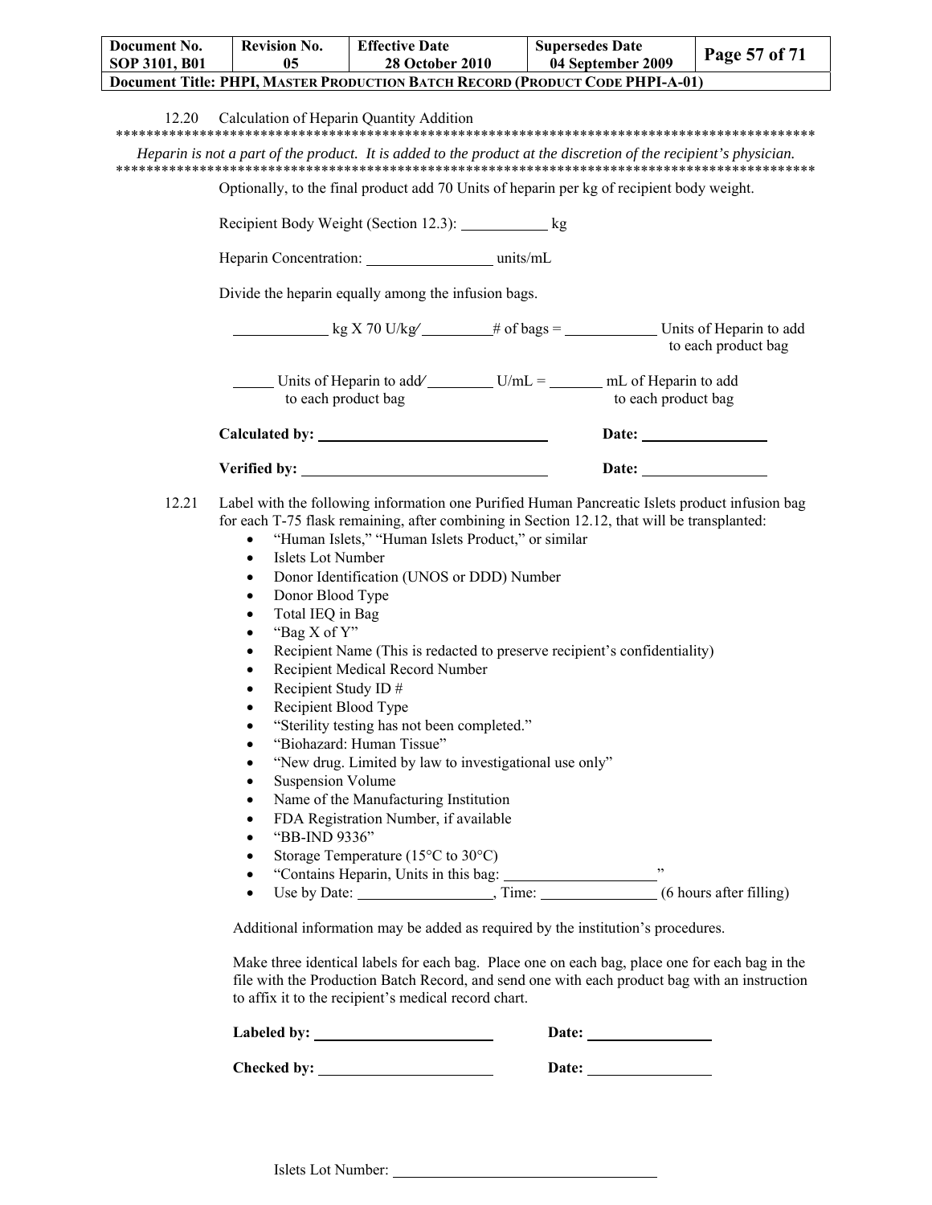12.20 Calculation of Heparin Quantity Addition

*********************************************************************************************

*Heparin is not a part of the product. It is added to the product at the discretion of the recipient's physician.*

*********************************************************************************************

Optionally, to the final product add 70 Units of heparin per kg of recipient body weight.

Recipient Body Weight (Section 12.3): ___________ kg

Heparin Concentration: _______________ units/mL

Divide the heparin equally among the infusion bags.

___________ kg X 70 U/kg / _________ # of bags = ___________ Units of Heparin to add to each product bag

_____ Units of Heparin to add to each product bag / _________ U/mL = _______ mL of Heparin to add to each product bag

**Calculated by:** ____________________________ **Date:** _______________

**Verified by:** ____________________________ **Date:** _______________

12.21 Label with the following information one Purified Human Pancreatic Islets product infusion bag for each T-75 flask remaining, after combining in Section 12.12, that will be transplanted:

- "Human Islets," "Human Islets Product," or similar
- Islets Lot Number
- Donor Identification (UNOS or DDD) Number
- Donor Blood Type
- Total IEQ in Bag
- "Bag X of Y"
- Recipient Name (This is redacted to preserve recipient's confidentiality)
- Recipient Medical Record Number
- Recipient Study ID #
- Recipient Blood Type
- "Sterility testing has not been completed."
- "Biohazard: Human Tissue"
- "New drug. Limited by law to investigational use only"
- Suspension Volume
- Name of the Manufacturing Institution
- FDA Registration Number, if available
- "BB-IND 9336"
- Storage Temperature (15°C to 30°C)
- "Contains Heparin, Units in this bag: _________________"
- Use by Date: ________________, Time: ______________ (6 hours after filling)

Additional information may be added as required by the institution's procedures.

Make three identical labels for each bag. Place one on each bag, place one for each bag in the file with the Production Batch Record, and send one with each product bag with an instruction to affix it to the recipient's medical record chart.

**Labeled by:** ______________________ **Date:** _______________

**Checked by:** ______________________ **Date:** _______________

Islets Lot Number: ________________________________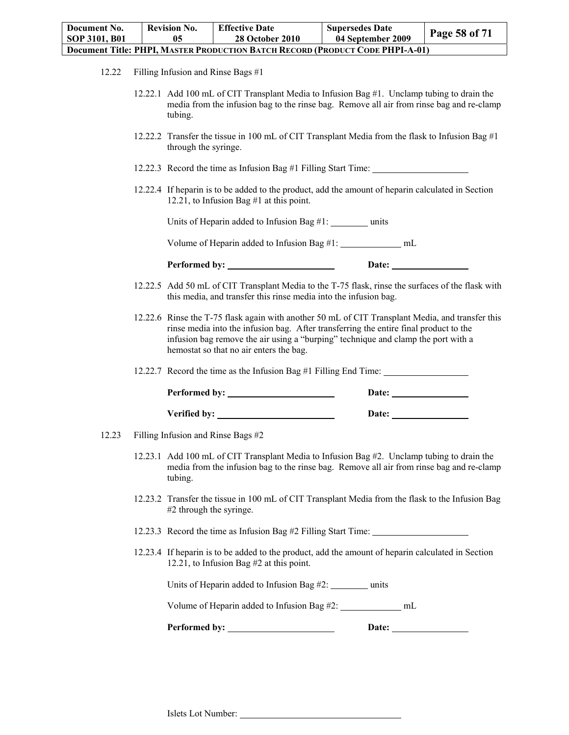12.22 Filling Infusion and Rinse Bags #1

12.22.1 Add 100 mL of CIT Transplant Media to Infusion Bag #1. Unclamp tubing to drain the media from the infusion bag to the rinse bag. Remove all air from rinse bag and re-clamp tubing.

12.22.2 Transfer the tissue in 100 mL of CIT Transplant Media from the flask to Infusion Bag #1 through the syringe.

12.22.3 Record the time as Infusion Bag #1 Filling Start Time: ____________________

12.22.4 If heparin is to be added to the product, add the amount of heparin calculated in Section 12.21, to Infusion Bag #1 at this point.

Units of Heparin added to Infusion Bag #1: ________ units

Volume of Heparin added to Infusion Bag #1: _____________ mL

**Performed by:** ______________________ **Date:** ________________

12.22.5 Add 50 mL of CIT Transplant Media to the T-75 flask, rinse the surfaces of the flask with this media, and transfer this rinse media into the infusion bag.

12.22.6 Rinse the T-75 flask again with another 50 mL of CIT Transplant Media, and transfer this rinse media into the infusion bag. After transferring the entire final product to the infusion bag remove the air using a "burping" technique and clamp the port with a hemostat so that no air enters the bag.

12.22.7 Record the time as the Infusion Bag #1 Filling End Time: __________________

**Performed by:** ______________________ **Date:** ________________

**Verified by:** ______________________ **Date:** ________________

12.23 Filling Infusion and Rinse Bags #2

12.23.1 Add 100 mL of CIT Transplant Media to Infusion Bag #2. Unclamp tubing to drain the media from the infusion bag to the rinse bag. Remove all air from rinse bag and re-clamp tubing.

12.23.2 Transfer the tissue in 100 mL of CIT Transplant Media from the flask to the Infusion Bag #2 through the syringe.

12.23.3 Record the time as Infusion Bag #2 Filling Start Time: ____________________

12.23.4 If heparin is to be added to the product, add the amount of heparin calculated in Section 12.21, to Infusion Bag #2 at this point.

Units of Heparin added to Infusion Bag #2: ________ units

Volume of Heparin added to Infusion Bag #2: _____________ mL

**Performed by:** ______________________ **Date:** ________________

Islets Lot Number: ___________________________________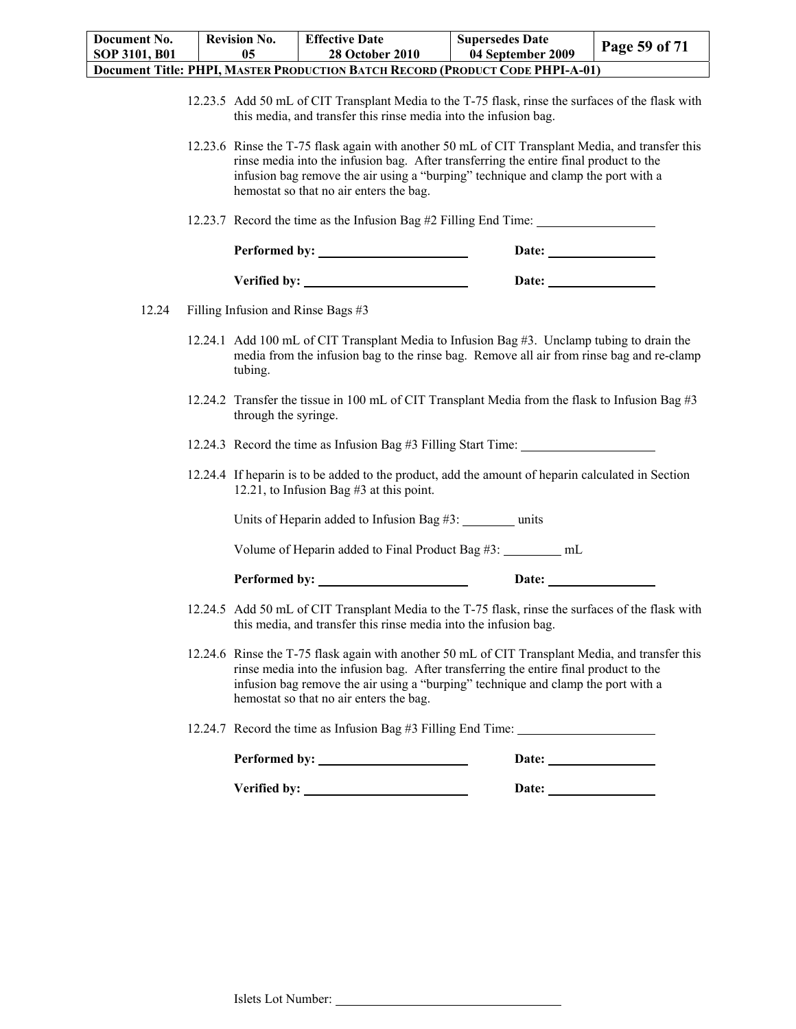12.23.5 Add 50 mL of CIT Transplant Media to the T-75 flask, rinse the surfaces of the flask with this media, and transfer this rinse media into the infusion bag.

12.23.6 Rinse the T-75 flask again with another 50 mL of CIT Transplant Media, and transfer this rinse media into the infusion bag. After transferring the entire final product to the infusion bag remove the air using a "burping" technique and clamp the port with a hemostat so that no air enters the bag.

12.23.7 Record the time as the Infusion Bag #2 Filling End Time: ____________

**Performed by:** ____________ **Date:** ____________

**Verified by:** ____________ **Date:** ____________

12.24 Filling Infusion and Rinse Bags #3

12.24.1 Add 100 mL of CIT Transplant Media to Infusion Bag #3. Unclamp tubing to drain the media from the infusion bag to the rinse bag. Remove all air from rinse bag and re-clamp tubing.

12.24.2 Transfer the tissue in 100 mL of CIT Transplant Media from the flask to Infusion Bag #3 through the syringe.

12.24.3 Record the time as Infusion Bag #3 Filling Start Time: ____________

12.24.4 If heparin is to be added to the product, add the amount of heparin calculated in Section 12.21, to Infusion Bag #3 at this point.

Units of Heparin added to Infusion Bag #3: ________ units

Volume of Heparin added to Final Product Bag #3: ________ mL

**Performed by:** ____________ **Date:** ____________

12.24.5 Add 50 mL of CIT Transplant Media to the T-75 flask, rinse the surfaces of the flask with this media, and transfer this rinse media into the infusion bag.

12.24.6 Rinse the T-75 flask again with another 50 mL of CIT Transplant Media, and transfer this rinse media into the infusion bag. After transferring the entire final product to the infusion bag remove the air using a "burping" technique and clamp the port with a hemostat so that no air enters the bag.

12.24.7 Record the time as Infusion Bag #3 Filling End Time: ____________

**Performed by:** ____________ **Date:** ____________

**Verified by:** ____________ **Date:** ____________

Islets Lot Number: ____________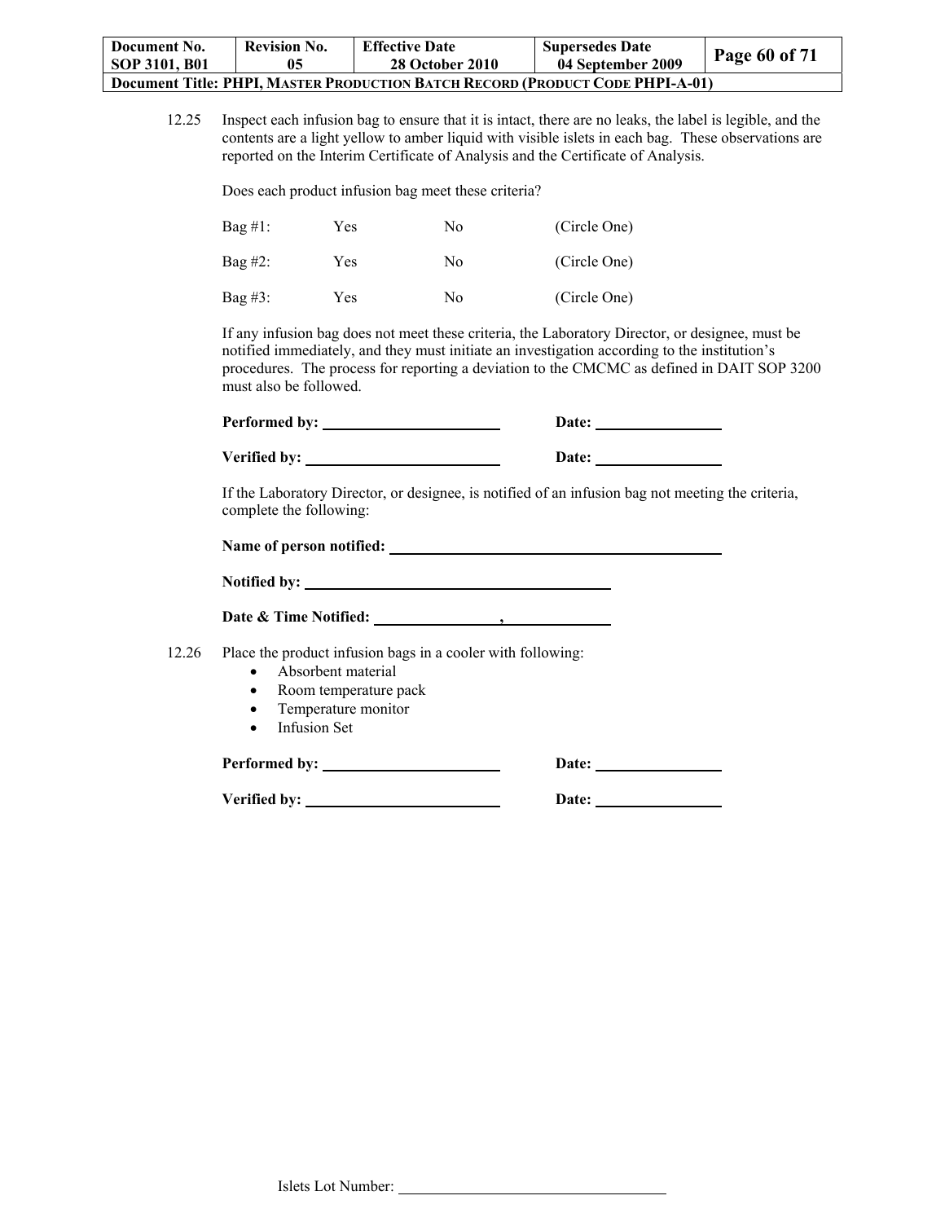12.25 Inspect each infusion bag to ensure that it is intact, there are no leaks, the label is legible, and the contents are a light yellow to amber liquid with visible islets in each bag. These observations are reported on the Interim Certificate of Analysis and the Certificate of Analysis.

Does each product infusion bag meet these criteria?

| | | | |
|---|---|---|---|
| Bag #1: | Yes | No | (Circle One) |
| Bag #2: | Yes | No | (Circle One) |
| Bag #3: | Yes | No | (Circle One) |

If any infusion bag does not meet these criteria, the Laboratory Director, or designee, must be notified immediately, and they must initiate an investigation according to the institution's procedures. The process for reporting a deviation to the CMCMC as defined in DAIT SOP 3200 must also be followed.

**Performed by:** ______________________ **Date:** ______________

**Verified by:** ______________________ **Date:** ______________

If the Laboratory Director, or designee, is notified of an infusion bag not meeting the criteria, complete the following:

**Name of person notified:** ________________________________________

**Notified by:** ________________________________________

**Date & Time Notified:** ______________ , ______________

12.26 Place the product infusion bags in a cooler with following:

- Absorbent material
- Room temperature pack
- Temperature monitor
- Infusion Set

**Performed by:** ______________________ **Date:** ______________

**Verified by:** ______________________ **Date:** ______________

Islets Lot Number: ________________________________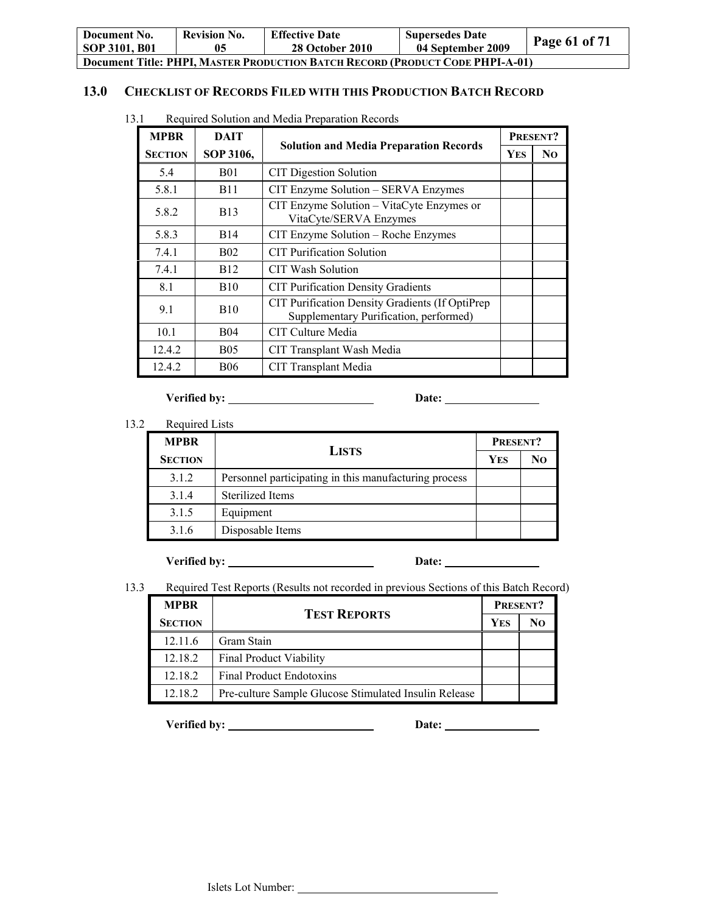## 13.0 CHECKLIST OF RECORDS FILED WITH THIS PRODUCTION BATCH RECORD

13.1 Required Solution and Media Preparation Records

| MPBR SECTION | DAIT SOP 3106, | Solution and Media Preparation Records | PRESENT? | |
|---|---|---|---|---|
| | | | YES | NO |
| 5.4 | B01 | CIT Digestion Solution | | |
| 5.8.1 | B11 | CIT Enzyme Solution – SERVA Enzymes | | |
| 5.8.2 | B13 | CIT Enzyme Solution – VitaCyte Enzymes or VitaCyte/SERVA Enzymes | | |
| 5.8.3 | B14 | CIT Enzyme Solution – Roche Enzymes | | |
| 7.4.1 | B02 | CIT Purification Solution | | |
| 7.4.1 | B12 | CIT Wash Solution | | |
| 8.1 | B10 | CIT Purification Density Gradients | | |
| 9.1 | B10 | CIT Purification Density Gradients (If OptiPrep Supplementary Purification, performed) | | |
| 10.1 | B04 | CIT Culture Media | | |
| 12.4.2 | B05 | CIT Transplant Wash Media | | |
| 12.4.2 | B06 | CIT Transplant Media | | |

**Verified by:** ________________________ **Date:** ______________

13.2 Required Lists

| MPBR SECTION | LISTS | PRESENT? | |
|---|---|---|---|
| | | YES | NO |
| 3.1.2 | Personnel participating in this manufacturing process | | |
| 3.1.4 | Sterilized Items | | |
| 3.1.5 | Equipment | | |
| 3.1.6 | Disposable Items | | |

**Verified by:** ________________________ **Date:** ______________

13.3 Required Test Reports (Results not recorded in previous Sections of this Batch Record)

| MPBR SECTION | TEST REPORTS | PRESENT? | |
|---|---|---|---|
| | | YES | NO |
| 12.11.6 | Gram Stain | | |
| 12.18.2 | Final Product Viability | | |
| 12.18.2 | Final Product Endotoxins | | |
| 12.18.2 | Pre-culture Sample Glucose Stimulated Insulin Release | | |

**Verified by:** ________________________ **Date:** ______________

Islets Lot Number: ________________________________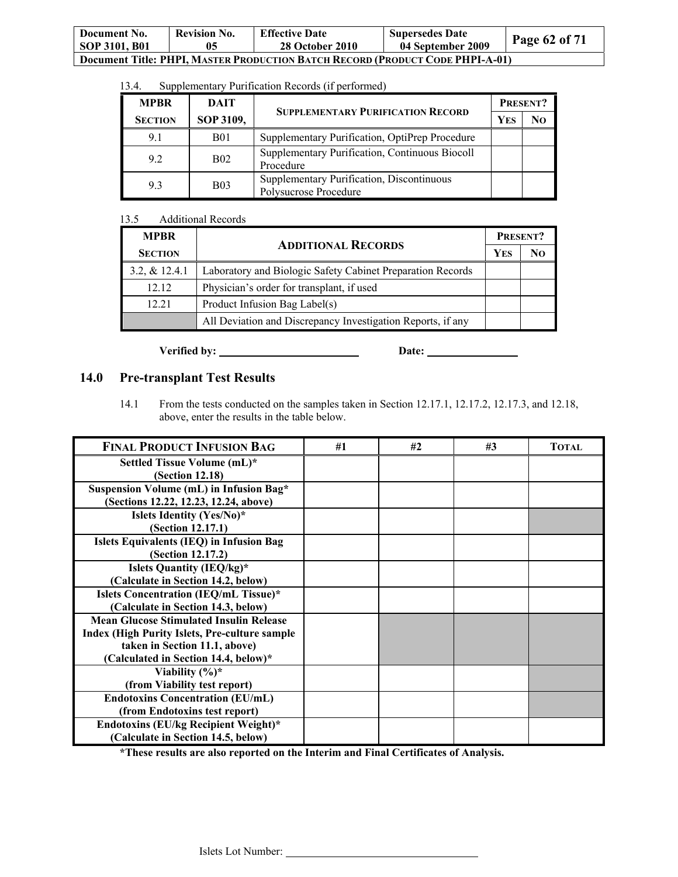13.4. Supplementary Purification Records (if performed)

| MPBR SECTION | DAIT SOP 3109, | SUPPLEMENTARY PURIFICATION RECORD | PRESENT? | |
|---|---|---|---|---|
| | | | YES | NO |
| 9.1 | B01 | Supplementary Purification, OptiPrep Procedure | | |
| 9.2 | B02 | Supplementary Purification, Continuous Biocoll Procedure | | |
| 9.3 | B03 | Supplementary Purification, Discontinuous Polysucrose Procedure | | |

13.5 Additional Records

| MPBR SECTION | ADDITIONAL RECORDS | PRESENT? | |
|---|---|---|---|
| | | YES | NO |
| 3.2, & 12.4.1 | Laboratory and Biologic Safety Cabinet Preparation Records | | |
| 12.12 | Physician's order for transplant, if used | | |
| 12.21 | Product Infusion Bag Label(s) | | |
| | All Deviation and Discrepancy Investigation Reports, if any | | |

**Verified by:** \_\_\_\_\_\_\_\_\_\_\_\_\_\_\_\_\_\_\_\_\_\_\_\_ **Date:** \_\_\_\_\_\_\_\_\_\_\_\_\_\_\_\_

## 14.0 Pre-transplant Test Results

14.1 From the tests conducted on the samples taken in Section 12.17.1, 12.17.2, 12.17.3, and 12.18, above, enter the results in the table below.

| FINAL PRODUCT INFUSION BAG | #1 | #2 | #3 | TOTAL |
|---|---|---|---|---|
| **Settled Tissue Volume (mL)* (Section 12.18)** | | | | |
| **Suspension Volume (mL) in Infusion Bag* (Sections 12.22, 12.23, 12.24, above)** | | | | |
| **Islets Identity (Yes/No)* (Section 12.17.1)** | | | | |
| **Islets Equivalents (IEQ) in Infusion Bag (Section 12.17.2)** | | | | |
| **Islets Quantity (IEQ/kg)* (Calculate in Section 14.2, below)** | | | | |
| **Islets Concentration (IEQ/mL Tissue)* (Calculate in Section 14.3, below)** | | | | |
| **Mean Glucose Stimulated Insulin Release Index (High Purity Islets, Pre-culture sample taken in Section 11.1, above) (Calculated in Section 14.4, below)*** | | | | |
| **Viability (%)* (from Viability test report)** | | | | |
| **Endotoxins Concentration (EU/mL) (from Endotoxins test report)** | | | | |
| **Endotoxins (EU/kg Recipient Weight)* (Calculate in Section 14.5, below)** | | | | |

***These results are also reported on the Interim and Final Certificates of Analysis.**

Islets Lot Number: \_\_\_\_\_\_\_\_\_\_\_\_\_\_\_\_\_\_\_\_\_\_\_\_\_\_\_\_\_\_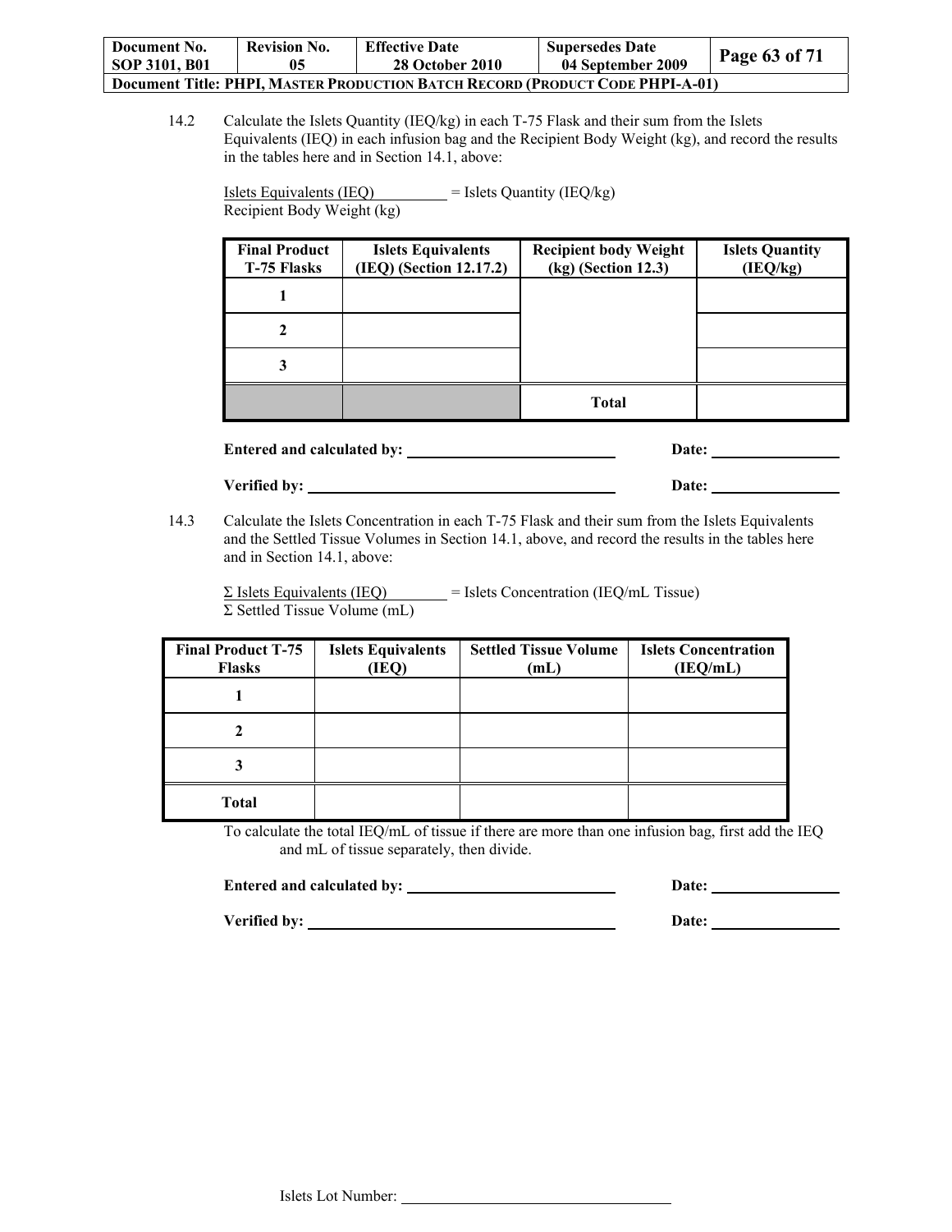14.2 Calculate the Islets Quantity (IEQ/kg) in each T-75 Flask and their sum from the Islets Equivalents (IEQ) in each infusion bag and the Recipient Body Weight (kg), and record the results in the tables here and in Section 14.1, above:

$$\frac{\text{Islets Equivalents (IEQ)}}{\text{Recipient Body Weight (kg)}} = \text{Islets Quantity (IEQ/kg)}$$

| Final Product T-75 Flasks | Islets Equivalents (IEQ) (Section 12.17.2) | Recipient body Weight (kg) (Section 12.3) | Islets Quantity (IEQ/kg) |
|---|---|---|---|
| 1 | | | |
| 2 | | | |
| 3 | | | |
| | | Total | |

**Entered and calculated by:** ____________________ **Date:** ____________

**Verified by:** ____________________ **Date:** ____________

14.3 Calculate the Islets Concentration in each T-75 Flask and their sum from the Islets Equivalents and the Settled Tissue Volumes in Section 14.1, above, and record the results in the tables here and in Section 14.1, above:

$$\frac{\Sigma \text{ Islets Equivalents (IEQ)}}{\Sigma \text{ Settled Tissue Volume (mL)}} = \text{Islets Concentration (IEQ/mL Tissue)}$$

| Final Product T-75 Flasks | Islets Equivalents (IEQ) | Settled Tissue Volume (mL) | Islets Concentration (IEQ/mL) |
|---|---|---|---|
| 1 | | | |
| 2 | | | |
| 3 | | | |
| Total | | | |

To calculate the total IEQ/mL of tissue if there are more than one infusion bag, first add the IEQ and mL of tissue separately, then divide.

**Entered and calculated by:** ____________________ **Date:** ____________

**Verified by:** ____________________ **Date:** ____________

Islets Lot Number: ____________________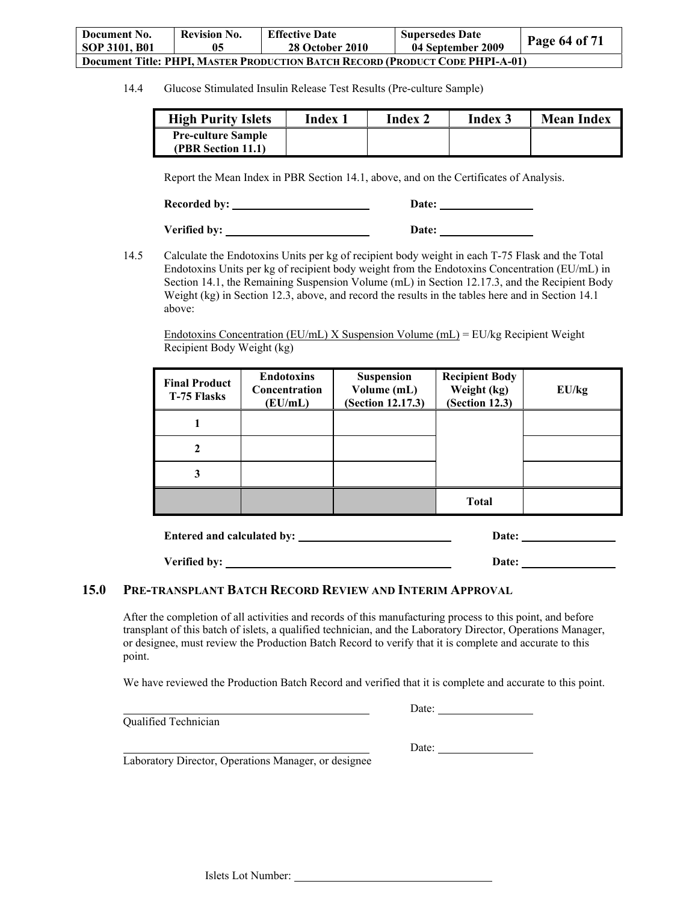14.4 Glucose Stimulated Insulin Release Test Results (Pre-culture Sample)

| High Purity Islets | Index 1 | Index 2 | Index 3 | Mean Index |
|---|---|---|---|---|
| **Pre-culture Sample (PBR Section 11.1)** | | | | |

Report the Mean Index in PBR Section 14.1, above, and on the Certificates of Analysis.

**Recorded by:** ______________________ **Date:** ________________

**Verified by:** ______________________ **Date:** ________________

14.5 Calculate the Endotoxins Units per kg of recipient body weight in each T-75 Flask and the Total Endotoxins Units per kg of recipient body weight from the Endotoxins Concentration (EU/mL) in Section 14.1, the Remaining Suspension Volume (mL) in Section 12.17.3, and the Recipient Body Weight (kg) in Section 12.3, above, and record the results in the tables here and in Section 14.1 above:

$$\frac{\text{Endotoxins Concentration (EU/mL) X Suspension Volume (mL)}}{\text{Recipient Body Weight (kg)}} = \text{EU/kg Recipient Weight}$$

| Final Product T-75 Flasks | Endotoxins Concentration (EU/mL) | Suspension Volume (mL) (Section 12.17.3) | Recipient Body Weight (kg) (Section 12.3) | EU/kg |
|---|---|---|---|---|
| **1** | | | | |
| **2** | | | | |
| **3** | | | | |
| | | | **Total** | |

**Entered and calculated by:** ______________________ **Date:** ________________

**Verified by:** ______________________ **Date:** ________________

## 15.0 PRE-TRANSPLANT BATCH RECORD REVIEW AND INTERIM APPROVAL

After the completion of all activities and records of this manufacturing process to this point, and before transplant of this batch of islets, a qualified technician, and the Laboratory Director, Operations Manager, or designee, must review the Production Batch Record to verify that it is complete and accurate to this point.

We have reviewed the Production Batch Record and verified that it is complete and accurate to this point.

______________________________ Date: ________________
Qualified Technician

______________________________ Date: ________________
Laboratory Director, Operations Manager, or designee

Islets Lot Number: ______________________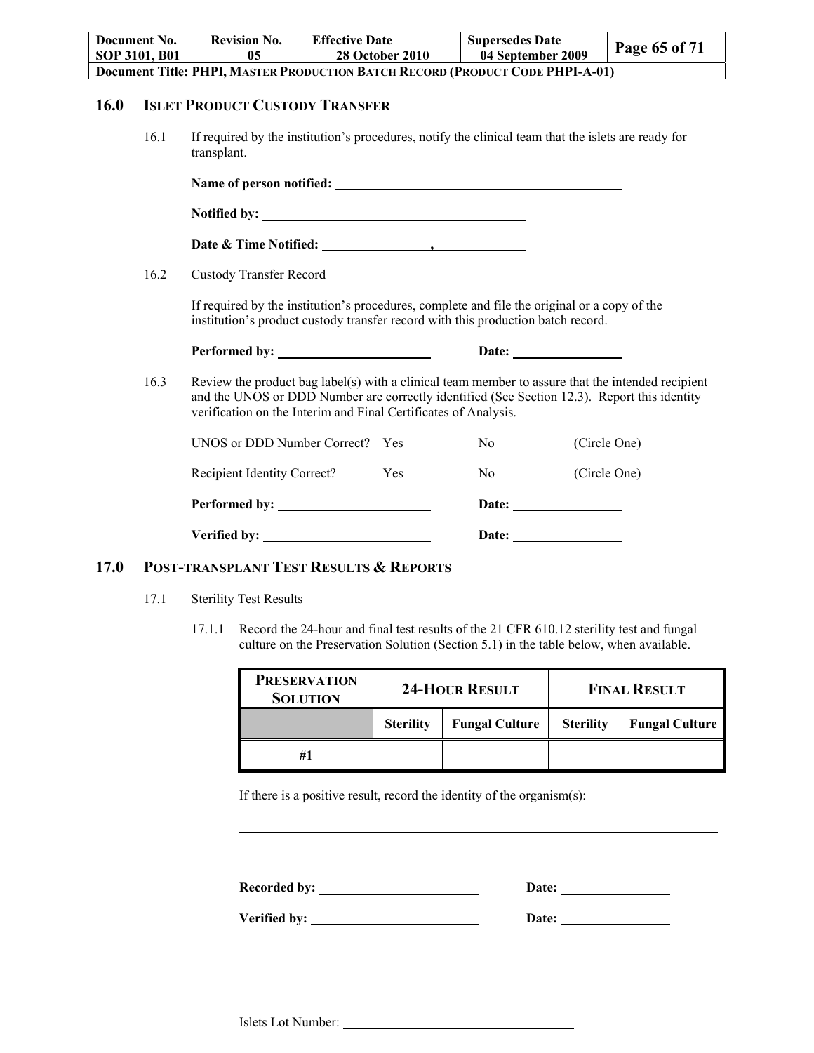## 16.0 ISLET PRODUCT CUSTODY TRANSFER

16.1 If required by the institution's procedures, notify the clinical team that the islets are ready for transplant.

**Name of person notified:** ____________________________________

**Notified by:** ______________________________

**Date & Time Notified:** ______________ , ____________

16.2 Custody Transfer Record

If required by the institution's procedures, complete and file the original or a copy of the institution's product custody transfer record with this production batch record.

**Performed by:** ____________________ **Date:** ______________

16.3 Review the product bag label(s) with a clinical team member to assure that the intended recipient and the UNOS or DDD Number are correctly identified (See Section 12.3). Report this identity verification on the Interim and Final Certificates of Analysis.

UNOS or DDD Number Correct? Yes No (Circle One)

Recipient Identity Correct? Yes No (Circle One)

**Performed by:** ____________________ **Date:** ______________

**Verified by:** ____________________ **Date:** ______________

## 17.0 POST-TRANSPLANT TEST RESULTS & REPORTS

17.1 Sterility Test Results

17.1.1 Record the 24-hour and final test results of the 21 CFR 610.12 sterility test and fungal culture on the Preservation Solution (Section 5.1) in the table below, when available.

| PRESERVATION SOLUTION | 24-HOUR RESULT | | FINAL RESULT | |
|---|---|---|---|---|
| | Sterility | Fungal Culture | Sterility | Fungal Culture |
| #1 | | | | |

If there is a positive result, record the identity of the organism(s): ____________________

______________________________________________________________________

______________________________________________________________________

**Recorded by:** ____________________ **Date:** ______________

**Verified by:** ____________________ **Date:** ______________

Islets Lot Number: ______________________________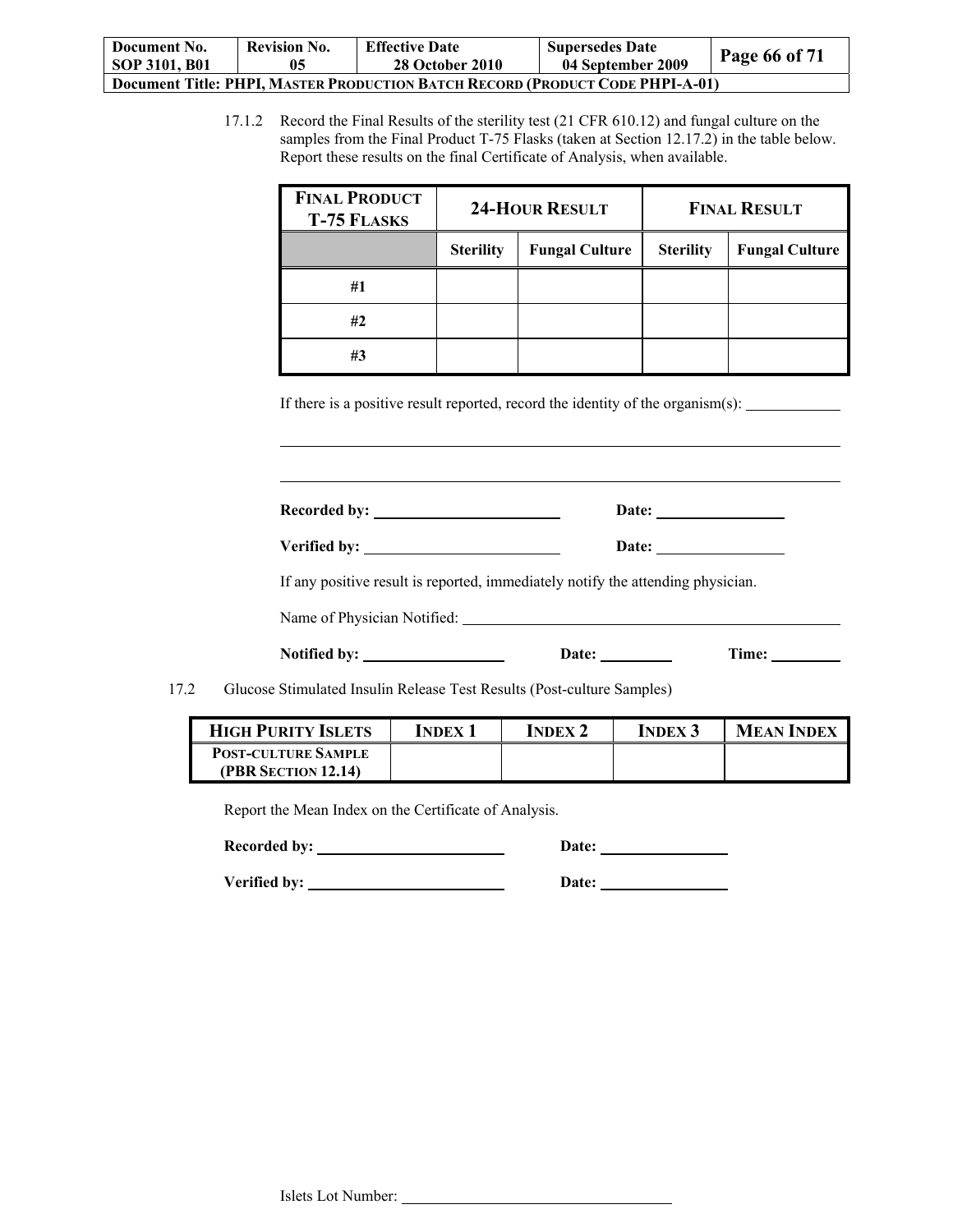17.1.2 Record the Final Results of the sterility test (21 CFR 610.12) and fungal culture on the samples from the Final Product T-75 Flasks (taken at Section 12.17.2) in the table below. Report these results on the final Certificate of Analysis, when available.

| FINAL PRODUCT T-75 FLASKS | 24-HOUR RESULT | | FINAL RESULT | |
|---|---|---|---|---|
| | Sterility | Fungal Culture | Sterility | Fungal Culture |
| #1 | | | | |
| #2 | | | | |
| #3 | | | | |

If there is a positive result reported, record the identity of the organism(s): ____________

______________________________________________________________________

______________________________________________________________________

**Recorded by:** ________________________ **Date:** ________________

**Verified by:** ________________________ **Date:** ________________

If any positive result is reported, immediately notify the attending physician.

Name of Physician Notified: ____________________________________________

**Notified by:** __________________ **Date:** _________ **Time:** _________

17.2 Glucose Stimulated Insulin Release Test Results (Post-culture Samples)

| HIGH PURITY ISLETS | INDEX 1 | INDEX 2 | INDEX 3 | MEAN INDEX |
|---|---|---|---|---|
| POST-CULTURE SAMPLE (PBR SECTION 12.14) | | | | |

Report the Mean Index on the Certificate of Analysis.

**Recorded by:** ________________________ **Date:** ________________

**Verified by:** ________________________ **Date:** ________________

Islets Lot Number: ________________________________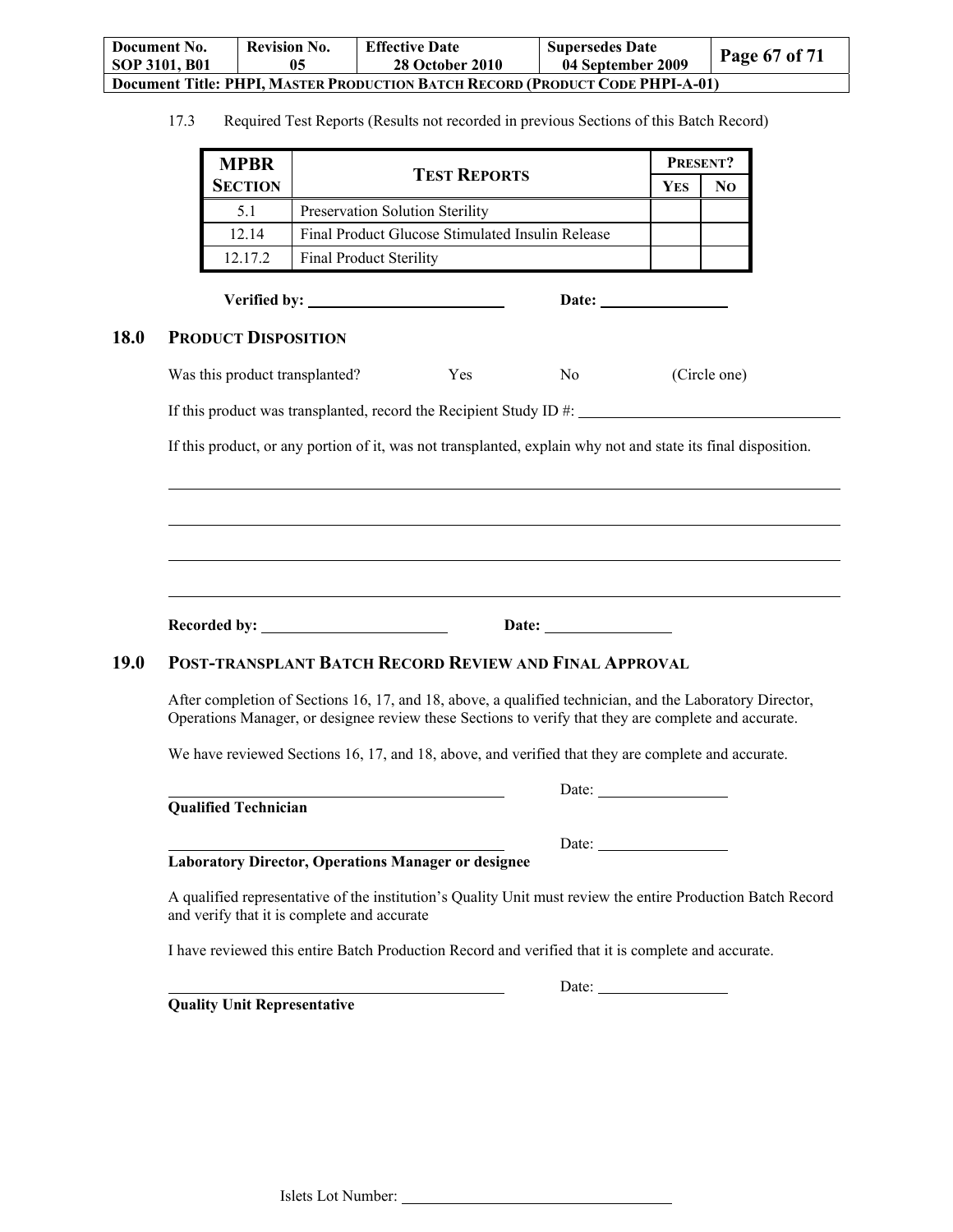17.3 Required Test Reports (Results not recorded in previous Sections of this Batch Record)

| MPBR Section | Test Reports | Present? | |
|---|---|---|---|
| | | Yes | No |
| 5.1 | Preservation Solution Sterility | | |
| 12.14 | Final Product Glucose Stimulated Insulin Release | | |
| 12.17.2 | Final Product Sterility | | |

**Verified by:** ______________________ **Date:** ______________

## 18.0 Product Disposition

Was this product transplanted? Yes No (Circle one)

If this product was transplanted, record the Recipient Study ID #: ______________________________

If this product, or any portion of it, was not transplanted, explain why not and state its final disposition.

_____________________________________________________________________________

_____________________________________________________________________________

_____________________________________________________________________________

_____________________________________________________________________________

**Recorded by:** ______________________ **Date:** ______________

## 19.0 Post-transplant Batch Record Review and Final Approval

After completion of Sections 16, 17, and 18, above, a qualified technician, and the Laboratory Director, Operations Manager, or designee review these Sections to verify that they are complete and accurate.

We have reviewed Sections 16, 17, and 18, above, and verified that they are complete and accurate.

______________________________________ Date: ______________

**Qualified Technician**

______________________________________ Date: ______________

**Laboratory Director, Operations Manager or designee**

A qualified representative of the institution's Quality Unit must review the entire Production Batch Record and verify that it is complete and accurate

I have reviewed this entire Batch Production Record and verified that it is complete and accurate.

______________________________________ Date: ______________

**Quality Unit Representative**

Islets Lot Number: ______________________________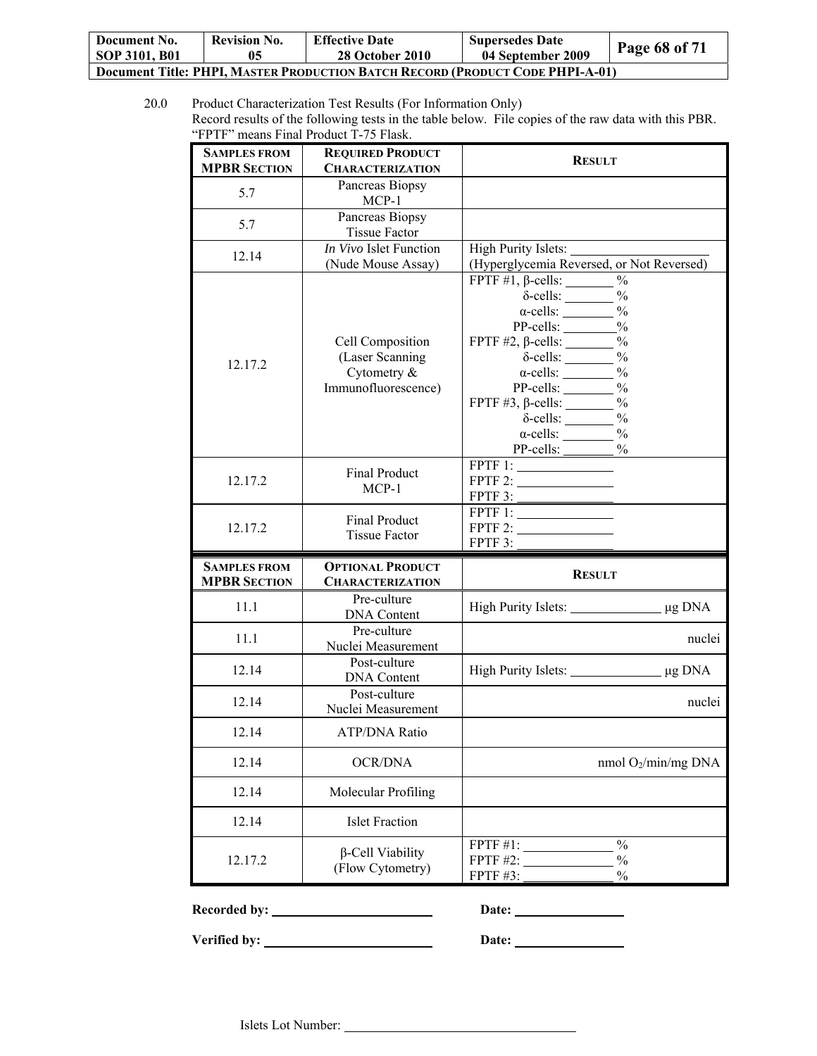20.0 Product Characterization Test Results (For Information Only)
Record results of the following tests in the table below. File copies of the raw data with this PBR. "FPTF" means Final Product T-75 Flask.

| SAMPLES FROM MPBR SECTION | REQUIRED PRODUCT CHARACTERIZATION | RESULT |
|---|---|---|
| 5.7 | Pancreas Biopsy MCP-1 | |
| 5.7 | Pancreas Biopsy Tissue Factor | |
| 12.14 | *In Vivo* Islet Function (Nude Mouse Assay) | High Purity Islets: ____________ (Hyperglycemia Reversed, or Not Reversed) |
| 12.17.2 | Cell Composition (Laser Scanning Cytometry & Immunofluorescence) | FPTF #1, β-cells: ______ % δ-cells: ______ % α-cells: ______ % PP-cells: ______ % FPTF #2, β-cells: ______ % δ-cells: ______ % α-cells: ______ % PP-cells: ______ % FPTF #3, β-cells: ______ % δ-cells: ______ % α-cells: ______ % PP-cells: ______ % |
| 12.17.2 | Final Product MCP-1 | FPTF 1: ____________ FPTF 2: ____________ FPTF 3: ____________ |
| 12.17.2 | Final Product Tissue Factor | FPTF 1: ____________ FPTF 2: ____________ FPTF 3: ____________ |

| SAMPLES FROM MPBR SECTION | OPTIONAL PRODUCT CHARACTERIZATION | RESULT |
|---|---|---|
| 11.1 | Pre-culture DNA Content | High Purity Islets: ____________ μg DNA |
| 11.1 | Pre-culture Nuclei Measurement | nuclei |
| 12.14 | Post-culture DNA Content | High Purity Islets: ____________ μg DNA |
| 12.14 | Post-culture Nuclei Measurement | nuclei |
| 12.14 | ATP/DNA Ratio | |
| 12.14 | OCR/DNA | nmol $O_2$/min/mg DNA |
| 12.14 | Molecular Profiling | |
| 12.14 | Islet Fraction | |
| 12.17.2 | β-Cell Viability (Flow Cytometry) | FPTF #1: ____________ % FPTF #2: ____________ % FPTF #3: ____________ % |

**Recorded by:** ______________________ **Date:** ______________

**Verified by:** ______________________ **Date:** ______________

Islets Lot Number: ______________________________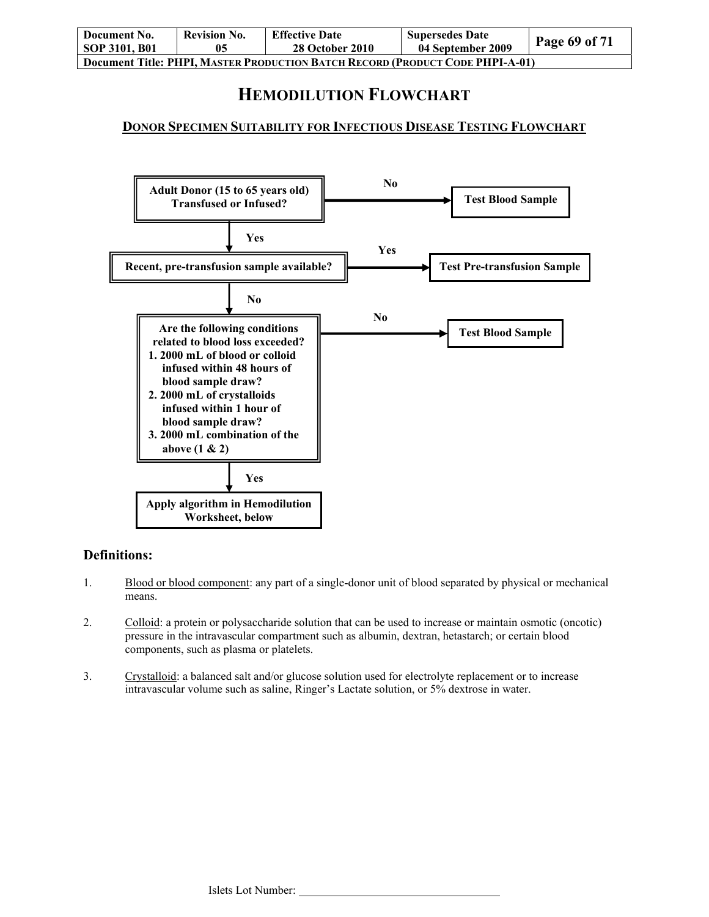# HEMODILUTION FLOWCHART

## DONOR SPECIMEN SUITABILITY FOR INFECTIOUS DISEASE TESTING FLOWCHART

**Adult Donor (15 to 65 years old) Transfused or Infused?**

- **No** → **Test Blood Sample**
- **Yes** ↓

**Recent, pre-transfusion sample available?**

- **Yes** → **Test Pre-transfusion Sample**
- **No** ↓

**Are the following conditions related to blood loss exceeded?**

1. **2000 mL of blood or colloid infused within 48 hours of blood sample draw?**
2. **2000 mL of crystalloids infused within 1 hour of blood sample draw?**
3. **2000 mL combination of the above (1 & 2)**

- **No** → **Test Blood Sample**
- **Yes** ↓

**Apply algorithm in Hemodilution Worksheet, below**

### Definitions:

1. Blood or blood component: any part of a single-donor unit of blood separated by physical or mechanical means.

2. Colloid: a protein or polysaccharide solution that can be used to increase or maintain osmotic (oncotic) pressure in the intravascular compartment such as albumin, dextran, hetastarch; or certain blood components, such as plasma or platelets.

3. Crystalloid: a balanced salt and/or glucose solution used for electrolyte replacement or to increase intravascular volume such as saline, Ringer's Lactate solution, or 5% dextrose in water.

Islets Lot Number: ______________________________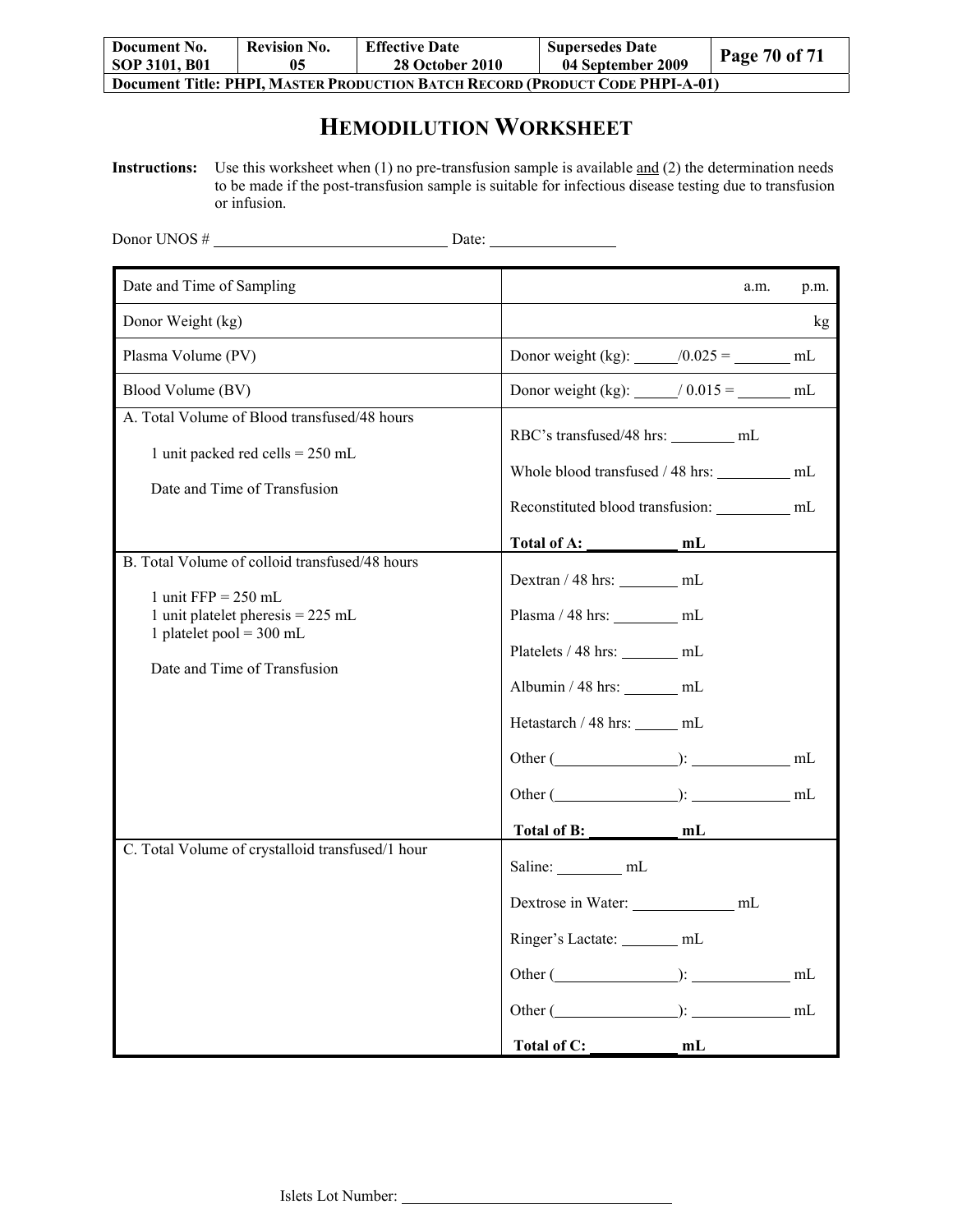# HEMODILUTION WORKSHEET

**Instructions:** Use this worksheet when (1) no pre-transfusion sample is available and (2) the determination needs to be made if the post-transfusion sample is suitable for infectious disease testing due to transfusion or infusion.

Donor UNOS # ______________________________ Date: ________________

| | |
|---|---|
| Date and Time of Sampling | a.m. p.m. |
| Donor Weight (kg) | kg |
| Plasma Volume (PV) | Donor weight (kg): ______/0.025 = _______ mL |
| Blood Volume (BV) | Donor weight (kg): _____/ 0.015 = _______ mL |
| A. Total Volume of Blood transfused/48 hours<br><br>1 unit packed red cells = 250 mL<br><br>Date and Time of Transfusion | RBC's transfused/48 hrs: ________ mL<br><br>Whole blood transfused / 48 hrs: _________ mL<br><br>Reconstituted blood transfusion: _________ mL<br><br>**Total of A: ___________ mL** |
| B. Total Volume of colloid transfused/48 hours<br><br>1 unit FFP = 250 mL<br>1 unit platelet pheresis = 225 mL<br>1 platelet pool = 300 mL<br><br>Date and Time of Transfusion | Dextran / 48 hrs: _______ mL<br><br>Plasma / 48 hrs: ________ mL<br><br>Platelets / 48 hrs: _______ mL<br><br>Albumin / 48 hrs: _______ mL<br><br>Hetastarch / 48 hrs: ______ mL<br><br>Other (________________): ____________ mL<br><br>Other (________________): ____________ mL<br><br>**Total of B: ___________ mL** |
| C. Total Volume of crystalloid transfused/1 hour | Saline: ________ mL<br><br>Dextrose in Water: _____________ mL<br><br>Ringer's Lactate: _______ mL<br><br>Other (________________): ____________ mL<br><br>Other (________________): ____________ mL<br><br>**Total of C: ___________ mL** |

Islets Lot Number: ___________________________________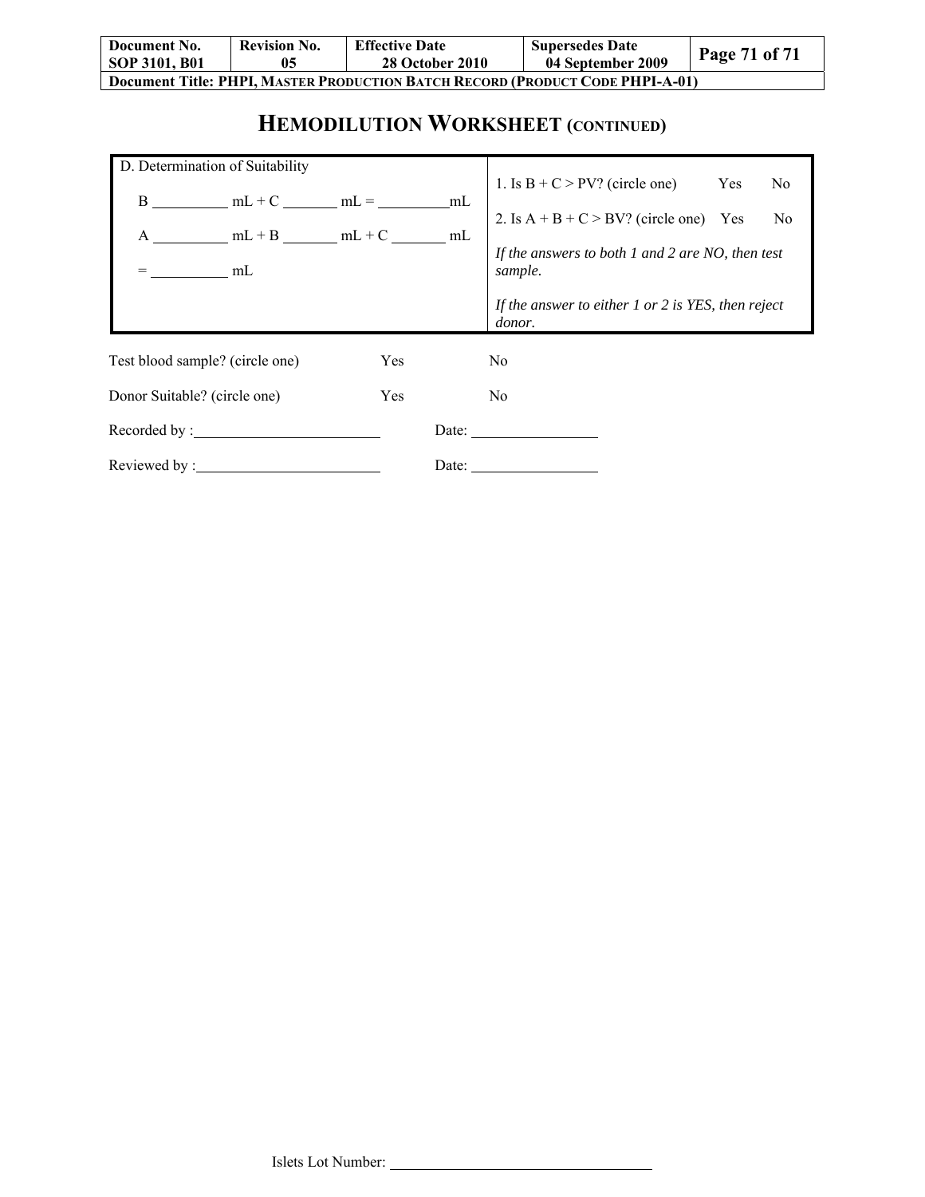# HEMODILUTION WORKSHEET (CONTINUED)

| | |
|---|---|
| D. Determination of Suitability<br><br>B \_\_\_\_\_\_\_\_\_\_ mL + C \_\_\_\_\_\_\_ mL = \_\_\_\_\_\_\_\_\_mL<br><br>A \_\_\_\_\_\_\_\_\_\_ mL + B \_\_\_\_\_\_\_ mL + C \_\_\_\_\_\_\_ mL<br><br>= \_\_\_\_\_\_\_\_\_\_ mL | 1. Is B + C > PV? (circle one) Yes No<br><br>2. Is A + B + C > BV? (circle one) Yes No<br><br>*If the answers to both 1 and 2 are NO, then test sample.*<br><br>*If the answer to either 1 or 2 is YES, then reject donor.* |

Test blood sample? (circle one) Yes No

Donor Suitable? (circle one) Yes No

Recorded by :\_\_\_\_\_\_\_\_\_\_\_\_\_\_\_\_\_\_\_\_\_\_\_\_ Date: \_\_\_\_\_\_\_\_\_\_\_\_\_\_\_\_\_

Reviewed by :\_\_\_\_\_\_\_\_\_\_\_\_\_\_\_\_\_\_\_\_\_\_\_\_ Date: \_\_\_\_\_\_\_\_\_\_\_\_\_\_\_\_\_

Islets Lot Number: \_\_\_\_\_\_\_\_\_\_\_\_\_\_\_\_\_\_\_\_\_\_\_\_\_\_\_\_\_\_\_\_\_\_\_